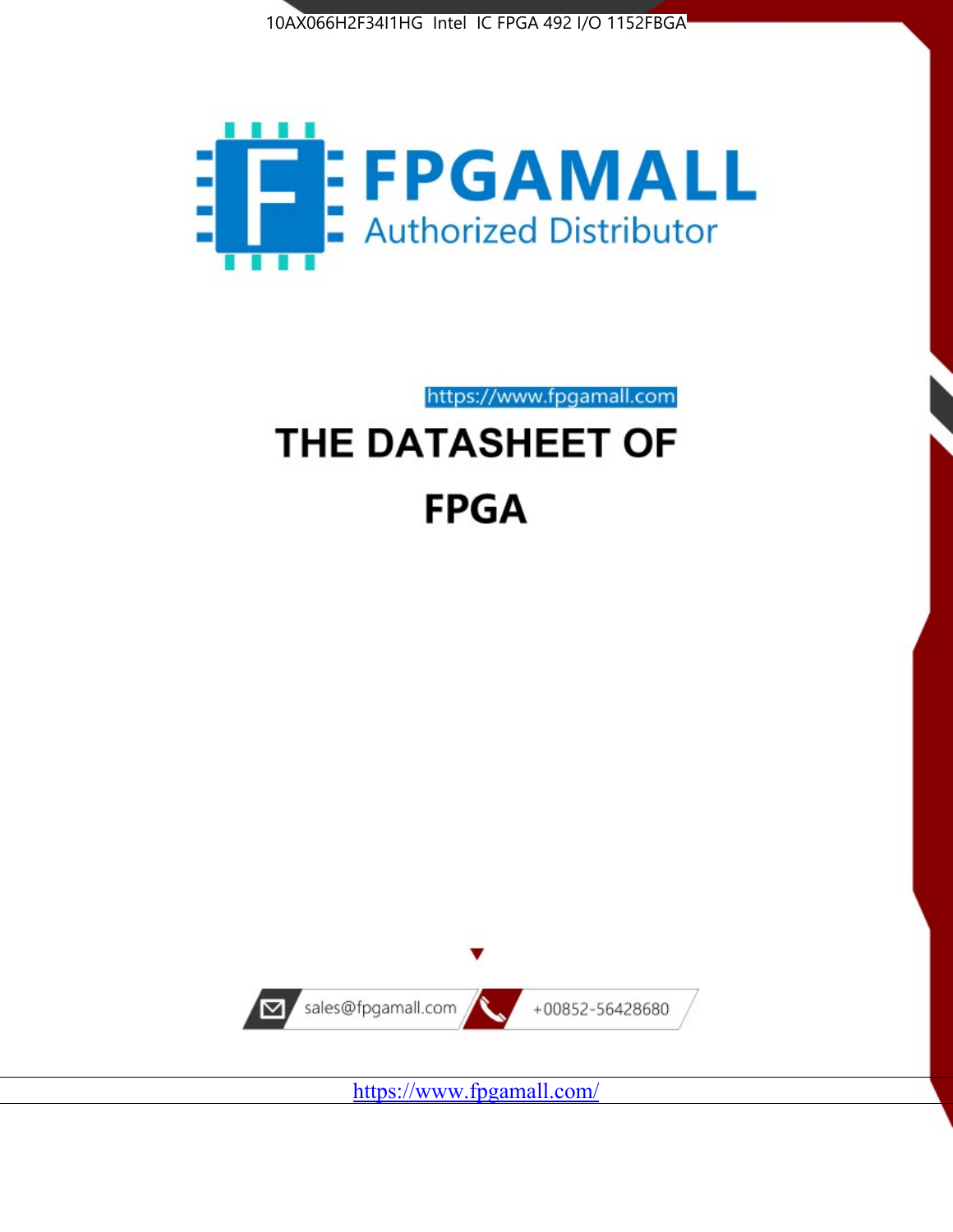10AX066H2F34I1HG Intel IC FPGA 492 I/O 1152FBGA

FPGAMALL

Authorized Distributor

https://www.fpgamall.com

# THE DATASHEET OF

# FPGA

sales@fpgamall.com

+00852-56428680

https://www.fpgamall.com/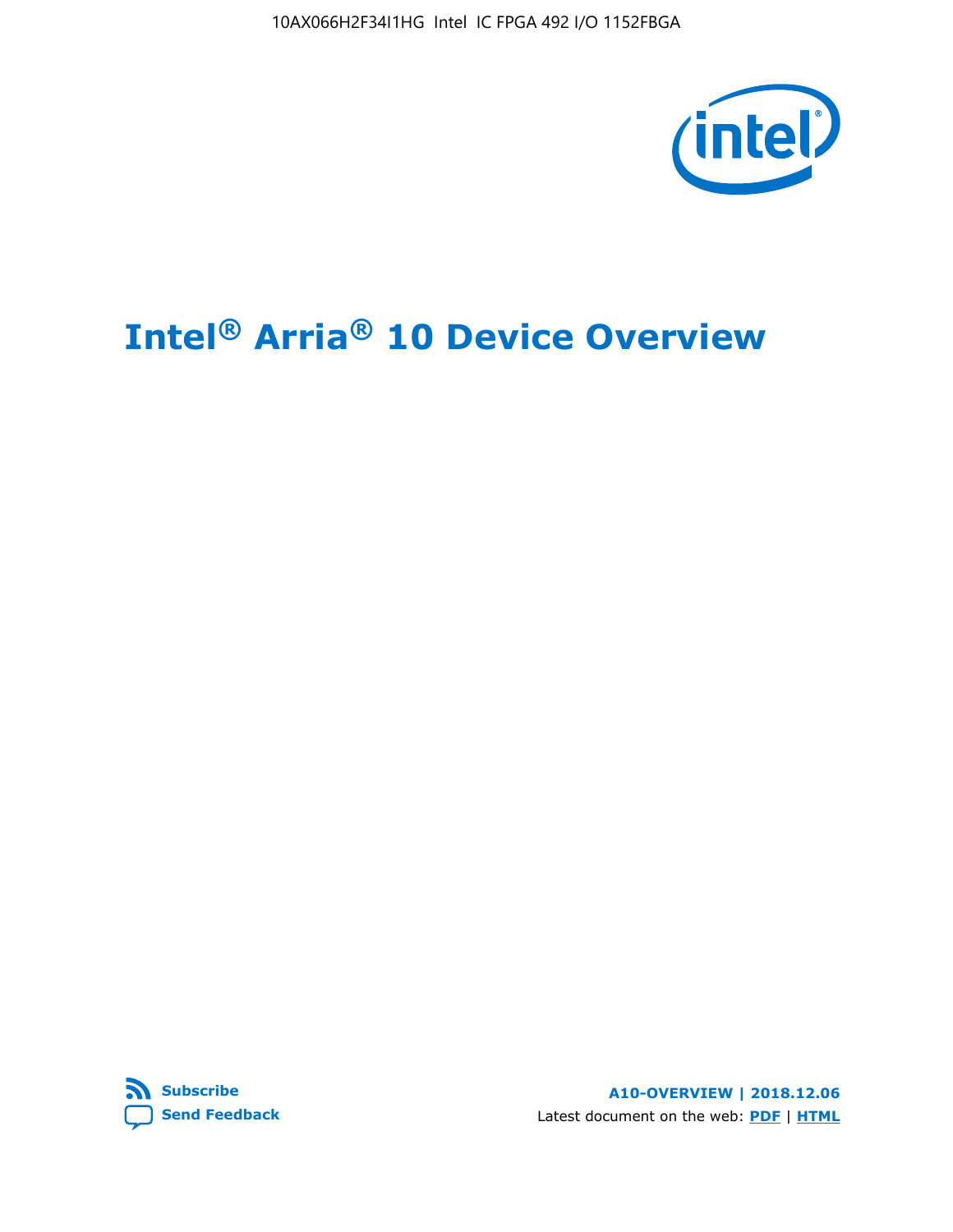# Intel® Arria® 10 Device Overview

**Subscribe**

**Send Feedback**

**A10-OVERVIEW | 2018.12.06**

Latest document on the web: **PDF** | **HTML**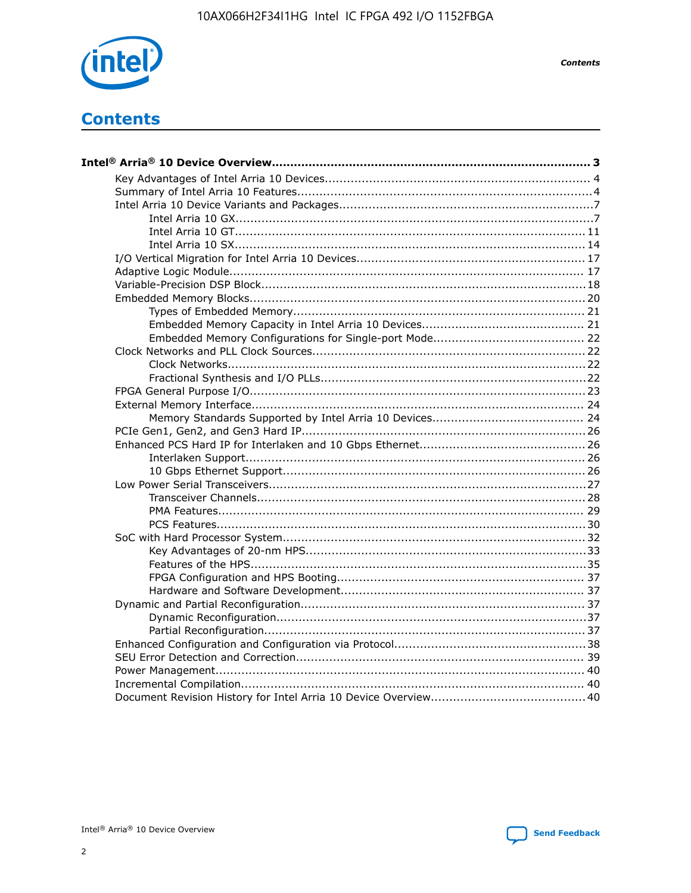# Contents

**Intel® Arria® 10 Device Overview....................................................................................... 3**

- Key Advantages of Intel Arria 10 Devices........................................................................ 4
- Summary of Intel Arria 10 Features................................................................................4
- Intel Arria 10 Device Variants and Packages.....................................................................7
  - Intel Arria 10 GX.................................................................................................7
  - Intel Arria 10 GT............................................................................................... 11
  - Intel Arria 10 SX............................................................................................... 14
- I/O Vertical Migration for Intel Arria 10 Devices.............................................................. 17
- Adaptive Logic Module................................................................................................ 17
- Variable-Precision DSP Block........................................................................................18
- Embedded Memory Blocks........................................................................................... 20
  - Types of Embedded Memory............................................................................... 21
  - Embedded Memory Capacity in Intel Arria 10 Devices............................................ 21
  - Embedded Memory Configurations for Single-port Mode......................................... 22
- Clock Networks and PLL Clock Sources.......................................................................... 22
  - Clock Networks.................................................................................................22
  - Fractional Synthesis and I/O PLLs........................................................................22
- FPGA General Purpose I/O...........................................................................................23
- External Memory Interface.......................................................................................... 24
  - Memory Standards Supported by Intel Arria 10 Devices......................................... 24
- PCIe Gen1, Gen2, and Gen3 Hard IP.............................................................................26
- Enhanced PCS Hard IP for Interlaken and 10 Gbps Ethernet.............................................26
  - Interlaken Support............................................................................................ 26
  - 10 Gbps Ethernet Support.................................................................................. 26
- Low Power Serial Transceivers......................................................................................27
  - Transceiver Channels.........................................................................................28
  - PMA Features................................................................................................... 29
  - PCS Features....................................................................................................30
- SoC with Hard Processor System.................................................................................. 32
  - Key Advantages of 20-nm HPS............................................................................33
  - Features of the HPS...........................................................................................35
  - FPGA Configuration and HPS Booting................................................................... 37
  - Hardware and Software Development.................................................................. 37
- Dynamic and Partial Reconfiguration.............................................................................37
  - Dynamic Reconfiguration....................................................................................37
  - Partial Reconfiguration.......................................................................................37
- Enhanced Configuration and Configuration via Protocol....................................................38
- SEU Error Detection and Correction.............................................................................. 39
- Power Management.................................................................................................... 40
- Incremental Compilation............................................................................................. 40
- Document Revision History for Intel Arria 10 Device Overview.......................................... 40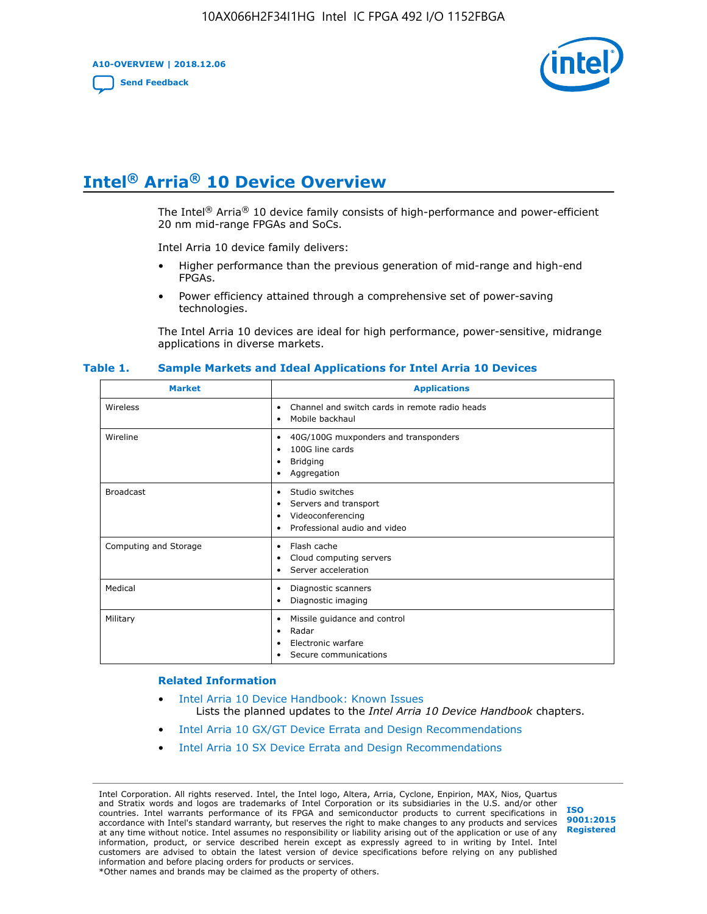# Intel® Arria® 10 Device Overview

The Intel® Arria® 10 device family consists of high-performance and power-efficient 20 nm mid-range FPGAs and SoCs.

Intel Arria 10 device family delivers:

- Higher performance than the previous generation of mid-range and high-end FPGAs.
- Power efficiency attained through a comprehensive set of power-saving technologies.

The Intel Arria 10 devices are ideal for high performance, power-sensitive, midrange applications in diverse markets.

**Table 1. Sample Markets and Ideal Applications for Intel Arria 10 Devices**

| Market | Applications |
|---|---|
| Wireless | • Channel and switch cards in remote radio heads<br>• Mobile backhaul |
| Wireline | • 40G/100G muxponders and transponders<br>• 100G line cards<br>• Bridging<br>• Aggregation |
| Broadcast | • Studio switches<br>• Servers and transport<br>• Videoconferencing<br>• Professional audio and video |
| Computing and Storage | • Flash cache<br>• Cloud computing servers<br>• Server acceleration |
| Medical | • Diagnostic scanners<br>• Diagnostic imaging |
| Military | • Missile guidance and control<br>• Radar<br>• Electronic warfare<br>• Secure communications |

## Related Information

- Intel Arria 10 Device Handbook: Known Issues
  Lists the planned updates to the *Intel Arria 10 Device Handbook* chapters.
- Intel Arria 10 GX/GT Device Errata and Design Recommendations
- Intel Arria 10 SX Device Errata and Design Recommendations

Intel Corporation. All rights reserved. Intel, the Intel logo, Altera, Arria, Cyclone, Enpirion, MAX, Nios, Quartus and Stratix words and logos are trademarks of Intel Corporation or its subsidiaries in the U.S. and/or other countries. Intel warrants performance of its FPGA and semiconductor products to current specifications in accordance with Intel's standard warranty, but reserves the right to make changes to any products and services at any time without notice. Intel assumes no responsibility or liability arising out of the application or use of any information, product, or service described herein except as expressly agreed to in writing by Intel. Intel customers are advised to obtain the latest version of device specifications before relying on any published information and before placing orders for products or services.
*Other names and brands may be claimed as the property of others.

ISO 9001:2015 Registered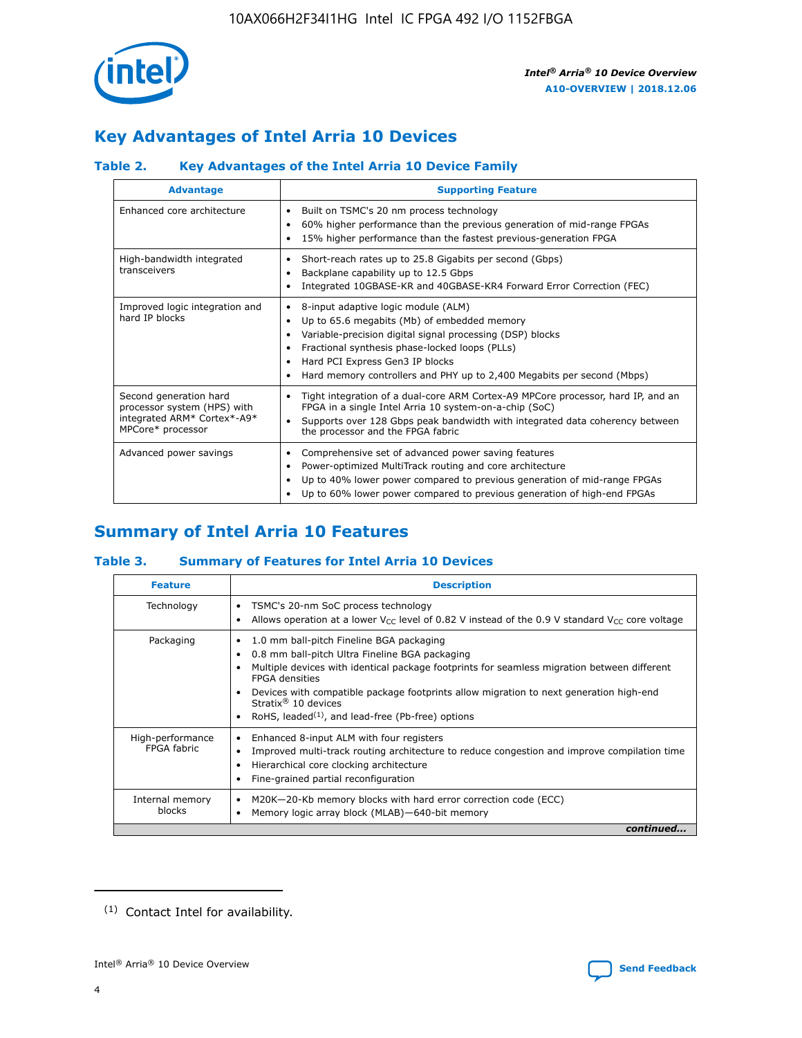## Key Advantages of Intel Arria 10 Devices

### Table 2. Key Advantages of the Intel Arria 10 Device Family

| Advantage | Supporting Feature |
| --- | --- |
| Enhanced core architecture | • Built on TSMC's 20 nm process technology<br>• 60% higher performance than the previous generation of mid-range FPGAs<br>• 15% higher performance than the fastest previous-generation FPGA |
| High-bandwidth integrated transceivers | • Short-reach rates up to 25.8 Gigabits per second (Gbps)<br>• Backplane capability up to 12.5 Gbps<br>• Integrated 10GBASE-KR and 40GBASE-KR4 Forward Error Correction (FEC) |
| Improved logic integration and hard IP blocks | • 8-input adaptive logic module (ALM)<br>• Up to 65.6 megabits (Mb) of embedded memory<br>• Variable-precision digital signal processing (DSP) blocks<br>• Fractional synthesis phase-locked loops (PLLs)<br>• Hard PCI Express Gen3 IP blocks<br>• Hard memory controllers and PHY up to 2,400 Megabits per second (Mbps) |
| Second generation hard processor system (HPS) with integrated ARM* Cortex*-A9* MPCore* processor | • Tight integration of a dual-core ARM Cortex-A9 MPCore processor, hard IP, and an FPGA in a single Intel Arria 10 system-on-a-chip (SoC)<br>• Supports over 128 Gbps peak bandwidth with integrated data coherency between the processor and the FPGA fabric |
| Advanced power savings | • Comprehensive set of advanced power saving features<br>• Power-optimized MultiTrack routing and core architecture<br>• Up to 40% lower power compared to previous generation of mid-range FPGAs<br>• Up to 60% lower power compared to previous generation of high-end FPGAs |

## Summary of Intel Arria 10 Features

### Table 3. Summary of Features for Intel Arria 10 Devices

| Feature | Description |
| --- | --- |
| Technology | • TSMC's 20-nm SoC process technology<br>• Allows operation at a lower $V_{CC}$ level of 0.82 V instead of the 0.9 V standard $V_{CC}$ core voltage |
| Packaging | • 1.0 mm ball-pitch Fineline BGA packaging<br>• 0.8 mm ball-pitch Ultra Fineline BGA packaging<br>• Multiple devices with identical package footprints for seamless migration between different FPGA densities<br>• Devices with compatible package footprints allow migration to next generation high-end Stratix® 10 devices<br>• RoHS, leaded[(1)], and lead-free (Pb-free) options |
| High-performance FPGA fabric | • Enhanced 8-input ALM with four registers<br>• Improved multi-track routing architecture to reduce congestion and improve compilation time<br>• Hierarchical core clocking architecture<br>• Fine-grained partial reconfiguration |
| Internal memory blocks | • M20K—20-Kb memory blocks with hard error correction code (ECC)<br>• Memory logic array block (MLAB)—640-bit memory |

*continued...*

(1) Contact Intel for availability.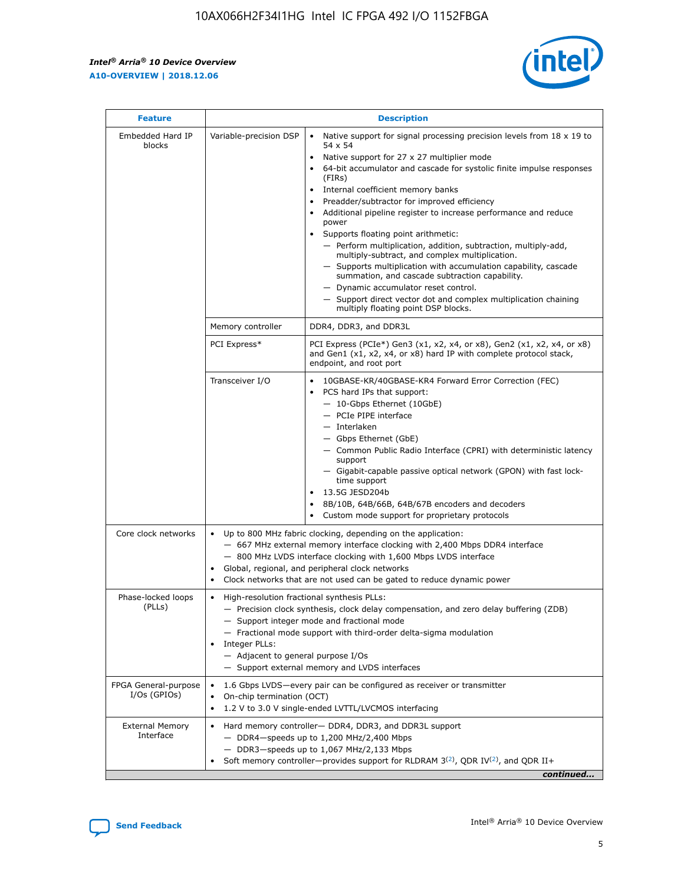| Feature | Description | |
|---|---|---|
| Embedded Hard IP blocks | Variable-precision DSP | • Native support for signal processing precision levels from 18 x 19 to 54 x 54<br>• Native support for 27 x 27 multiplier mode<br>• 64-bit accumulator and cascade for systolic finite impulse responses (FIRs)<br>• Internal coefficient memory banks<br>• Preadder/subtractor for improved efficiency<br>• Additional pipeline register to increase performance and reduce power<br>• Supports floating point arithmetic:<br>— Perform multiplication, addition, subtraction, multiply-add, multiply-subtract, and complex multiplication.<br>— Supports multiplication with accumulation capability, cascade summation, and cascade subtraction capability.<br>— Dynamic accumulator reset control.<br>— Support direct vector dot and complex multiplication chaining multiply floating point DSP blocks. |
| | Memory controller | DDR4, DDR3, and DDR3L |
| | PCI Express* | PCI Express (PCIe*) Gen3 (x1, x2, x4, or x8), Gen2 (x1, x2, x4, or x8) and Gen1 (x1, x2, x4, or x8) hard IP with complete protocol stack, endpoint, and root port |
| | Transceiver I/O | • 10GBASE-KR/40GBASE-KR4 Forward Error Correction (FEC)<br>• PCS hard IPs that support:<br>— 10-Gbps Ethernet (10GbE)<br>— PCIe PIPE interface<br>— Interlaken<br>— Gbps Ethernet (GbE)<br>— Common Public Radio Interface (CPRI) with deterministic latency support<br>— Gigabit-capable passive optical network (GPON) with fast lock-time support<br>• 13.5G JESD204b<br>• 8B/10B, 64B/66B, 64B/67B encoders and decoders<br>• Custom mode support for proprietary protocols |
| Core clock networks | • Up to 800 MHz fabric clocking, depending on the application:<br>— 667 MHz external memory interface clocking with 2,400 Mbps DDR4 interface<br>— 800 MHz LVDS interface clocking with 1,600 Mbps LVDS interface<br>• Global, regional, and peripheral clock networks<br>• Clock networks that are not used can be gated to reduce dynamic power | |
| Phase-locked loops (PLLs) | • High-resolution fractional synthesis PLLs:<br>— Precision clock synthesis, clock delay compensation, and zero delay buffering (ZDB)<br>— Support integer mode and fractional mode<br>— Fractional mode support with third-order delta-sigma modulation<br>• Integer PLLs:<br>— Adjacent to general purpose I/Os<br>— Support external memory and LVDS interfaces | |
| FPGA General-purpose I/Os (GPIOs) | • 1.6 Gbps LVDS—every pair can be configured as receiver or transmitter<br>• On-chip termination (OCT)<br>• 1.2 V to 3.0 V single-ended LVTTL/LVCMOS interfacing | |
| External Memory Interface | • Hard memory controller— DDR4, DDR3, and DDR3L support<br>— DDR4—speeds up to 1,200 MHz/2,400 Mbps<br>— DDR3—speeds up to 1,067 MHz/2,133 Mbps<br>• Soft memory controller—provides support for RLDRAM 3[(2)], QDR IV[(2)], and QDR II+ | |

*continued...*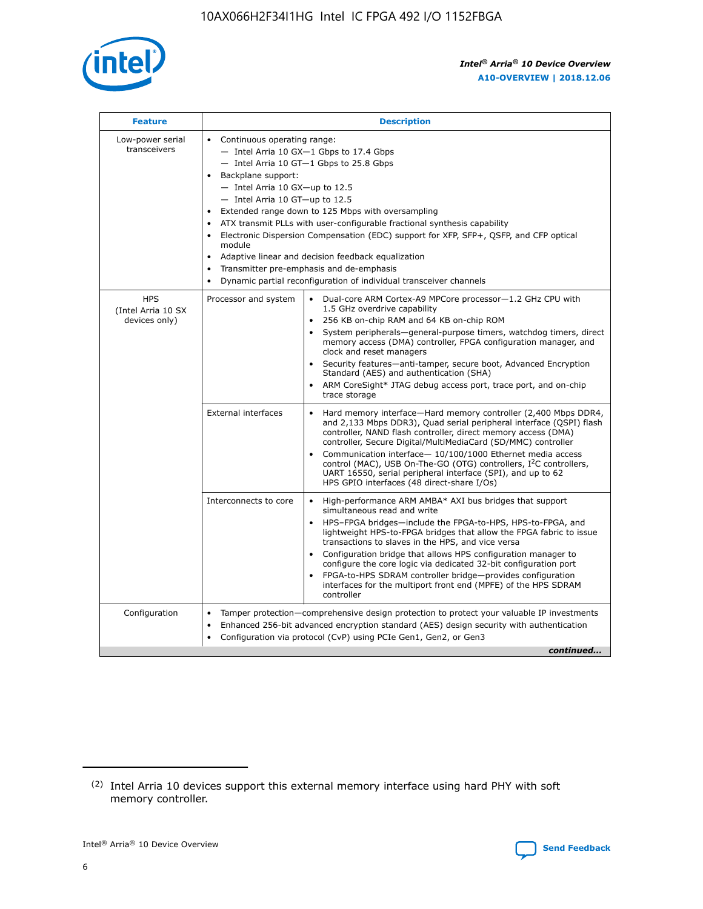| Feature | Description | |
| --- | --- | --- |
| Low-power serial transceivers | • Continuous operating range:<br>— Intel Arria 10 GX—1 Gbps to 17.4 Gbps<br>— Intel Arria 10 GT—1 Gbps to 25.8 Gbps<br>• Backplane support:<br>— Intel Arria 10 GX—up to 12.5<br>— Intel Arria 10 GT—up to 12.5<br>• Extended range down to 125 Mbps with oversampling<br>• ATX transmit PLLs with user-configurable fractional synthesis capability<br>• Electronic Dispersion Compensation (EDC) support for XFP, SFP+, QSFP, and CFP optical module<br>• Adaptive linear and decision feedback equalization<br>• Transmitter pre-emphasis and de-emphasis<br>• Dynamic partial reconfiguration of individual transceiver channels | |
| HPS (Intel Arria 10 SX devices only) | Processor and system | • Dual-core ARM Cortex-A9 MPCore processor—1.2 GHz CPU with 1.5 GHz overdrive capability<br>• 256 KB on-chip RAM and 64 KB on-chip ROM<br>• System peripherals—general-purpose timers, watchdog timers, direct memory access (DMA) controller, FPGA configuration manager, and clock and reset managers<br>• Security features—anti-tamper, secure boot, Advanced Encryption Standard (AES) and authentication (SHA)<br>• ARM CoreSight* JTAG debug access port, trace port, and on-chip trace storage |
| | External interfaces | • Hard memory interface—Hard memory controller (2,400 Mbps DDR4, and 2,133 Mbps DDR3), Quad serial peripheral interface (QSPI) flash controller, NAND flash controller, direct memory access (DMA) controller, Secure Digital/MultiMediaCard (SD/MMC) controller<br>• Communication interface— 10/100/1000 Ethernet media access control (MAC), USB On-The-GO (OTG) controllers, I²C controllers, UART 16550, serial peripheral interface (SPI), and up to 62 HPS GPIO interfaces (48 direct-share I/Os) |
| | Interconnects to core | • High-performance ARM AMBA* AXI bus bridges that support simultaneous read and write<br>• HPS–FPGA bridges—include the FPGA-to-HPS, HPS-to-FPGA, and lightweight HPS-to-FPGA bridges that allow the FPGA fabric to issue transactions to slaves in the HPS, and vice versa<br>• Configuration bridge that allows HPS configuration manager to configure the core logic via dedicated 32-bit configuration port<br>• FPGA-to-HPS SDRAM controller bridge—provides configuration interfaces for the multiport front end (MPFE) of the HPS SDRAM controller |
| Configuration | • Tamper protection—comprehensive design protection to protect your valuable IP investments<br>• Enhanced 256-bit advanced encryption standard (AES) design security with authentication<br>• Configuration via protocol (CvP) using PCIe Gen1, Gen2, or Gen3 | |

*continued...*

(2) Intel Arria 10 devices support this external memory interface using hard PHY with soft memory controller.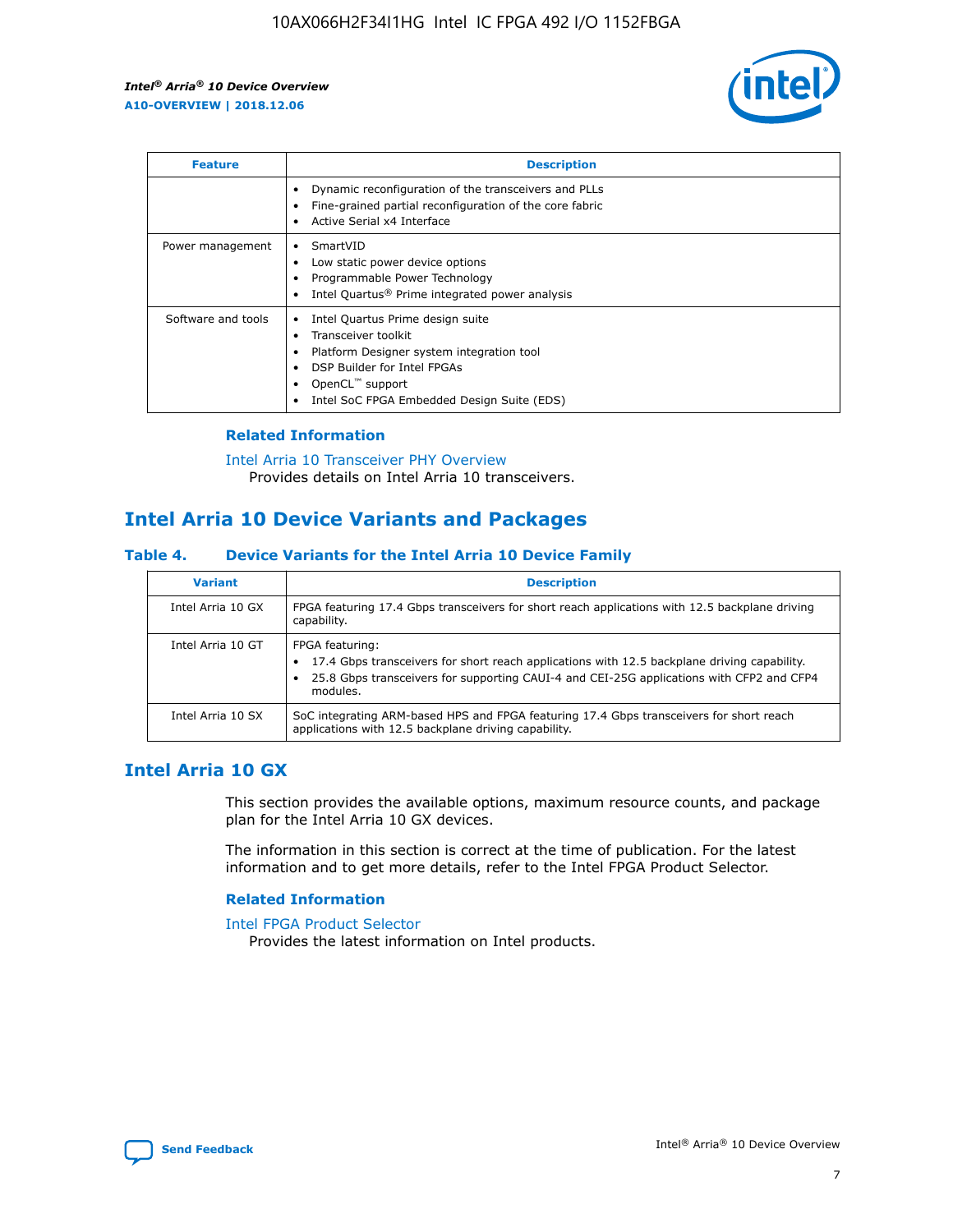| Feature | Description |
| --- | --- |
| | • Dynamic reconfiguration of the transceivers and PLLs<br>• Fine-grained partial reconfiguration of the core fabric<br>• Active Serial x4 Interface |
| Power management | • SmartVID<br>• Low static power device options<br>• Programmable Power Technology<br>• Intel Quartus® Prime integrated power analysis |
| Software and tools | • Intel Quartus Prime design suite<br>• Transceiver toolkit<br>• Platform Designer system integration tool<br>• DSP Builder for Intel FPGAs<br>• OpenCL™ support<br>• Intel SoC FPGA Embedded Design Suite (EDS) |

### Related Information

Intel Arria 10 Transceiver PHY Overview
Provides details on Intel Arria 10 transceivers.

## Intel Arria 10 Device Variants and Packages

**Table 4. Device Variants for the Intel Arria 10 Device Family**

| Variant | Description |
| --- | --- |
| Intel Arria 10 GX | FPGA featuring 17.4 Gbps transceivers for short reach applications with 12.5 backplane driving capability. |
| Intel Arria 10 GT | FPGA featuring:<br>• 17.4 Gbps transceivers for short reach applications with 12.5 backplane driving capability.<br>• 25.8 Gbps transceivers for supporting CAUI-4 and CEI-25G applications with CFP2 and CFP4 modules. |
| Intel Arria 10 SX | SoC integrating ARM-based HPS and FPGA featuring 17.4 Gbps transceivers for short reach applications with 12.5 backplane driving capability. |

## Intel Arria 10 GX

This section provides the available options, maximum resource counts, and package plan for the Intel Arria 10 GX devices.

The information in this section is correct at the time of publication. For the latest information and to get more details, refer to the Intel FPGA Product Selector.

### Related Information

Intel FPGA Product Selector
Provides the latest information on Intel products.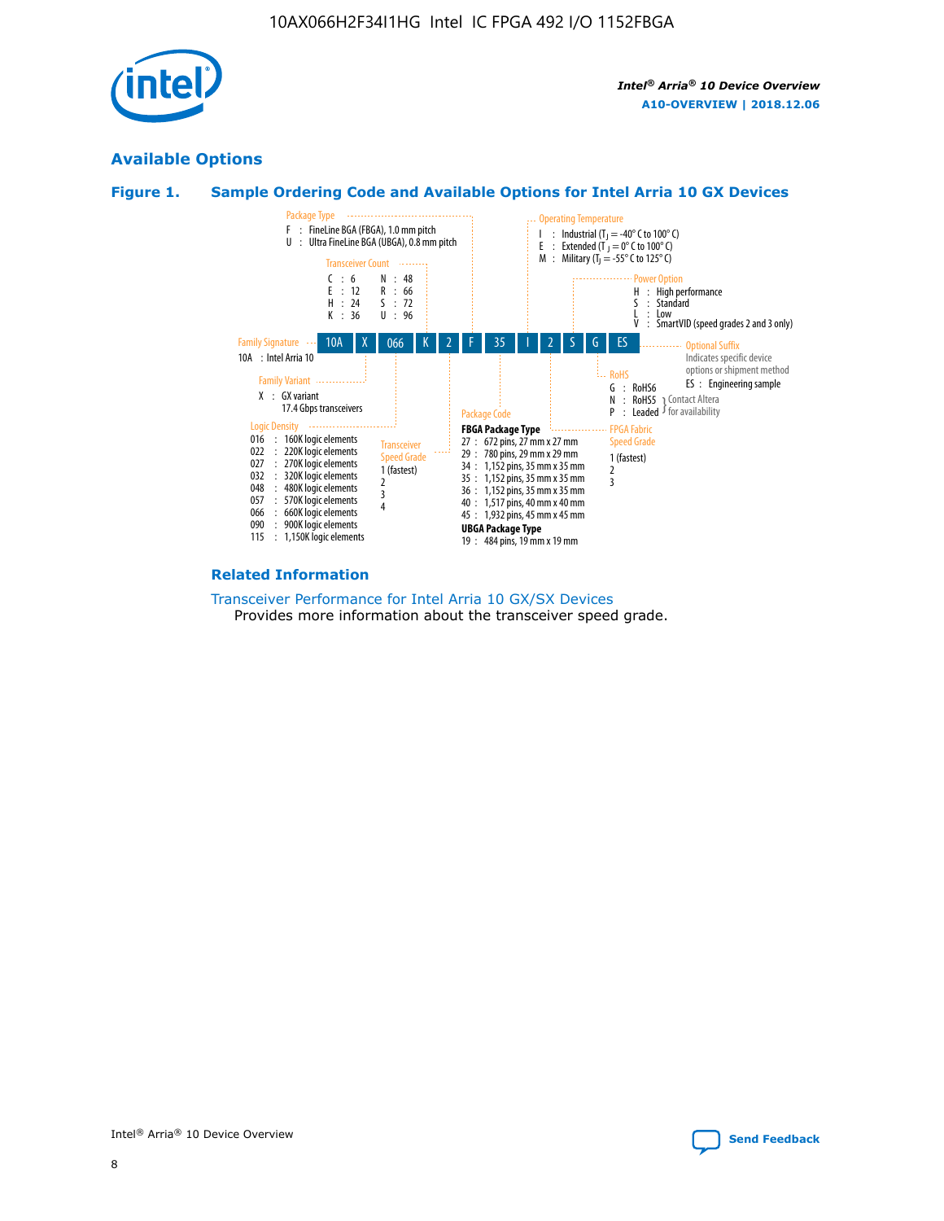## Available Options

### Figure 1. Sample Ordering Code and Available Options for Intel Arria 10 GX Devices

| 10A | X | 066 | K | 2 | F | 35 | I | 2 | S | G | ES |
|---|---|---|---|---|---|---|---|---|---|---|---|

**Family Signature**
- 10A : Intel Arria 10

**Family Variant**
- X : GX variant
  17.4 Gbps transceivers

**Logic Density**
- 016 : 160K logic elements
- 022 : 220K logic elements
- 027 : 270K logic elements
- 032 : 320K logic elements
- 048 : 480K logic elements
- 057 : 570K logic elements
- 066 : 660K logic elements
- 090 : 900K logic elements
- 115 : 1,150K logic elements

**Transceiver Count**
- C : 6
- E : 12
- H : 24
- K : 36
- N : 48
- R : 66
- S : 72
- U : 96

**Transceiver Speed Grade**
- 1 (fastest)
- 2
- 3
- 4

**Package Type**
- F : FineLine BGA (FBGA), 1.0 mm pitch
- U : Ultra FineLine BGA (UBGA), 0.8 mm pitch

**Package Code**

**FBGA Package Type**
- 27 : 672 pins, 27 mm x 27 mm
- 29 : 780 pins, 29 mm x 29 mm
- 34 : 1,152 pins, 35 mm x 35 mm
- 35 : 1,152 pins, 35 mm x 35 mm
- 36 : 1,152 pins, 35 mm x 35 mm
- 40 : 1,517 pins, 40 mm x 40 mm
- 45 : 1,932 pins, 45 mm x 45 mm

**UBGA Package Type**
- 19 : 484 pins, 19 mm x 19 mm

**Operating Temperature**
- I : Industrial ($T_J$ = -40° C to 100° C)
- E : Extended ($T_J$ = 0° C to 100° C)
- M : Military ($T_J$ = -55° C to 125° C)

**FPGA Fabric Speed Grade**
- 1 (fastest)
- 2
- 3

**Power Option**
- H : High performance
- S : Standard
- L : Low
- V : SmartVID (speed grades 2 and 3 only)

**RoHS**
- G : RoHS6
- N : RoHS5 (Contact Altera for availability)
- P : Leaded (Contact Altera for availability)

**Optional Suffix**

Indicates specific device options or shipment method
- ES : Engineering sample

### Related Information

Transceiver Performance for Intel Arria 10 GX/SX Devices

Provides more information about the transceiver speed grade.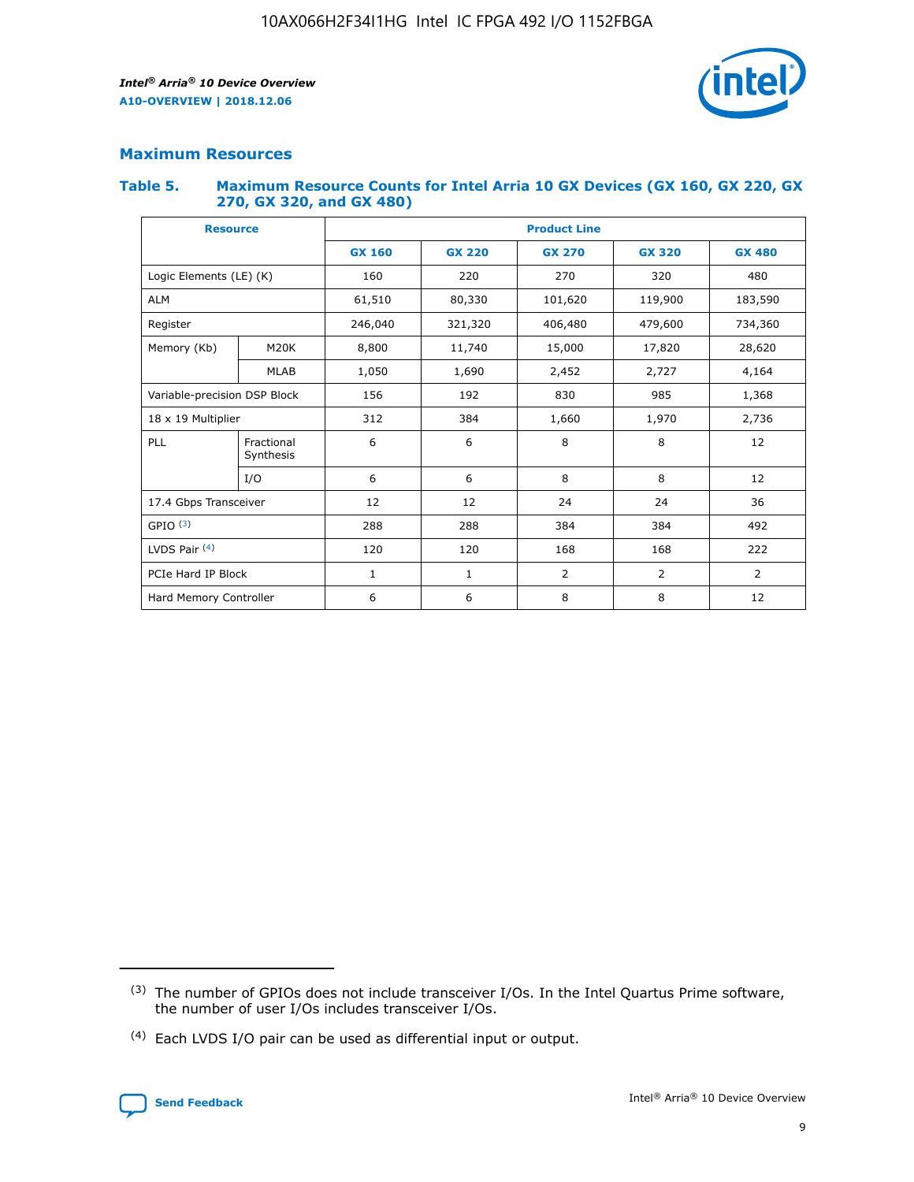## Maximum Resources

### Table 5. Maximum Resource Counts for Intel Arria 10 GX Devices (GX 160, GX 220, GX 270, GX 320, and GX 480)

| Resource | | Product Line | | | | |
|---|---|---|---|---|---|---|
| | | GX 160 | GX 220 | GX 270 | GX 320 | GX 480 |
| Logic Elements (LE) (K) | | 160 | 220 | 270 | 320 | 480 |
| ALM | | 61,510 | 80,330 | 101,620 | 119,900 | 183,590 |
| Register | | 246,040 | 321,320 | 406,480 | 479,600 | 734,360 |
| Memory (Kb) | M20K | 8,800 | 11,740 | 15,000 | 17,820 | 28,620 |
| | MLAB | 1,050 | 1,690 | 2,452 | 2,727 | 4,164 |
| Variable-precision DSP Block | | 156 | 192 | 830 | 985 | 1,368 |
| 18 x 19 Multiplier | | 312 | 384 | 1,660 | 1,970 | 2,736 |
| PLL | Fractional Synthesis | 6 | 6 | 8 | 8 | 12 |
| | I/O | 6 | 6 | 8 | 8 | 12 |
| 17.4 Gbps Transceiver | | 12 | 12 | 24 | 24 | 36 |
| GPIO [(3)] | | 288 | 288 | 384 | 384 | 492 |
| LVDS Pair [(4)] | | 120 | 120 | 168 | 168 | 222 |
| PCIe Hard IP Block | | 1 | 1 | 2 | 2 | 2 |
| Hard Memory Controller | | 6 | 6 | 8 | 8 | 12 |

(3) The number of GPIOs does not include transceiver I/Os. In the Intel Quartus Prime software, the number of user I/Os includes transceiver I/Os.

(4) Each LVDS I/O pair can be used as differential input or output.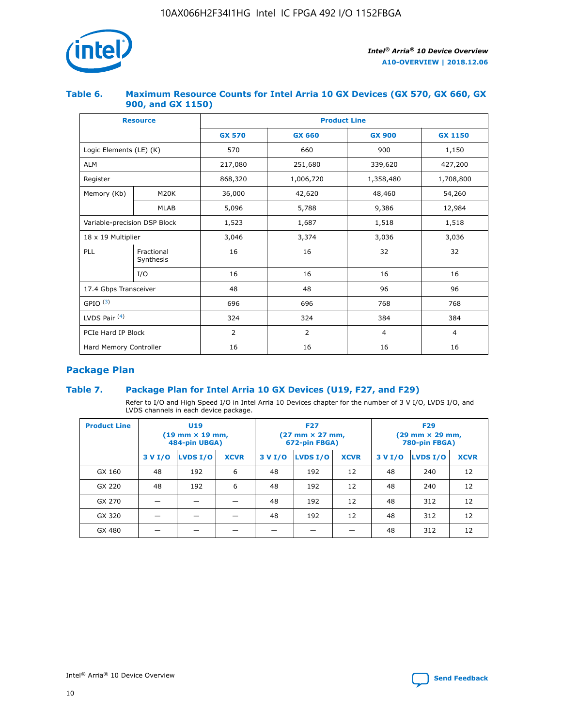### Table 6. Maximum Resource Counts for Intel Arria 10 GX Devices (GX 570, GX 660, GX 900, and GX 1150)

| Resource | | Product Line | | | |
|---|---|---|---|---|---|
| | | GX 570 | GX 660 | GX 900 | GX 1150 |
| Logic Elements (LE) (K) | | 570 | 660 | 900 | 1,150 |
| ALM | | 217,080 | 251,680 | 339,620 | 427,200 |
| Register | | 868,320 | 1,006,720 | 1,358,480 | 1,708,800 |
| Memory (Kb) | M20K | 36,000 | 42,620 | 48,460 | 54,260 |
| | MLAB | 5,096 | 5,788 | 9,386 | 12,984 |
| Variable-precision DSP Block | | 1,523 | 1,687 | 1,518 | 1,518 |
| 18 x 19 Multiplier | | 3,046 | 3,374 | 3,036 | 3,036 |
| PLL | Fractional Synthesis | 16 | 16 | 32 | 32 |
| | I/O | 16 | 16 | 16 | 16 |
| 17.4 Gbps Transceiver | | 48 | 48 | 96 | 96 |
| GPIO [(3)] | | 696 | 696 | 768 | 768 |
| LVDS Pair [(4)] | | 324 | 324 | 384 | 384 |
| PCIe Hard IP Block | | 2 | 2 | 4 | 4 |
| Hard Memory Controller | | 16 | 16 | 16 | 16 |

## Package Plan

### Table 7. Package Plan for Intel Arria 10 GX Devices (U19, F27, and F29)

Refer to I/O and High Speed I/O in Intel Arria 10 Devices chapter for the number of 3 V I/O, LVDS I/O, and LVDS channels in each device package.

| Product Line | U19 (19 mm × 19 mm, 484-pin UBGA) | | | F27 (27 mm × 27 mm, 672-pin FBGA) | | | F29 (29 mm × 29 mm, 780-pin FBGA) | | |
|---|---|---|---|---|---|---|---|---|---|
| | 3 V I/O | LVDS I/O | XCVR | 3 V I/O | LVDS I/O | XCVR | 3 V I/O | LVDS I/O | XCVR |
| GX 160 | 48 | 192 | 6 | 48 | 192 | 12 | 48 | 240 | 12 |
| GX 220 | 48 | 192 | 6 | 48 | 192 | 12 | 48 | 240 | 12 |
| GX 270 | — | — | — | 48 | 192 | 12 | 48 | 312 | 12 |
| GX 320 | — | — | — | 48 | 192 | 12 | 48 | 312 | 12 |
| GX 480 | — | — | — | — | — | — | 48 | 312 | 12 |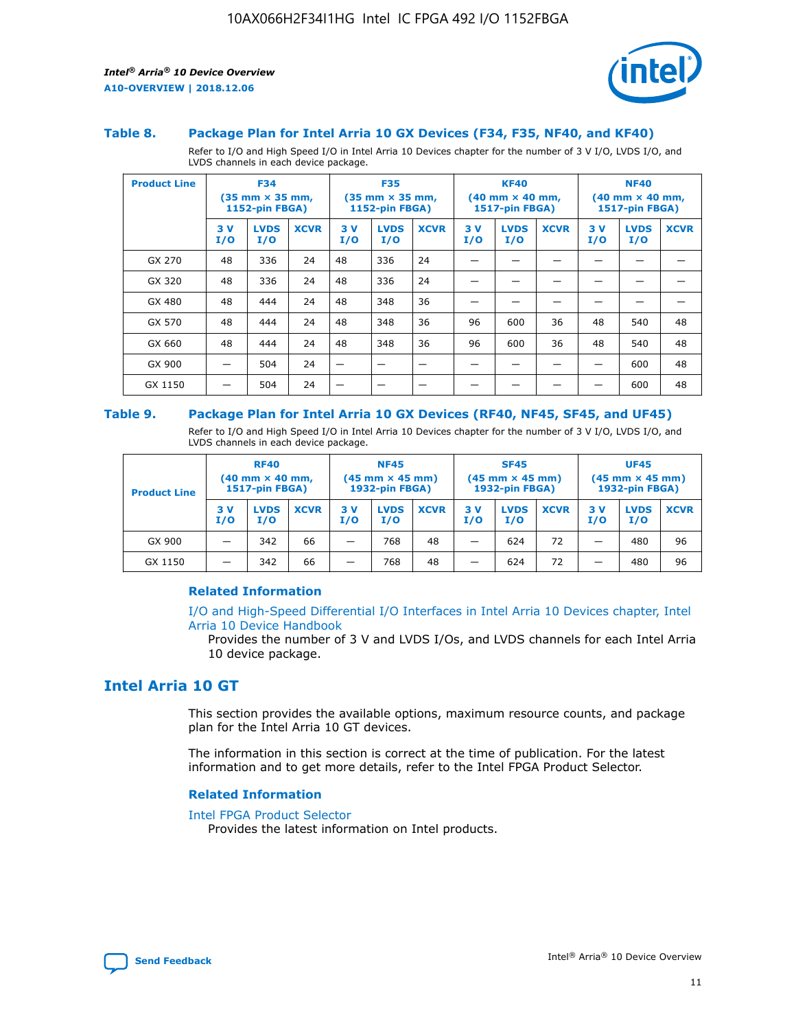### Table 8. Package Plan for Intel Arria 10 GX Devices (F34, F35, NF40, and KF40)

Refer to I/O and High Speed I/O in Intel Arria 10 Devices chapter for the number of 3 V I/O, LVDS I/O, and LVDS channels in each device package.

| Product Line | F34 (35 mm × 35 mm, 1152-pin FBGA) | | | F35 (35 mm × 35 mm, 1152-pin FBGA) | | | KF40 (40 mm × 40 mm, 1517-pin FBGA) | | | NF40 (40 mm × 40 mm, 1517-pin FBGA) | | |
|---|---|---|---|---|---|---|---|---|---|---|---|---|
| | 3 V I/O | LVDS I/O | XCVR | 3 V I/O | LVDS I/O | XCVR | 3 V I/O | LVDS I/O | XCVR | 3 V I/O | LVDS I/O | XCVR |
| GX 270 | 48 | 336 | 24 | 48 | 336 | 24 | — | — | — | — | — | — |
| GX 320 | 48 | 336 | 24 | 48 | 336 | 24 | — | — | — | — | — | — |
| GX 480 | 48 | 444 | 24 | 48 | 348 | 36 | — | — | — | — | — | — |
| GX 570 | 48 | 444 | 24 | 48 | 348 | 36 | 96 | 600 | 36 | 48 | 540 | 48 |
| GX 660 | 48 | 444 | 24 | 48 | 348 | 36 | 96 | 600 | 36 | 48 | 540 | 48 |
| GX 900 | — | 504 | 24 | — | — | — | — | — | — | — | 600 | 48 |
| GX 1150 | — | 504 | 24 | — | — | — | — | — | — | — | 600 | 48 |

### Table 9. Package Plan for Intel Arria 10 GX Devices (RF40, NF45, SF45, and UF45)

Refer to I/O and High Speed I/O in Intel Arria 10 Devices chapter for the number of 3 V I/O, LVDS I/O, and LVDS channels in each device package.

| Product Line | RF40 (40 mm × 40 mm, 1517-pin FBGA) | | | NF45 (45 mm × 45 mm) 1932-pin FBGA) | | | SF45 (45 mm × 45 mm) 1932-pin FBGA) | | | UF45 (45 mm × 45 mm) 1932-pin FBGA) | | |
|---|---|---|---|---|---|---|---|---|---|---|---|---|
| | 3 V I/O | LVDS I/O | XCVR | 3 V I/O | LVDS I/O | XCVR | 3 V I/O | LVDS I/O | XCVR | 3 V I/O | LVDS I/O | XCVR |
| GX 900 | — | 342 | 66 | — | 768 | 48 | — | 624 | 72 | — | 480 | 96 |
| GX 1150 | — | 342 | 66 | — | 768 | 48 | — | 624 | 72 | — | 480 | 96 |

#### Related Information

I/O and High-Speed Differential I/O Interfaces in Intel Arria 10 Devices chapter, Intel Arria 10 Device Handbook

Provides the number of 3 V and LVDS I/Os, and LVDS channels for each Intel Arria 10 device package.

## Intel Arria 10 GT

This section provides the available options, maximum resource counts, and package plan for the Intel Arria 10 GT devices.

The information in this section is correct at the time of publication. For the latest information and to get more details, refer to the Intel FPGA Product Selector.

#### Related Information

Intel FPGA Product Selector

Provides the latest information on Intel products.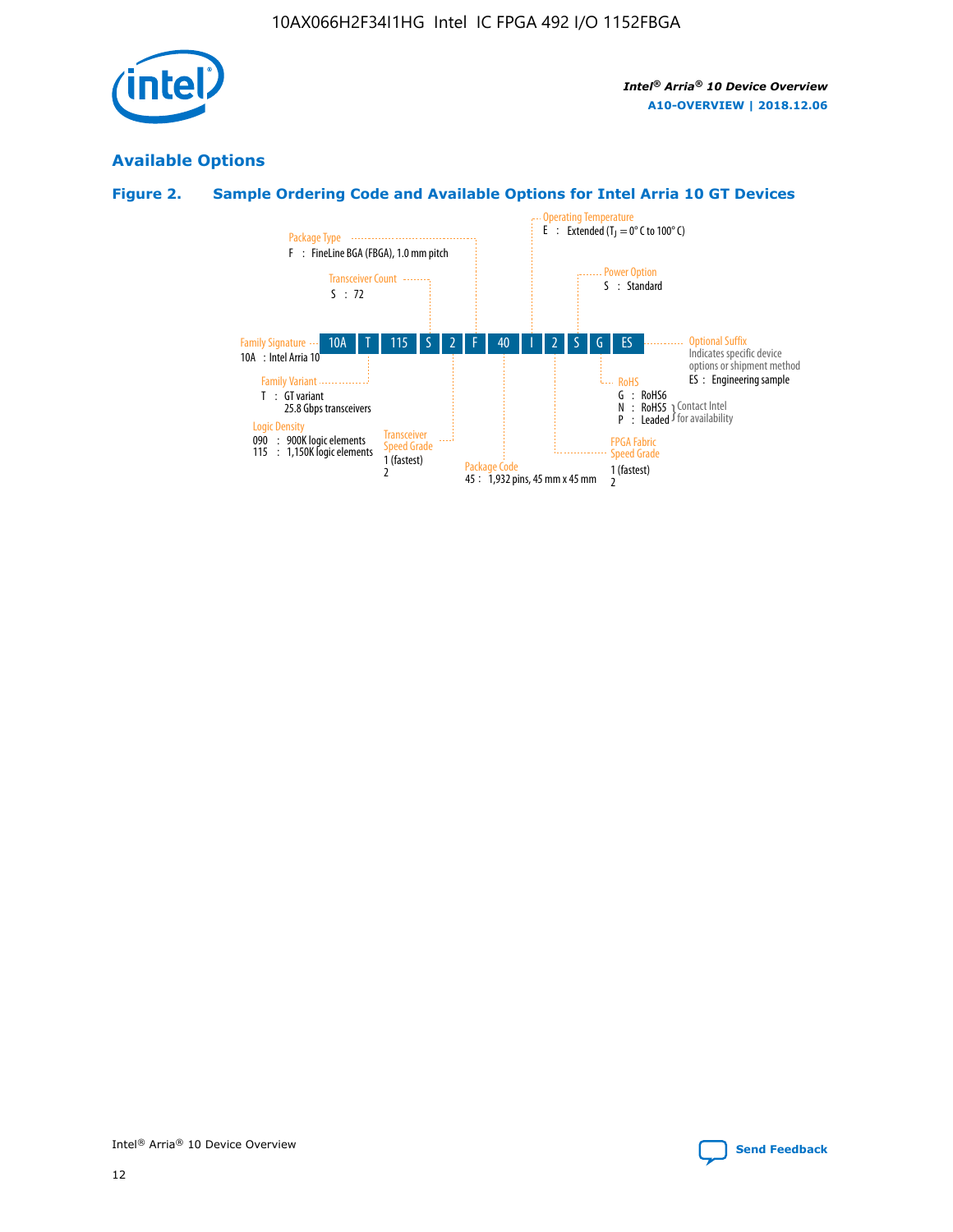## Available Options

### Figure 2. Sample Ordering Code and Available Options for Intel Arria 10 GT Devices

Sample ordering code: 10A T 115 S 2 F 40 I 2 S G ES

- **Family Signature**
  - 10A : Intel Arria 10
- **Family Variant**
  - T : GT variant 25.8 Gbps transceivers
- **Logic Density**
  - 090 : 900K logic elements
  - 115 : 1,150K logic elements
- **Transceiver Count**
  - S : 72
- **Transceiver Speed Grade**
  - 1 (fastest)
  - 2
- **Package Type**
  - F : FineLine BGA (FBGA), 1.0 mm pitch
- **Package Code**
  - 45 : 1,932 pins, 45 mm x 45 mm
- **Operating Temperature**
  - E : Extended ($T_J$ = 0° C to 100° C)
- **FPGA Fabric Speed Grade**
  - 1 (fastest)
  - 2
- **Power Option**
  - S : Standard
- **RoHS**
  - G : RoHS6
  - N : RoHS5 (Contact Intel for availability)
  - P : Leaded (Contact Intel for availability)
- **Optional Suffix**
  - Indicates specific device options or shipment method
  - ES : Engineering sample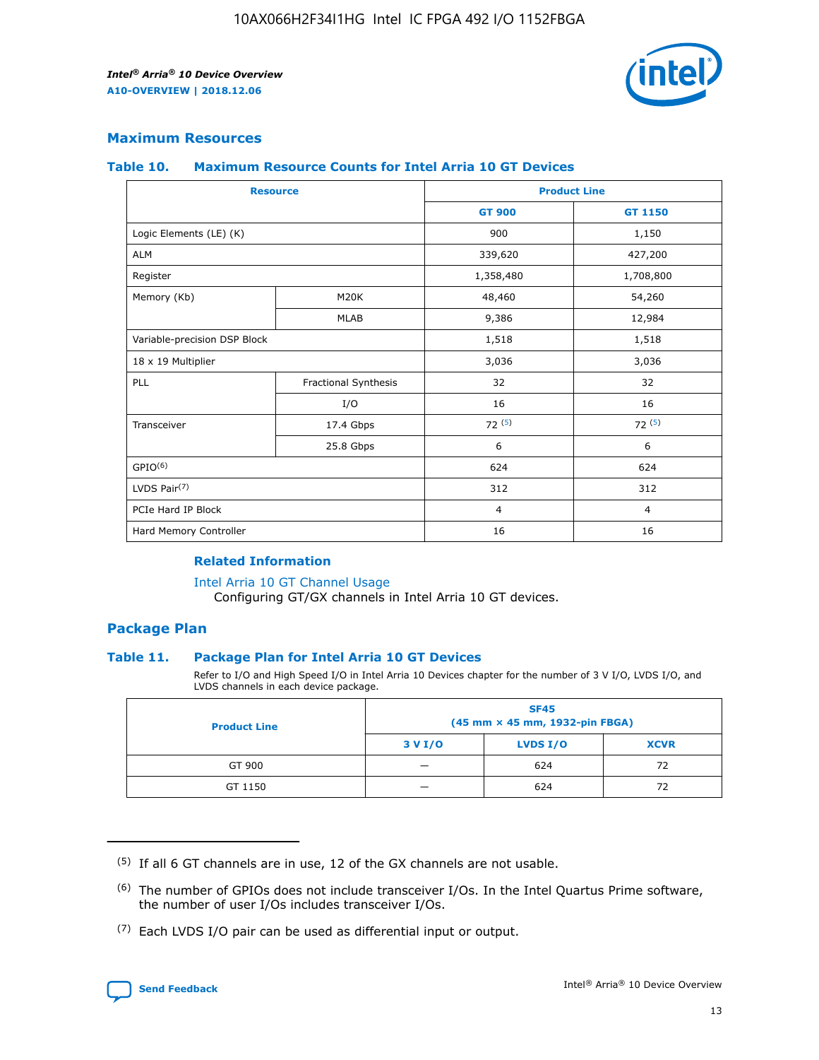## Maximum Resources

### Table 10. Maximum Resource Counts for Intel Arria 10 GT Devices

| Resource | | Product Line | |
|---|---|---|---|
| | | GT 900 | GT 1150 |
| Logic Elements (LE) (K) | | 900 | 1,150 |
| ALM | | 339,620 | 427,200 |
| Register | | 1,358,480 | 1,708,800 |
| Memory (Kb) | M20K | 48,460 | 54,260 |
| | MLAB | 9,386 | 12,984 |
| Variable-precision DSP Block | | 1,518 | 1,518 |
| 18 x 19 Multiplier | | 3,036 | 3,036 |
| PLL | Fractional Synthesis | 32 | 32 |
| | I/O | 16 | 16 |
| Transceiver | 17.4 Gbps | 72 [(5)] | 72 [(5)] |
| | 25.8 Gbps | 6 | 6 |
| GPIO[(6)] | | 624 | 624 |
| LVDS Pair[(7)] | | 312 | 312 |
| PCIe Hard IP Block | | 4 | 4 |
| Hard Memory Controller | | 16 | 16 |

#### Related Information

Intel Arria 10 GT Channel Usage
Configuring GT/GX channels in Intel Arria 10 GT devices.

## Package Plan

### Table 11. Package Plan for Intel Arria 10 GT Devices

Refer to I/O and High Speed I/O in Intel Arria 10 Devices chapter for the number of 3 V I/O, LVDS I/O, and LVDS channels in each device package.

| Product Line | SF45 (45 mm × 45 mm, 1932-pin FBGA) | | |
|---|---|---|---|
| | 3 V I/O | LVDS I/O | XCVR |
| GT 900 | — | 624 | 72 |
| GT 1150 | — | 624 | 72 |

(5) If all 6 GT channels are in use, 12 of the GX channels are not usable.

(6) The number of GPIOs does not include transceiver I/Os. In the Intel Quartus Prime software, the number of user I/Os includes transceiver I/Os.

(7) Each LVDS I/O pair can be used as differential input or output.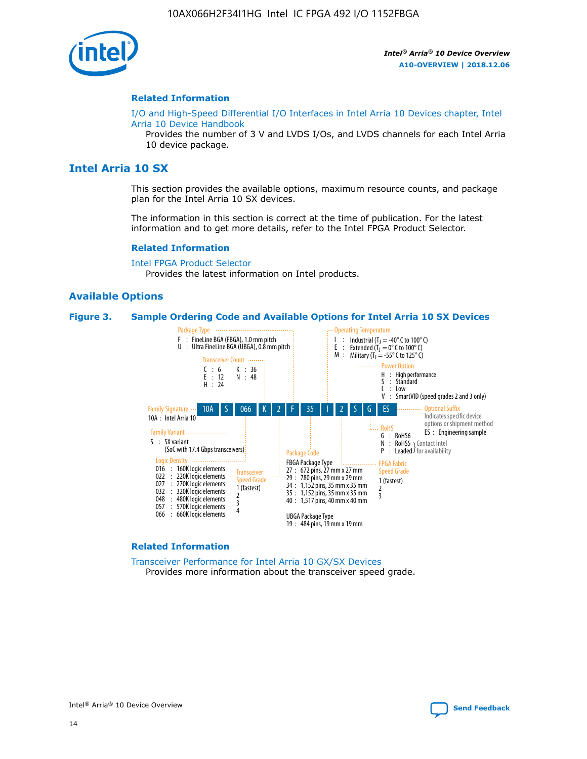## Related Information

I/O and High-Speed Differential I/O Interfaces in Intel Arria 10 Devices chapter, Intel Arria 10 Device Handbook

Provides the number of 3 V and LVDS I/Os, and LVDS channels for each Intel Arria 10 device package.

# Intel Arria 10 SX

This section provides the available options, maximum resource counts, and package plan for the Intel Arria 10 SX devices.

The information in this section is correct at the time of publication. For the latest information and to get more details, refer to the Intel FPGA Product Selector.

## Related Information

Intel FPGA Product Selector

Provides the latest information on Intel products.

## Available Options

**Figure 3. Sample Ordering Code and Available Options for Intel Arria 10 SX Devices**

Sample ordering code: 10A S 066 K 2 F 35 I 2 S G ES

**Family Signature**
- 10A : Intel Arria 10

**Family Variant**
- S : SX variant (SoC with 17.4 Gbps transceivers)

**Logic Density**
- 016 : 160K logic elements
- 022 : 220K logic elements
- 027 : 270K logic elements
- 032 : 320K logic elements
- 048 : 480K logic elements
- 057 : 570K logic elements
- 066 : 660K logic elements

**Transceiver Count**
- C : 6
- E : 12
- H : 24
- K : 36
- N : 48

**Transceiver Speed Grade**
- 1 (fastest)
- 2
- 3
- 4

**Package Type**
- F : FineLine BGA (FBGA), 1.0 mm pitch
- U : Ultra FineLine BGA (UBGA), 0.8 mm pitch

**Package Code**

FBGA Package Type
- 27 : 672 pins, 27 mm x 27 mm
- 29 : 780 pins, 29 mm x 29 mm
- 34 : 1,152 pins, 35 mm x 35 mm
- 35 : 1,152 pins, 35 mm x 35 mm
- 40 : 1,517 pins, 40 mm x 40 mm

UBGA Package Type
- 19 : 484 pins, 19 mm x 19 mm

**Operating Temperature**
- I : Industrial ($T_J$ = -40° C to 100° C)
- E : Extended ($T_J$ = 0° C to 100° C)
- M : Military ($T_J$ = -55° C to 125° C)

**FPGA Fabric Speed Grade**
- 1 (fastest)
- 2
- 3

**Power Option**
- H : High performance
- S : Standard
- L : Low
- V : SmartVID (speed grades 2 and 3 only)

**RoHS**
- G : RoHS6
- N : RoHS5 (Contact Intel for availability)
- P : Leaded (Contact Intel for availability)

**Optional Suffix**

Indicates specific device options or shipment method
- ES : Engineering sample

## Related Information

Transceiver Performance for Intel Arria 10 GX/SX Devices

Provides more information about the transceiver speed grade.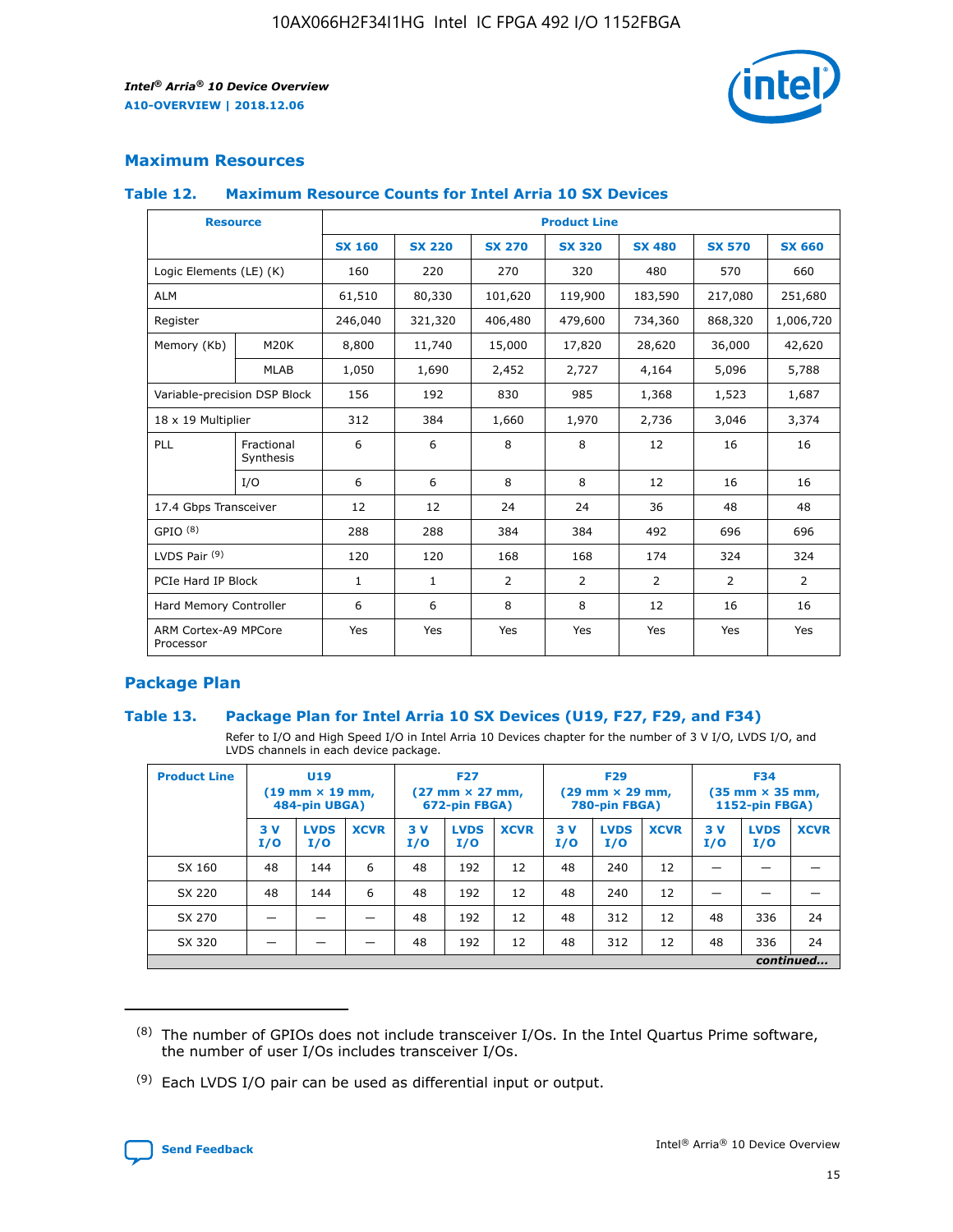## Maximum Resources

### Table 12. Maximum Resource Counts for Intel Arria 10 SX Devices

| Resource | | Product Line | | | | | | |
|---|---|---|---|---|---|---|---|---|
| | | SX 160 | SX 220 | SX 270 | SX 320 | SX 480 | SX 570 | SX 660 |
| Logic Elements (LE) (K) | | 160 | 220 | 270 | 320 | 480 | 570 | 660 |
| ALM | | 61,510 | 80,330 | 101,620 | 119,900 | 183,590 | 217,080 | 251,680 |
| Register | | 246,040 | 321,320 | 406,480 | 479,600 | 734,360 | 868,320 | 1,006,720 |
| Memory (Kb) | M20K | 8,800 | 11,740 | 15,000 | 17,820 | 28,620 | 36,000 | 42,620 |
| | MLAB | 1,050 | 1,690 | 2,452 | 2,727 | 4,164 | 5,096 | 5,788 |
| Variable-precision DSP Block | | 156 | 192 | 830 | 985 | 1,368 | 1,523 | 1,687 |
| 18 x 19 Multiplier | | 312 | 384 | 1,660 | 1,970 | 2,736 | 3,046 | 3,374 |
| PLL | Fractional Synthesis | 6 | 6 | 8 | 8 | 12 | 16 | 16 |
| | I/O | 6 | 6 | 8 | 8 | 12 | 16 | 16 |
| 17.4 Gbps Transceiver | | 12 | 12 | 24 | 24 | 36 | 48 | 48 |
| GPIO (8) | | 288 | 288 | 384 | 384 | 492 | 696 | 696 |
| LVDS Pair (9) | | 120 | 120 | 168 | 168 | 174 | 324 | 324 |
| PCIe Hard IP Block | | 1 | 1 | 2 | 2 | 2 | 2 | 2 |
| Hard Memory Controller | | 6 | 6 | 8 | 8 | 12 | 16 | 16 |
| ARM Cortex-A9 MPCore Processor | | Yes | Yes | Yes | Yes | Yes | Yes | Yes |

## Package Plan

### Table 13. Package Plan for Intel Arria 10 SX Devices (U19, F27, F29, and F34)

Refer to I/O and High Speed I/O in Intel Arria 10 Devices chapter for the number of 3 V I/O, LVDS I/O, and LVDS channels in each device package.

| Product Line | U19 (19 mm × 19 mm, 484-pin UBGA) | | | F27 (27 mm × 27 mm, 672-pin FBGA) | | | F29 (29 mm × 29 mm, 780-pin FBGA) | | | F34 (35 mm × 35 mm, 1152-pin FBGA) | | |
|---|---|---|---|---|---|---|---|---|---|---|---|---|
| | 3 V I/O | LVDS I/O | XCVR | 3 V I/O | LVDS I/O | XCVR | 3 V I/O | LVDS I/O | XCVR | 3 V I/O | LVDS I/O | XCVR |
| SX 160 | 48 | 144 | 6 | 48 | 192 | 12 | 48 | 240 | 12 | — | — | — |
| SX 220 | 48 | 144 | 6 | 48 | 192 | 12 | 48 | 240 | 12 | — | — | — |
| SX 270 | — | — | — | 48 | 192 | 12 | 48 | 312 | 12 | 48 | 336 | 24 |
| SX 320 | — | — | — | 48 | 192 | 12 | 48 | 312 | 12 | 48 | 336 | 24 |

*continued...*

(8) The number of GPIOs does not include transceiver I/Os. In the Intel Quartus Prime software, the number of user I/Os includes transceiver I/Os.

(9) Each LVDS I/O pair can be used as differential input or output.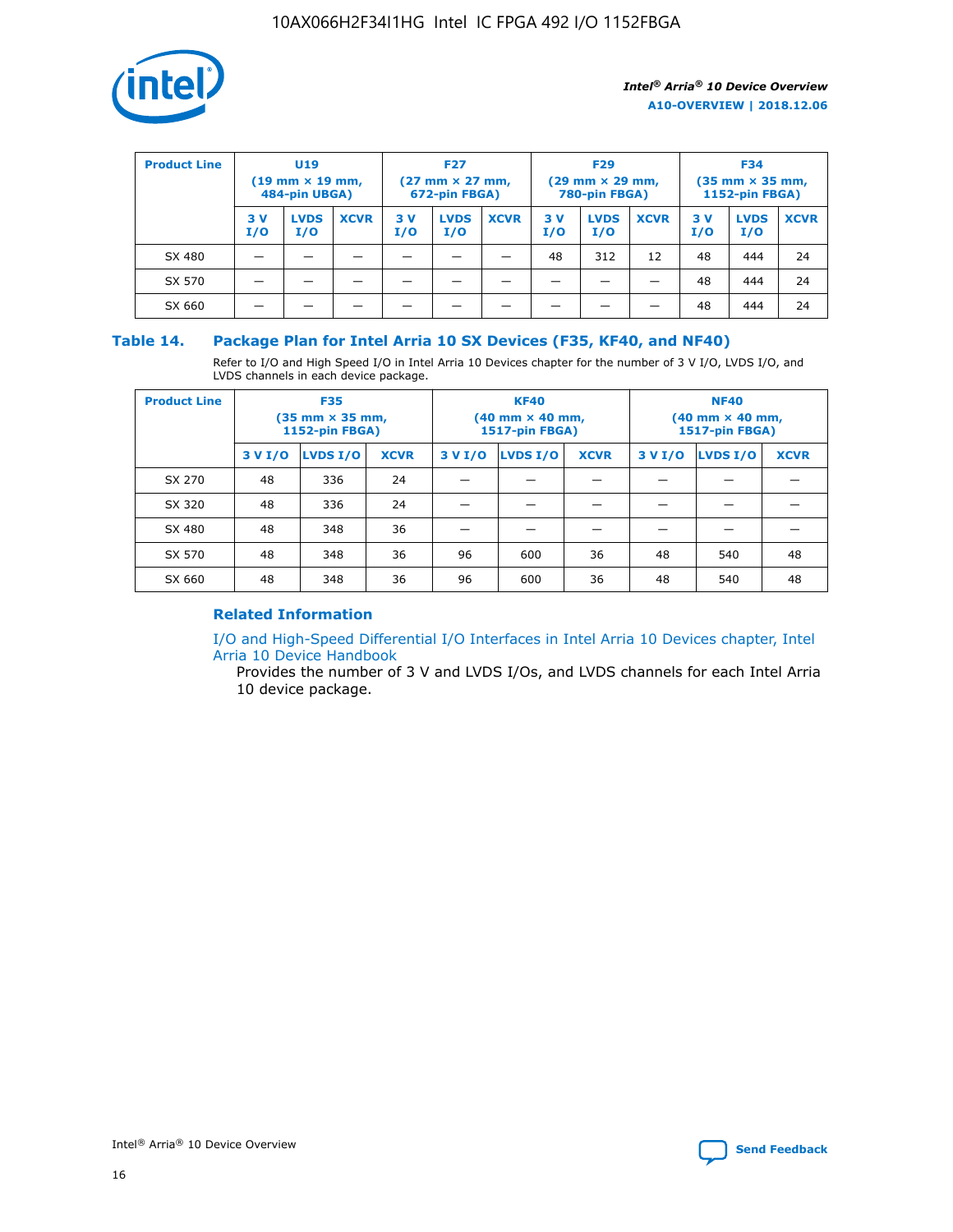| Product Line | U19 (19 mm × 19 mm, 484-pin UBGA) | | | F27 (27 mm × 27 mm, 672-pin FBGA) | | | F29 (29 mm × 29 mm, 780-pin FBGA) | | | F34 (35 mm × 35 mm, 1152-pin FBGA) | | |
|---|---|---|---|---|---|---|---|---|---|---|---|---|
| | 3 V I/O | LVDS I/O | XCVR | 3 V I/O | LVDS I/O | XCVR | 3 V I/O | LVDS I/O | XCVR | 3 V I/O | LVDS I/O | XCVR |
| SX 480 | — | — | — | — | — | — | 48 | 312 | 12 | 48 | 444 | 24 |
| SX 570 | — | — | — | — | — | — | — | — | — | 48 | 444 | 24 |
| SX 660 | — | — | — | — | — | — | — | — | — | 48 | 444 | 24 |

## Table 14. Package Plan for Intel Arria 10 SX Devices (F35, KF40, and NF40)

Refer to I/O and High Speed I/O in Intel Arria 10 Devices chapter for the number of 3 V I/O, LVDS I/O, and LVDS channels in each device package.

| Product Line | F35 (35 mm × 35 mm, 1152-pin FBGA) | | | KF40 (40 mm × 40 mm, 1517-pin FBGA) | | | NF40 (40 mm × 40 mm, 1517-pin FBGA) | | |
|---|---|---|---|---|---|---|---|---|---|
| | 3 V I/O | LVDS I/O | XCVR | 3 V I/O | LVDS I/O | XCVR | 3 V I/O | LVDS I/O | XCVR |
| SX 270 | 48 | 336 | 24 | — | — | — | — | — | — |
| SX 320 | 48 | 336 | 24 | — | — | — | — | — | — |
| SX 480 | 48 | 348 | 36 | — | — | — | — | — | — |
| SX 570 | 48 | 348 | 36 | 96 | 600 | 36 | 48 | 540 | 48 |
| SX 660 | 48 | 348 | 36 | 96 | 600 | 36 | 48 | 540 | 48 |

### Related Information

I/O and High-Speed Differential I/O Interfaces in Intel Arria 10 Devices chapter, Intel Arria 10 Device Handbook

Provides the number of 3 V and LVDS I/Os, and LVDS channels for each Intel Arria 10 device package.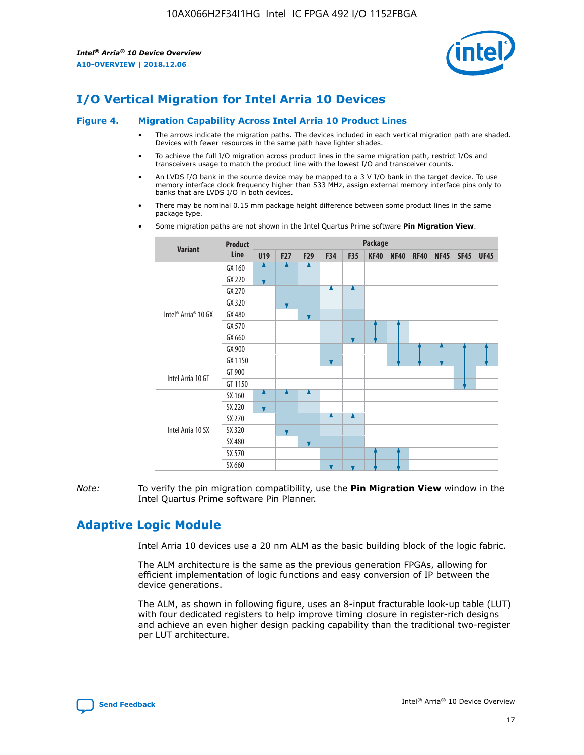# I/O Vertical Migration for Intel Arria 10 Devices

**Figure 4. Migration Capability Across Intel Arria 10 Product Lines**

- The arrows indicate the migration paths. The devices included in each vertical migration path are shaded. Devices with fewer resources in the same path have lighter shades.
- To achieve the full I/O migration across product lines in the same migration path, restrict I/Os and transceivers usage to match the product line with the lowest I/O and transceiver counts.
- An LVDS I/O bank in the source device may be mapped to a 3 V I/O bank in the target device. To use memory interface clock frequency higher than 533 MHz, assign external memory interface pins only to banks that are LVDS I/O in both devices.
- There may be nominal 0.15 mm package height difference between some product lines in the same package type.
- Some migration paths are not shown in the Intel Quartus Prime software **Pin Migration View**.

| Variant | Product Line | Package | | | | | | | | | | |
|---|---|---|---|---|---|---|---|---|---|---|---|---|
| | | U19 | F27 | F29 | F34 | F35 | KF40 | NF40 | RF40 | NF45 | SF45 | UF45 |
| Intel® Arria® 10 GX | GX 160 | | | | | | | | | | | |
| | GX 220 | | | | | | | | | | | |
| | GX 270 | | | | | | | | | | | |
| | GX 320 | | | | | | | | | | | |
| | GX 480 | | | | | | | | | | | |
| | GX 570 | | | | | | | | | | | |
| | GX 660 | | | | | | | | | | | |
| | GX 900 | | | | | | | | | | | |
| | GX 1150 | | | | | | | | | | | |
| Intel Arria 10 GT | GT 900 | | | | | | | | | | | |
| | GT 1150 | | | | | | | | | | | |
| Intel Arria 10 SX | SX 160 | | | | | | | | | | | |
| | SX 220 | | | | | | | | | | | |
| | SX 270 | | | | | | | | | | | |
| | SX 320 | | | | | | | | | | | |
| | SX 480 | | | | | | | | | | | |
| | SX 570 | | | | | | | | | | | |
| | SX 660 | | | | | | | | | | | |

*Note:* To verify the pin migration compatibility, use the **Pin Migration View** window in the Intel Quartus Prime software Pin Planner.

# Adaptive Logic Module

Intel Arria 10 devices use a 20 nm ALM as the basic building block of the logic fabric.

The ALM architecture is the same as the previous generation FPGAs, allowing for efficient implementation of logic functions and easy conversion of IP between the device generations.

The ALM, as shown in following figure, uses an 8-input fracturable look-up table (LUT) with four dedicated registers to help improve timing closure in register-rich designs and achieve an even higher design packing capability than the traditional two-register per LUT architecture.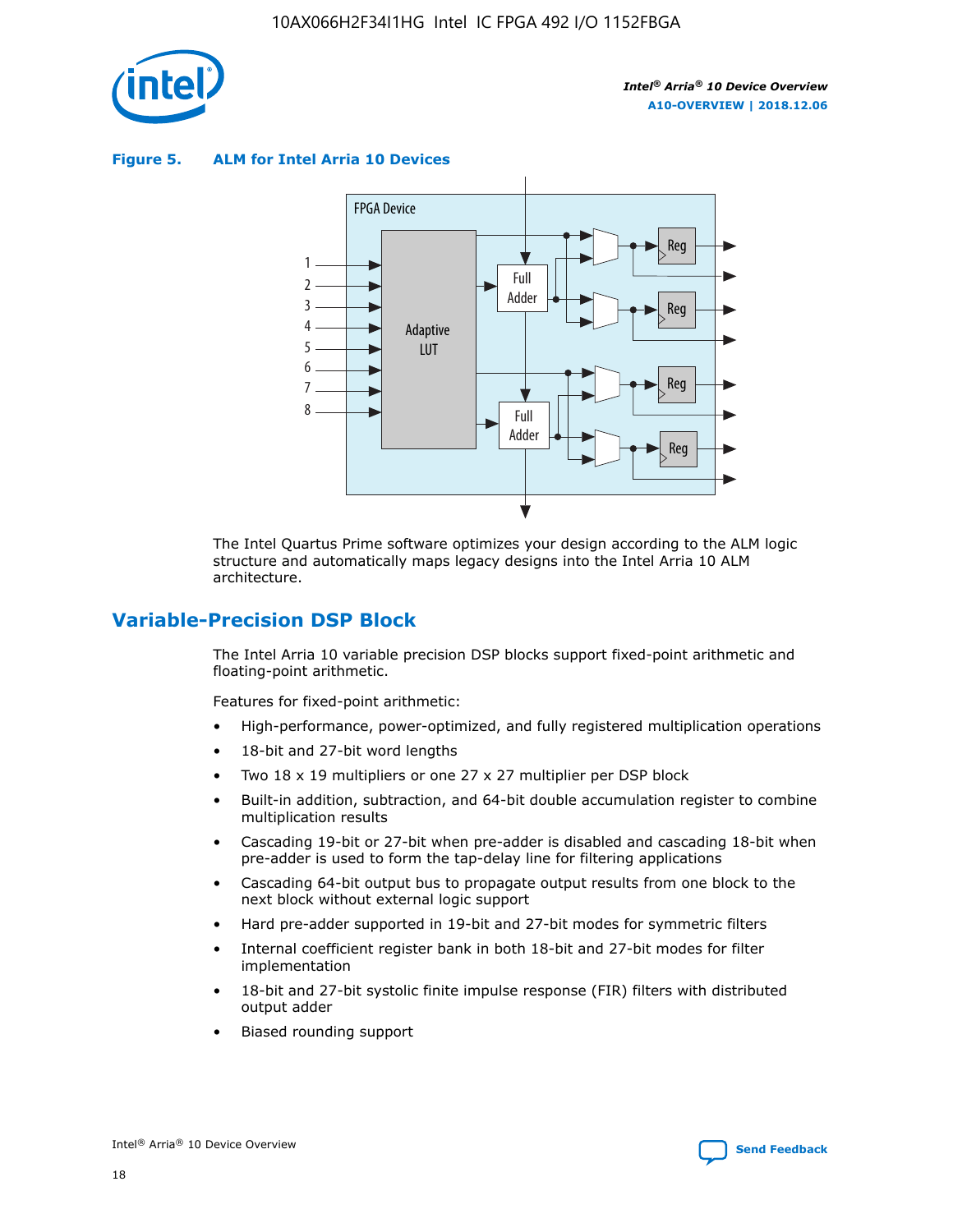**Figure 5. ALM for Intel Arria 10 Devices**

The Intel Quartus Prime software optimizes your design according to the ALM logic structure and automatically maps legacy designs into the Intel Arria 10 ALM architecture.

## Variable-Precision DSP Block

The Intel Arria 10 variable precision DSP blocks support fixed-point arithmetic and floating-point arithmetic.

Features for fixed-point arithmetic:

- High-performance, power-optimized, and fully registered multiplication operations
- 18-bit and 27-bit word lengths
- Two 18 x 19 multipliers or one 27 x 27 multiplier per DSP block
- Built-in addition, subtraction, and 64-bit double accumulation register to combine multiplication results
- Cascading 19-bit or 27-bit when pre-adder is disabled and cascading 18-bit when pre-adder is used to form the tap-delay line for filtering applications
- Cascading 64-bit output bus to propagate output results from one block to the next block without external logic support
- Hard pre-adder supported in 19-bit and 27-bit modes for symmetric filters
- Internal coefficient register bank in both 18-bit and 27-bit modes for filter implementation
- 18-bit and 27-bit systolic finite impulse response (FIR) filters with distributed output adder
- Biased rounding support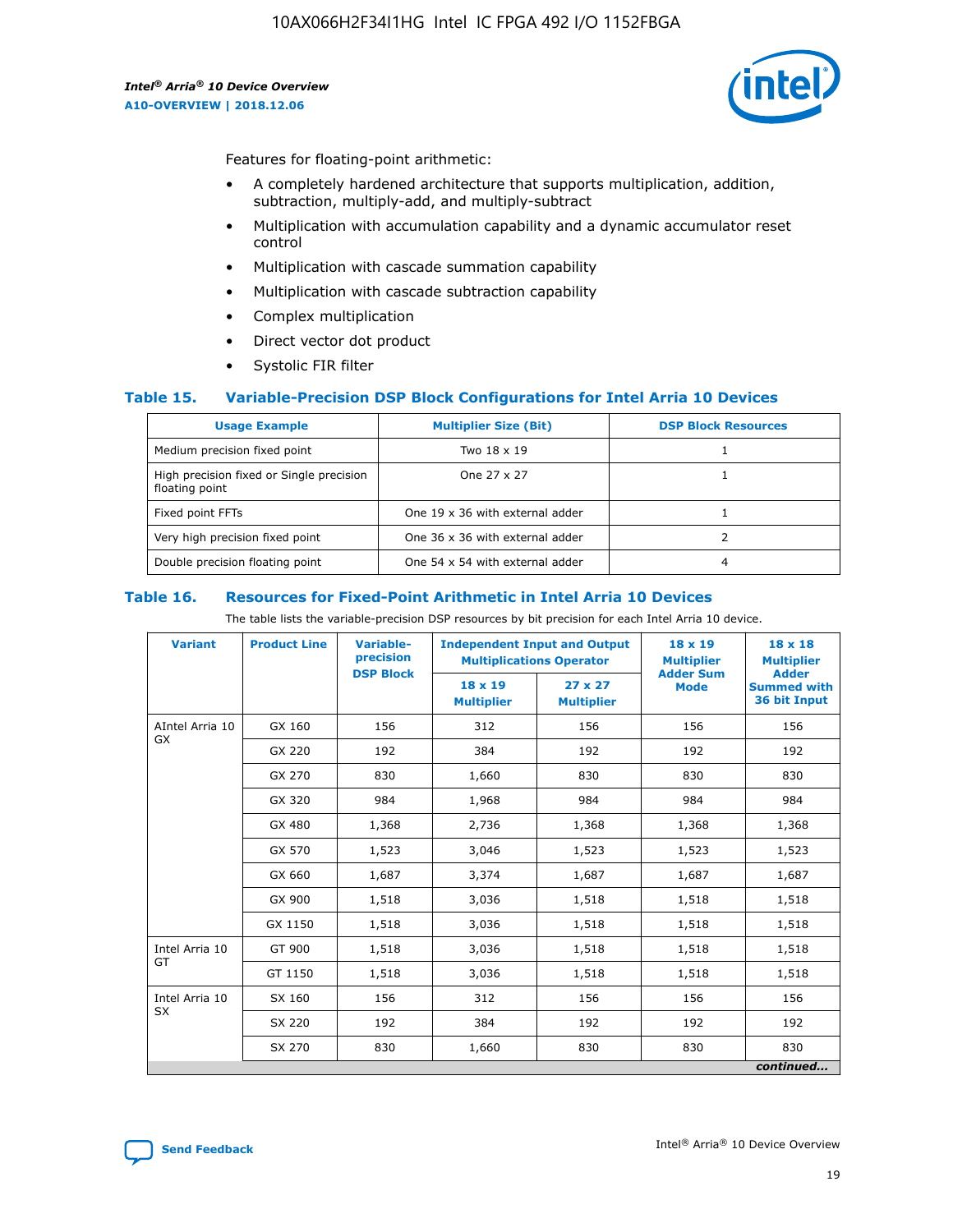Features for floating-point arithmetic:

- A completely hardened architecture that supports multiplication, addition, subtraction, multiply-add, and multiply-subtract
- Multiplication with accumulation capability and a dynamic accumulator reset control
- Multiplication with cascade summation capability
- Multiplication with cascade subtraction capability
- Complex multiplication
- Direct vector dot product
- Systolic FIR filter

### Table 15. Variable-Precision DSP Block Configurations for Intel Arria 10 Devices

| Usage Example | Multiplier Size (Bit) | DSP Block Resources |
|---|---|---|
| Medium precision fixed point | Two 18 x 19 | 1 |
| High precision fixed or Single precision floating point | One 27 x 27 | 1 |
| Fixed point FFTs | One 19 x 36 with external adder | 1 |
| Very high precision fixed point | One 36 x 36 with external adder | 2 |
| Double precision floating point | One 54 x 54 with external adder | 4 |

### Table 16. Resources for Fixed-Point Arithmetic in Intel Arria 10 Devices

The table lists the variable-precision DSP resources by bit precision for each Intel Arria 10 device.

| Variant | Product Line | Variable-precision DSP Block | Independent Input and Output Multiplications Operator | | 18 x 19 Multiplier Adder Sum Mode | 18 x 18 Multiplier Adder Summed with 36 bit Input |
|---|---|---|---|---|---|---|
| | | | 18 x 19 Multiplier | 27 x 27 Multiplier | | |
| AIntel Arria 10 GX | GX 160 | 156 | 312 | 156 | 156 | 156 |
| | GX 220 | 192 | 384 | 192 | 192 | 192 |
| | GX 270 | 830 | 1,660 | 830 | 830 | 830 |
| | GX 320 | 984 | 1,968 | 984 | 984 | 984 |
| | GX 480 | 1,368 | 2,736 | 1,368 | 1,368 | 1,368 |
| | GX 570 | 1,523 | 3,046 | 1,523 | 1,523 | 1,523 |
| | GX 660 | 1,687 | 3,374 | 1,687 | 1,687 | 1,687 |
| | GX 900 | 1,518 | 3,036 | 1,518 | 1,518 | 1,518 |
| | GX 1150 | 1,518 | 3,036 | 1,518 | 1,518 | 1,518 |
| Intel Arria 10 GT | GT 900 | 1,518 | 3,036 | 1,518 | 1,518 | 1,518 |
| | GT 1150 | 1,518 | 3,036 | 1,518 | 1,518 | 1,518 |
| Intel Arria 10 SX | SX 160 | 156 | 312 | 156 | 156 | 156 |
| | SX 220 | 192 | 384 | 192 | 192 | 192 |
| | SX 270 | 830 | 1,660 | 830 | 830 | 830 |

*continued...*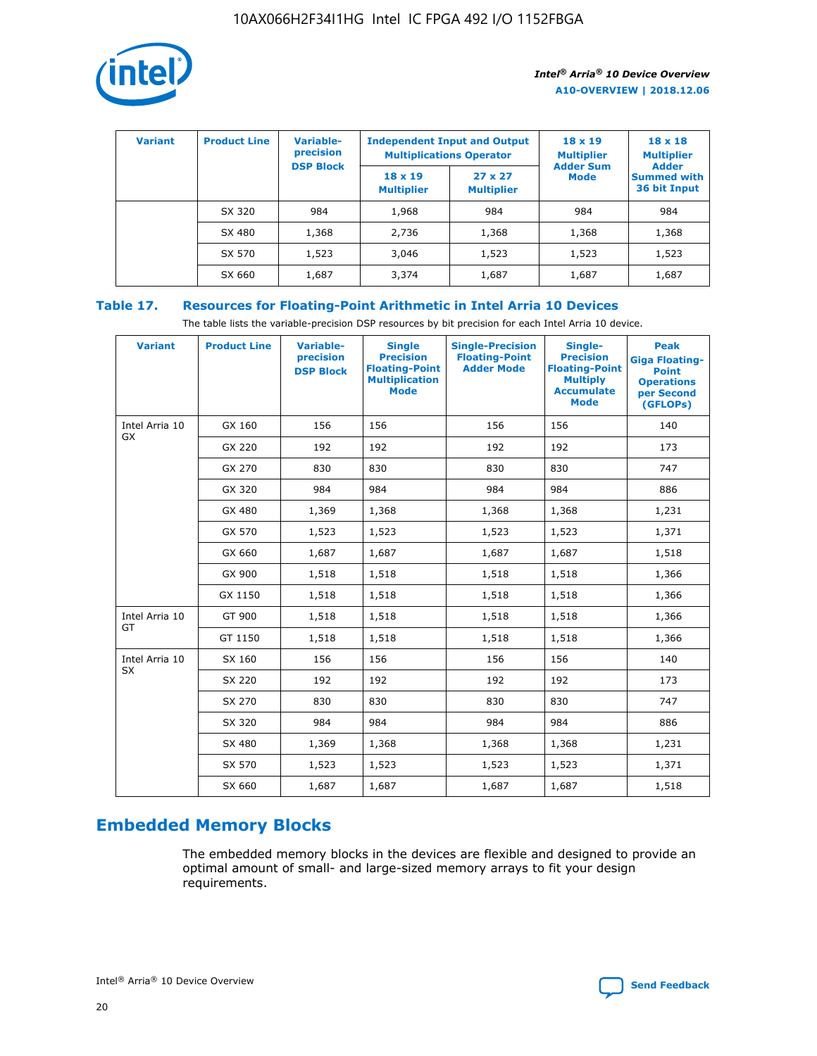| Variant | Product Line | Variable-precision DSP Block | Independent Input and Output Multiplications Operator | | 18 x 19 Multiplier Adder Sum Mode | 18 x 18 Multiplier Adder Summed with 36 bit Input |
|---|---|---|---|---|---|---|
| | | | 18 x 19 Multiplier | 27 x 27 Multiplier | | |
| | SX 320 | 984 | 1,968 | 984 | 984 | 984 |
| | SX 480 | 1,368 | 2,736 | 1,368 | 1,368 | 1,368 |
| | SX 570 | 1,523 | 3,046 | 1,523 | 1,523 | 1,523 |
| | SX 660 | 1,687 | 3,374 | 1,687 | 1,687 | 1,687 |

**Table 17. Resources for Floating-Point Arithmetic in Intel Arria 10 Devices**

The table lists the variable-precision DSP resources by bit precision for each Intel Arria 10 device.

| Variant | Product Line | Variable-precision DSP Block | Single Precision Floating-Point Multiplication Mode | Single-Precision Floating-Point Adder Mode | Single-Precision Floating-Point Multiply Accumulate Mode | Peak Giga Floating-Point Operations per Second (GFLOPs) |
|---|---|---|---|---|---|---|
| Intel Arria 10 GX | GX 160 | 156 | 156 | 156 | 156 | 140 |
| | GX 220 | 192 | 192 | 192 | 192 | 173 |
| | GX 270 | 830 | 830 | 830 | 830 | 747 |
| | GX 320 | 984 | 984 | 984 | 984 | 886 |
| | GX 480 | 1,369 | 1,368 | 1,368 | 1,368 | 1,231 |
| | GX 570 | 1,523 | 1,523 | 1,523 | 1,523 | 1,371 |
| | GX 660 | 1,687 | 1,687 | 1,687 | 1,687 | 1,518 |
| | GX 900 | 1,518 | 1,518 | 1,518 | 1,518 | 1,366 |
| | GX 1150 | 1,518 | 1,518 | 1,518 | 1,518 | 1,366 |
| Intel Arria 10 GT | GT 900 | 1,518 | 1,518 | 1,518 | 1,518 | 1,366 |
| | GT 1150 | 1,518 | 1,518 | 1,518 | 1,518 | 1,366 |
| Intel Arria 10 SX | SX 160 | 156 | 156 | 156 | 156 | 140 |
| | SX 220 | 192 | 192 | 192 | 192 | 173 |
| | SX 270 | 830 | 830 | 830 | 830 | 747 |
| | SX 320 | 984 | 984 | 984 | 984 | 886 |
| | SX 480 | 1,369 | 1,368 | 1,368 | 1,368 | 1,231 |
| | SX 570 | 1,523 | 1,523 | 1,523 | 1,523 | 1,371 |
| | SX 660 | 1,687 | 1,687 | 1,687 | 1,687 | 1,518 |

## Embedded Memory Blocks

The embedded memory blocks in the devices are flexible and designed to provide an optimal amount of small- and large-sized memory arrays to fit your design requirements.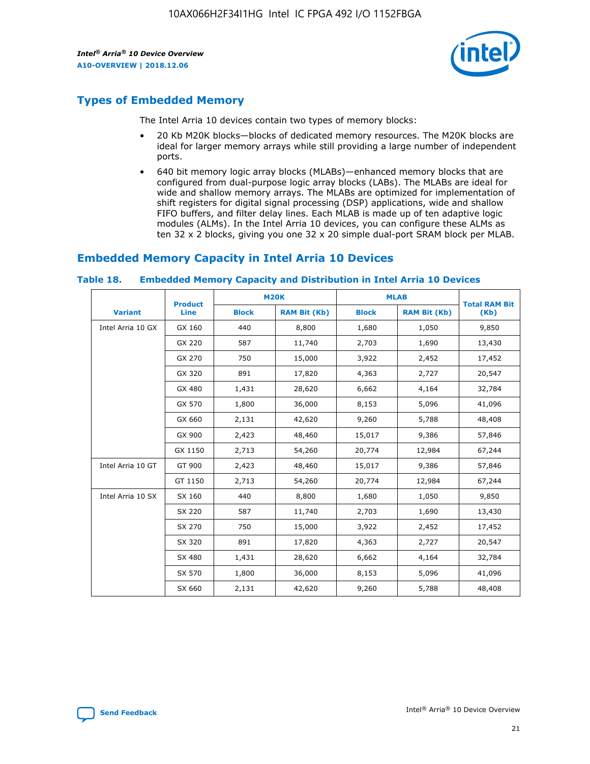## Types of Embedded Memory

The Intel Arria 10 devices contain two types of memory blocks:

- 20 Kb M20K blocks—blocks of dedicated memory resources. The M20K blocks are ideal for larger memory arrays while still providing a large number of independent ports.
- 640 bit memory logic array blocks (MLABs)—enhanced memory blocks that are configured from dual-purpose logic array blocks (LABs). The MLABs are ideal for wide and shallow memory arrays. The MLABs are optimized for implementation of shift registers for digital signal processing (DSP) applications, wide and shallow FIFO buffers, and filter delay lines. Each MLAB is made up of ten adaptive logic modules (ALMs). In the Intel Arria 10 devices, you can configure these ALMs as ten 32 x 2 blocks, giving you one 32 x 20 simple dual-port SRAM block per MLAB.

## Embedded Memory Capacity in Intel Arria 10 Devices

**Table 18. Embedded Memory Capacity and Distribution in Intel Arria 10 Devices**

| Variant | Product Line | M20K | | MLAB | | Total RAM Bit (Kb) |
|---|---|---|---|---|---|---|
| | | Block | RAM Bit (Kb) | Block | RAM Bit (Kb) | |
| Intel Arria 10 GX | GX 160 | 440 | 8,800 | 1,680 | 1,050 | 9,850 |
| | GX 220 | 587 | 11,740 | 2,703 | 1,690 | 13,430 |
| | GX 270 | 750 | 15,000 | 3,922 | 2,452 | 17,452 |
| | GX 320 | 891 | 17,820 | 4,363 | 2,727 | 20,547 |
| | GX 480 | 1,431 | 28,620 | 6,662 | 4,164 | 32,784 |
| | GX 570 | 1,800 | 36,000 | 8,153 | 5,096 | 41,096 |
| | GX 660 | 2,131 | 42,620 | 9,260 | 5,788 | 48,408 |
| | GX 900 | 2,423 | 48,460 | 15,017 | 9,386 | 57,846 |
| | GX 1150 | 2,713 | 54,260 | 20,774 | 12,984 | 67,244 |
| Intel Arria 10 GT | GT 900 | 2,423 | 48,460 | 15,017 | 9,386 | 57,846 |
| | GT 1150 | 2,713 | 54,260 | 20,774 | 12,984 | 67,244 |
| Intel Arria 10 SX | SX 160 | 440 | 8,800 | 1,680 | 1,050 | 9,850 |
| | SX 220 | 587 | 11,740 | 2,703 | 1,690 | 13,430 |
| | SX 270 | 750 | 15,000 | 3,922 | 2,452 | 17,452 |
| | SX 320 | 891 | 17,820 | 4,363 | 2,727 | 20,547 |
| | SX 480 | 1,431 | 28,620 | 6,662 | 4,164 | 32,784 |
| | SX 570 | 1,800 | 36,000 | 8,153 | 5,096 | 41,096 |
| | SX 660 | 2,131 | 42,620 | 9,260 | 5,788 | 48,408 |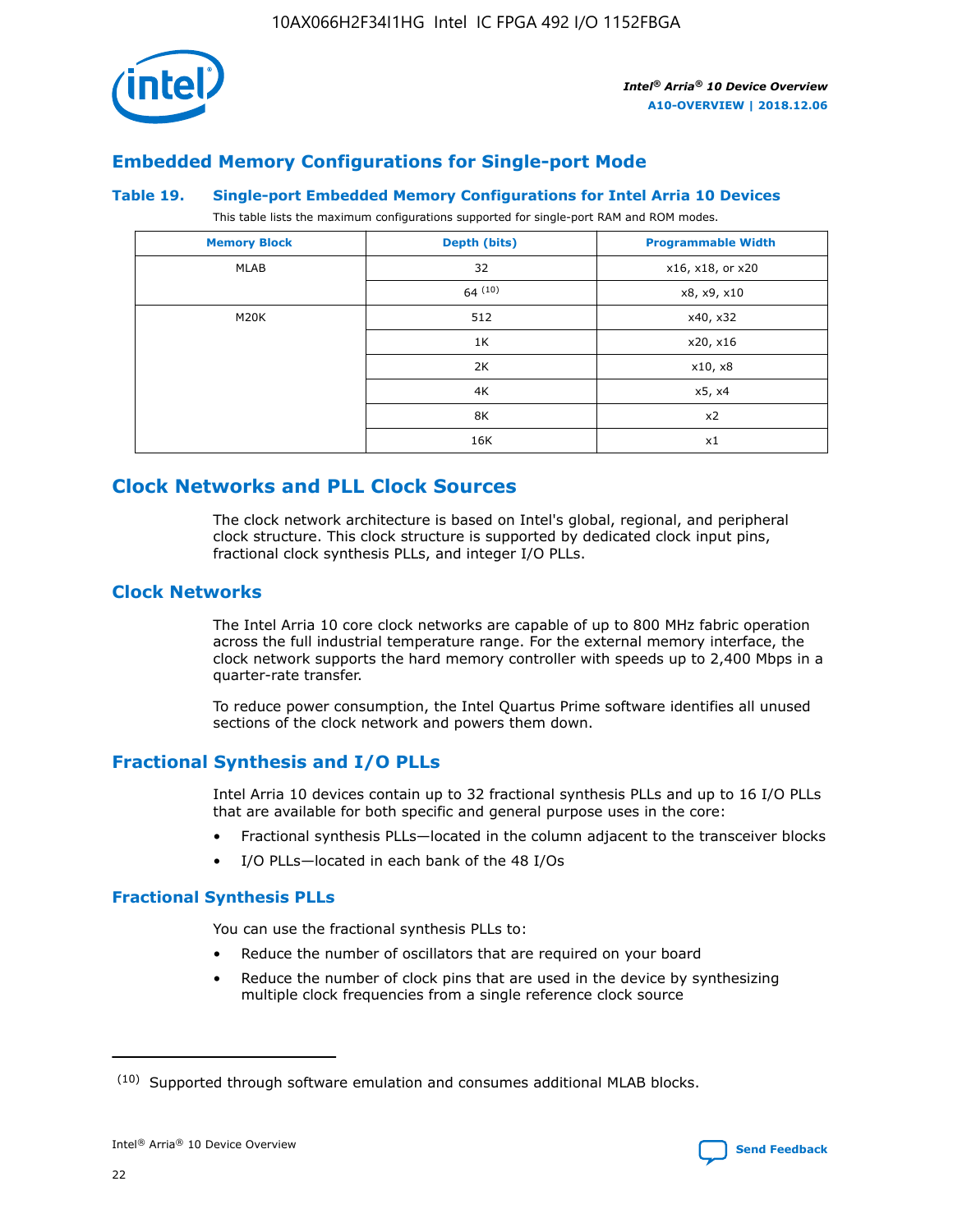## Embedded Memory Configurations for Single-port Mode

### Table 19. Single-port Embedded Memory Configurations for Intel Arria 10 Devices

This table lists the maximum configurations supported for single-port RAM and ROM modes.

| Memory Block | Depth (bits) | Programmable Width |
|---|---|---|
| MLAB | 32 | x16, x18, or x20 |
| | 64 [10] | x8, x9, x10 |
| M20K | 512 | x40, x32 |
| | 1K | x20, x16 |
| | 2K | x10, x8 |
| | 4K | x5, x4 |
| | 8K | x2 |
| | 16K | x1 |

## Clock Networks and PLL Clock Sources

The clock network architecture is based on Intel's global, regional, and peripheral clock structure. This clock structure is supported by dedicated clock input pins, fractional clock synthesis PLLs, and integer I/O PLLs.

### Clock Networks

The Intel Arria 10 core clock networks are capable of up to 800 MHz fabric operation across the full industrial temperature range. For the external memory interface, the clock network supports the hard memory controller with speeds up to 2,400 Mbps in a quarter-rate transfer.

To reduce power consumption, the Intel Quartus Prime software identifies all unused sections of the clock network and powers them down.

### Fractional Synthesis and I/O PLLs

Intel Arria 10 devices contain up to 32 fractional synthesis PLLs and up to 16 I/O PLLs that are available for both specific and general purpose uses in the core:

- Fractional synthesis PLLs—located in the column adjacent to the transceiver blocks
- I/O PLLs—located in each bank of the 48 I/Os

#### Fractional Synthesis PLLs

You can use the fractional synthesis PLLs to:

- Reduce the number of oscillators that are required on your board
- Reduce the number of clock pins that are used in the device by synthesizing multiple clock frequencies from a single reference clock source

---

(10) Supported through software emulation and consumes additional MLAB blocks.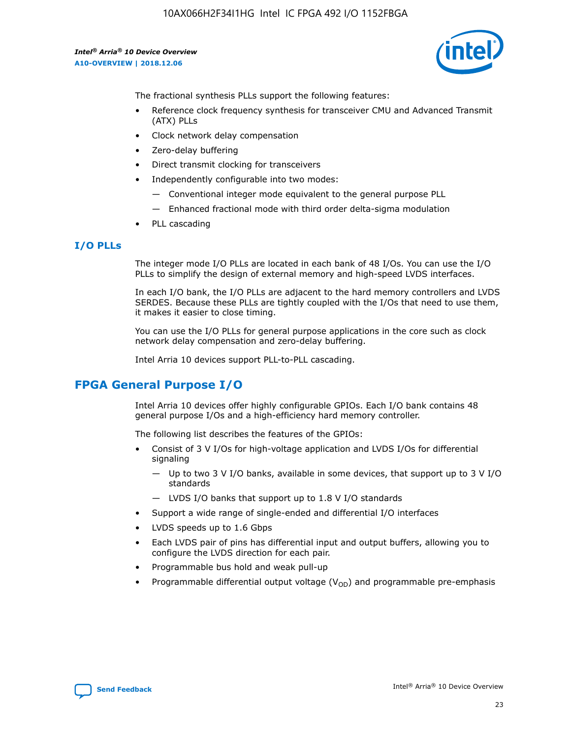The fractional synthesis PLLs support the following features:

- Reference clock frequency synthesis for transceiver CMU and Advanced Transmit (ATX) PLLs
- Clock network delay compensation
- Zero-delay buffering
- Direct transmit clocking for transceivers
- Independently configurable into two modes:
  - — Conventional integer mode equivalent to the general purpose PLL
  - — Enhanced fractional mode with third order delta-sigma modulation
- PLL cascading

### I/O PLLs

The integer mode I/O PLLs are located in each bank of 48 I/Os. You can use the I/O PLLs to simplify the design of external memory and high-speed LVDS interfaces.

In each I/O bank, the I/O PLLs are adjacent to the hard memory controllers and LVDS SERDES. Because these PLLs are tightly coupled with the I/Os that need to use them, it makes it easier to close timing.

You can use the I/O PLLs for general purpose applications in the core such as clock network delay compensation and zero-delay buffering.

Intel Arria 10 devices support PLL-to-PLL cascading.

## FPGA General Purpose I/O

Intel Arria 10 devices offer highly configurable GPIOs. Each I/O bank contains 48 general purpose I/Os and a high-efficiency hard memory controller.

The following list describes the features of the GPIOs:

- Consist of 3 V I/Os for high-voltage application and LVDS I/Os for differential signaling
  - — Up to two 3 V I/O banks, available in some devices, that support up to 3 V I/O standards
  - — LVDS I/O banks that support up to 1.8 V I/O standards
- Support a wide range of single-ended and differential I/O interfaces
- LVDS speeds up to 1.6 Gbps
- Each LVDS pair of pins has differential input and output buffers, allowing you to configure the LVDS direction for each pair.
- Programmable bus hold and weak pull-up
- Programmable differential output voltage ($V_{OD}$) and programmable pre-emphasis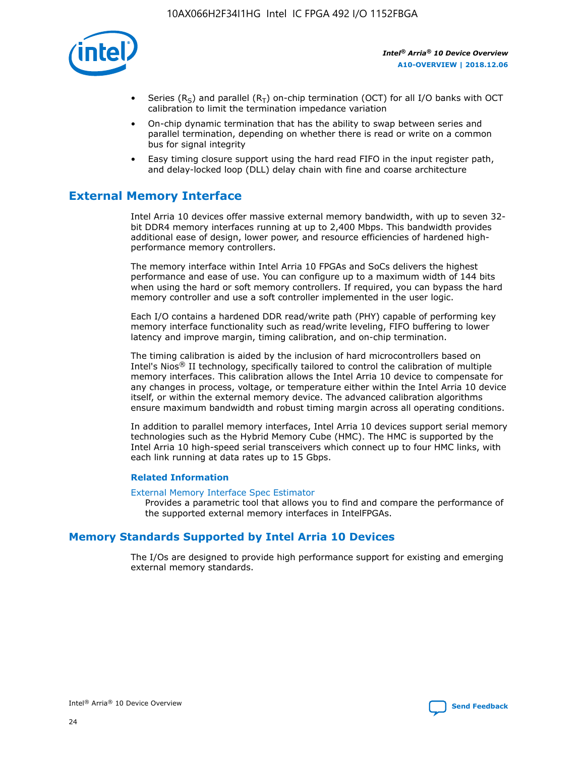- Series ($R_S$) and parallel ($R_T$) on-chip termination (OCT) for all I/O banks with OCT calibration to limit the termination impedance variation
- On-chip dynamic termination that has the ability to swap between series and parallel termination, depending on whether there is read or write on a common bus for signal integrity
- Easy timing closure support using the hard read FIFO in the input register path, and delay-locked loop (DLL) delay chain with fine and coarse architecture

## External Memory Interface

Intel Arria 10 devices offer massive external memory bandwidth, with up to seven 32-bit DDR4 memory interfaces running at up to 2,400 Mbps. This bandwidth provides additional ease of design, lower power, and resource efficiencies of hardened high-performance memory controllers.

The memory interface within Intel Arria 10 FPGAs and SoCs delivers the highest performance and ease of use. You can configure up to a maximum width of 144 bits when using the hard or soft memory controllers. If required, you can bypass the hard memory controller and use a soft controller implemented in the user logic.

Each I/O contains a hardened DDR read/write path (PHY) capable of performing key memory interface functionality such as read/write leveling, FIFO buffering to lower latency and improve margin, timing calibration, and on-chip termination.

The timing calibration is aided by the inclusion of hard microcontrollers based on Intel's Nios® II technology, specifically tailored to control the calibration of multiple memory interfaces. This calibration allows the Intel Arria 10 device to compensate for any changes in process, voltage, or temperature either within the Intel Arria 10 device itself, or within the external memory device. The advanced calibration algorithms ensure maximum bandwidth and robust timing margin across all operating conditions.

In addition to parallel memory interfaces, Intel Arria 10 devices support serial memory technologies such as the Hybrid Memory Cube (HMC). The HMC is supported by the Intel Arria 10 high-speed serial transceivers which connect up to four HMC links, with each link running at data rates up to 15 Gbps.

### Related Information

External Memory Interface Spec Estimator
Provides a parametric tool that allows you to find and compare the performance of the supported external memory interfaces in IntelFPGAs.

## Memory Standards Supported by Intel Arria 10 Devices

The I/Os are designed to provide high performance support for existing and emerging external memory standards.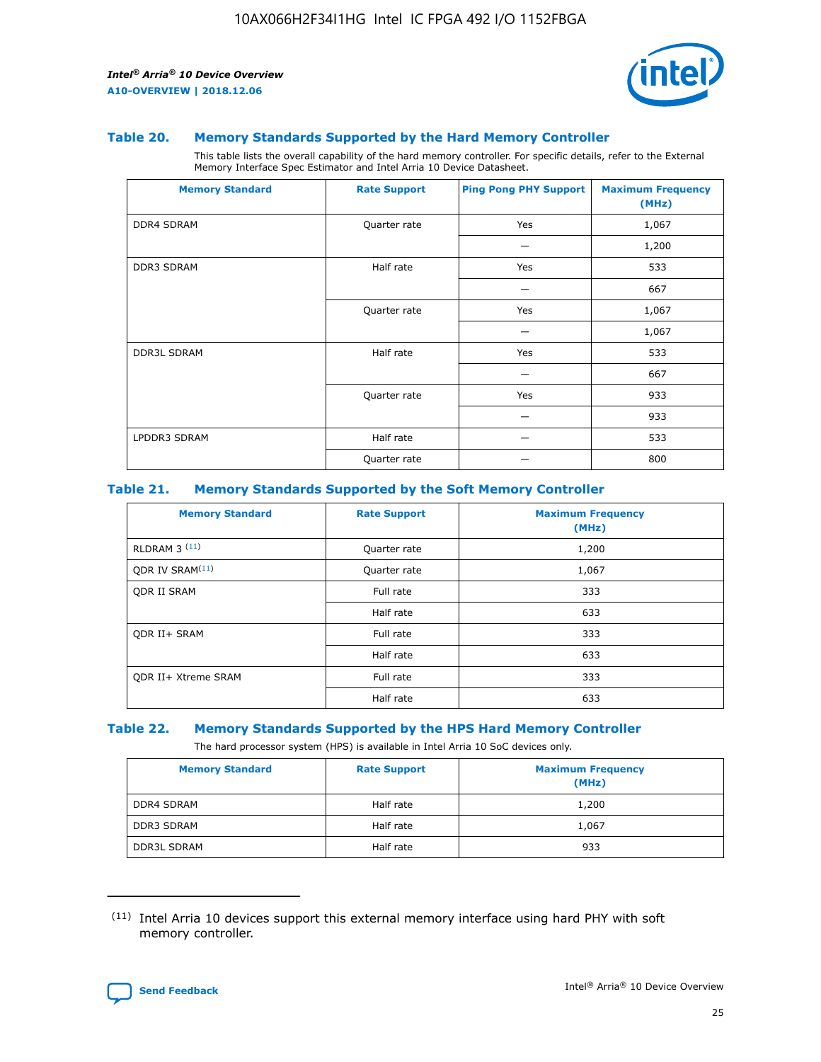### Table 20. Memory Standards Supported by the Hard Memory Controller

This table lists the overall capability of the hard memory controller. For specific details, refer to the External Memory Interface Spec Estimator and Intel Arria 10 Device Datasheet.

| Memory Standard | Rate Support | Ping Pong PHY Support | Maximum Frequency (MHz) |
|---|---|---|---|
| DDR4 SDRAM | Quarter rate | Yes | 1,067 |
| | | — | 1,200 |
| DDR3 SDRAM | Half rate | Yes | 533 |
| | | — | 667 |
| | Quarter rate | Yes | 1,067 |
| | | — | 1,067 |
| DDR3L SDRAM | Half rate | Yes | 533 |
| | | — | 667 |
| | Quarter rate | Yes | 933 |
| | | — | 933 |
| LPDDR3 SDRAM | Half rate | — | 533 |
| | Quarter rate | — | 800 |

### Table 21. Memory Standards Supported by the Soft Memory Controller

| Memory Standard | Rate Support | Maximum Frequency (MHz) |
|---|---|---|
| RLDRAM 3 [(11)] | Quarter rate | 1,200 |
| QDR IV SRAM[(11)] | Quarter rate | 1,067 |
| QDR II SRAM | Full rate | 333 |
| | Half rate | 633 |
| QDR II+ SRAM | Full rate | 333 |
| | Half rate | 633 |
| QDR II+ Xtreme SRAM | Full rate | 333 |
| | Half rate | 633 |

### Table 22. Memory Standards Supported by the HPS Hard Memory Controller

The hard processor system (HPS) is available in Intel Arria 10 SoC devices only.

| Memory Standard | Rate Support | Maximum Frequency (MHz) |
|---|---|---|
| DDR4 SDRAM | Half rate | 1,200 |
| DDR3 SDRAM | Half rate | 1,067 |
| DDR3L SDRAM | Half rate | 933 |

(11) Intel Arria 10 devices support this external memory interface using hard PHY with soft memory controller.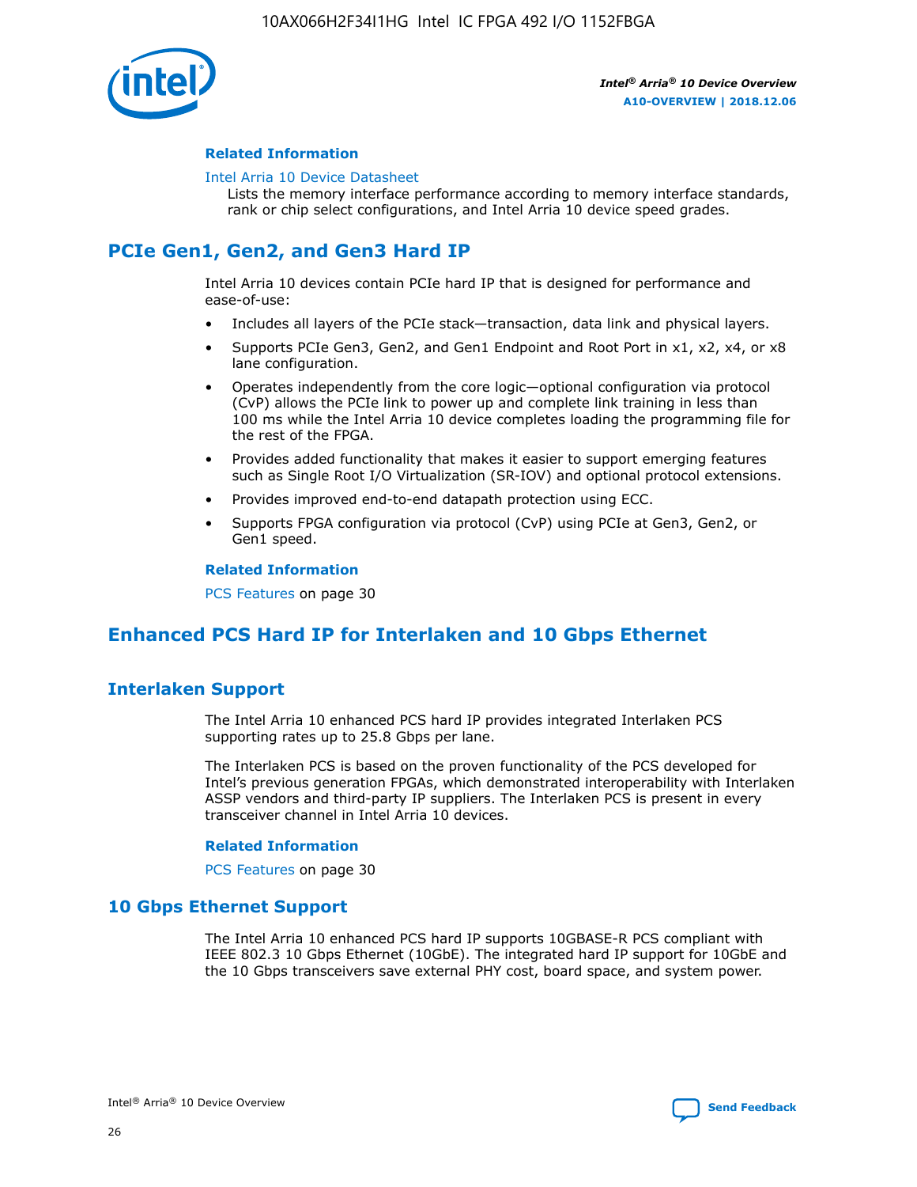### Related Information

Intel Arria 10 Device Datasheet
Lists the memory interface performance according to memory interface standards, rank or chip select configurations, and Intel Arria 10 device speed grades.

## PCIe Gen1, Gen2, and Gen3 Hard IP

Intel Arria 10 devices contain PCIe hard IP that is designed for performance and ease-of-use:

- Includes all layers of the PCIe stack—transaction, data link and physical layers.
- Supports PCIe Gen3, Gen2, and Gen1 Endpoint and Root Port in x1, x2, x4, or x8 lane configuration.
- Operates independently from the core logic—optional configuration via protocol (CvP) allows the PCIe link to power up and complete link training in less than 100 ms while the Intel Arria 10 device completes loading the programming file for the rest of the FPGA.
- Provides added functionality that makes it easier to support emerging features such as Single Root I/O Virtualization (SR-IOV) and optional protocol extensions.
- Provides improved end-to-end datapath protection using ECC.
- Supports FPGA configuration via protocol (CvP) using PCIe at Gen3, Gen2, or Gen1 speed.

### Related Information

PCS Features on page 30

## Enhanced PCS Hard IP for Interlaken and 10 Gbps Ethernet

## Interlaken Support

The Intel Arria 10 enhanced PCS hard IP provides integrated Interlaken PCS supporting rates up to 25.8 Gbps per lane.

The Interlaken PCS is based on the proven functionality of the PCS developed for Intel's previous generation FPGAs, which demonstrated interoperability with Interlaken ASSP vendors and third-party IP suppliers. The Interlaken PCS is present in every transceiver channel in Intel Arria 10 devices.

### Related Information

PCS Features on page 30

## 10 Gbps Ethernet Support

The Intel Arria 10 enhanced PCS hard IP supports 10GBASE-R PCS compliant with IEEE 802.3 10 Gbps Ethernet (10GbE). The integrated hard IP support for 10GbE and the 10 Gbps transceivers save external PHY cost, board space, and system power.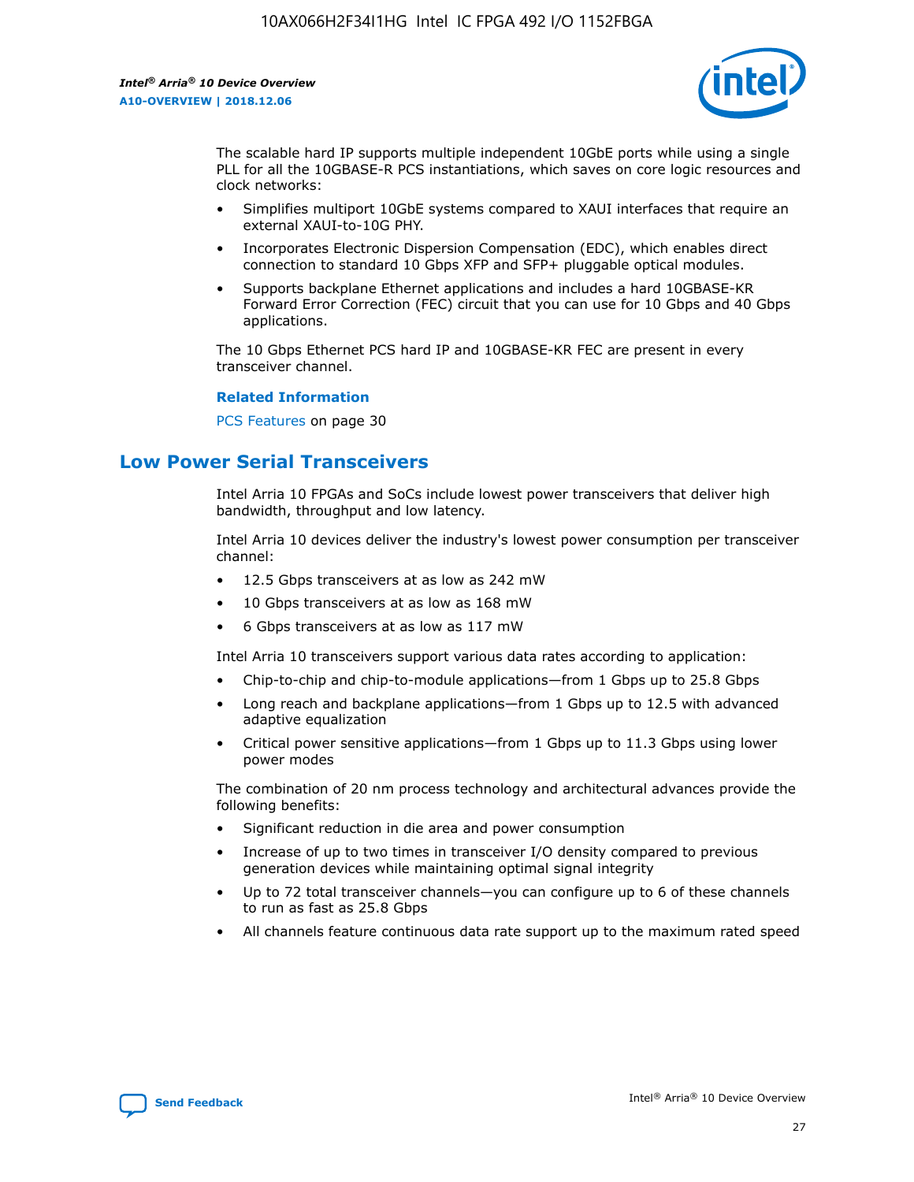The scalable hard IP supports multiple independent 10GbE ports while using a single PLL for all the 10GBASE-R PCS instantiations, which saves on core logic resources and clock networks:

- Simplifies multiport 10GbE systems compared to XAUI interfaces that require an external XAUI-to-10G PHY.
- Incorporates Electronic Dispersion Compensation (EDC), which enables direct connection to standard 10 Gbps XFP and SFP+ pluggable optical modules.
- Supports backplane Ethernet applications and includes a hard 10GBASE-KR Forward Error Correction (FEC) circuit that you can use for 10 Gbps and 40 Gbps applications.

The 10 Gbps Ethernet PCS hard IP and 10GBASE-KR FEC are present in every transceiver channel.

**Related Information**

PCS Features on page 30

## Low Power Serial Transceivers

Intel Arria 10 FPGAs and SoCs include lowest power transceivers that deliver high bandwidth, throughput and low latency.

Intel Arria 10 devices deliver the industry's lowest power consumption per transceiver channel:

- 12.5 Gbps transceivers at as low as 242 mW
- 10 Gbps transceivers at as low as 168 mW
- 6 Gbps transceivers at as low as 117 mW

Intel Arria 10 transceivers support various data rates according to application:

- Chip-to-chip and chip-to-module applications—from 1 Gbps up to 25.8 Gbps
- Long reach and backplane applications—from 1 Gbps up to 12.5 with advanced adaptive equalization
- Critical power sensitive applications—from 1 Gbps up to 11.3 Gbps using lower power modes

The combination of 20 nm process technology and architectural advances provide the following benefits:

- Significant reduction in die area and power consumption
- Increase of up to two times in transceiver I/O density compared to previous generation devices while maintaining optimal signal integrity
- Up to 72 total transceiver channels—you can configure up to 6 of these channels to run as fast as 25.8 Gbps
- All channels feature continuous data rate support up to the maximum rated speed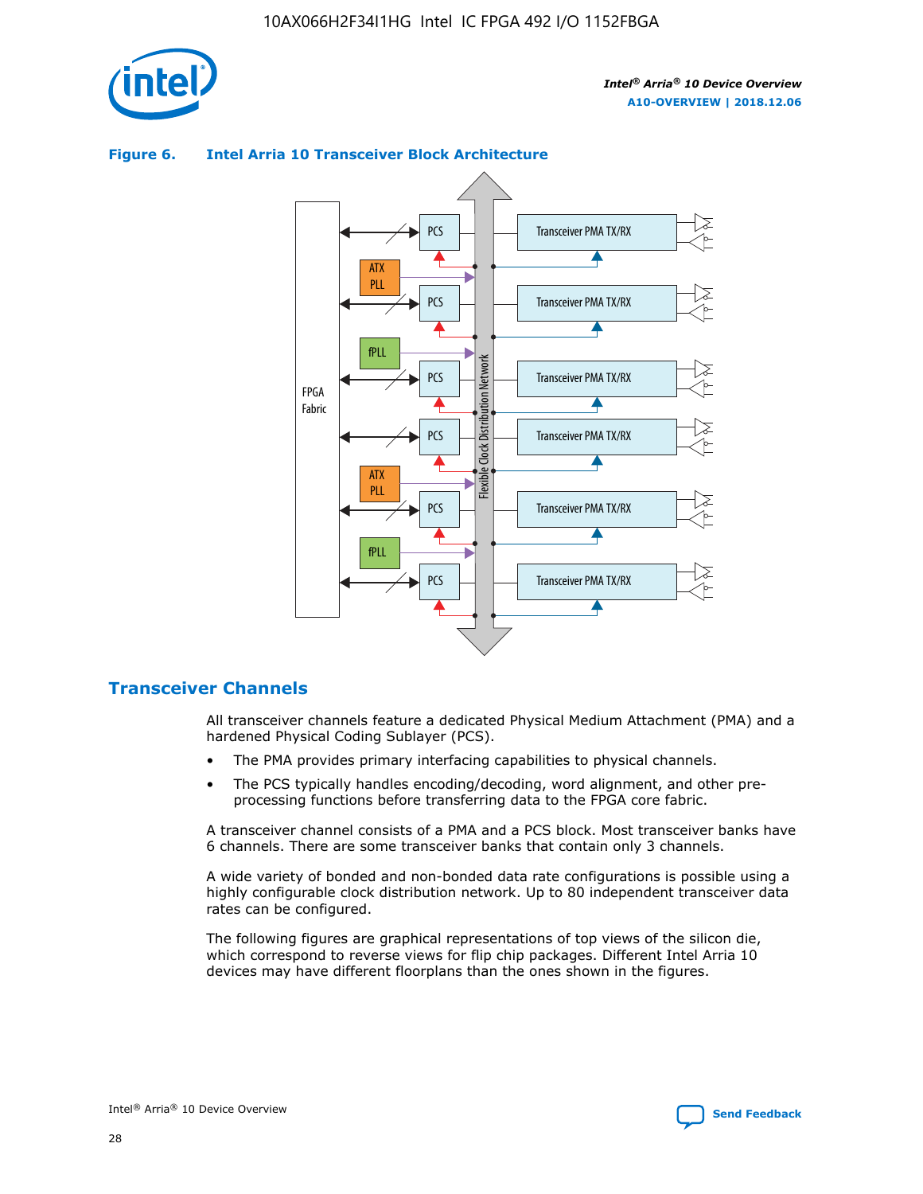**Figure 6. Intel Arria 10 Transceiver Block Architecture**

## Transceiver Channels

All transceiver channels feature a dedicated Physical Medium Attachment (PMA) and a hardened Physical Coding Sublayer (PCS).

- The PMA provides primary interfacing capabilities to physical channels.
- The PCS typically handles encoding/decoding, word alignment, and other pre-processing functions before transferring data to the FPGA core fabric.

A transceiver channel consists of a PMA and a PCS block. Most transceiver banks have 6 channels. There are some transceiver banks that contain only 3 channels.

A wide variety of bonded and non-bonded data rate configurations is possible using a highly configurable clock distribution network. Up to 80 independent transceiver data rates can be configured.

The following figures are graphical representations of top views of the silicon die, which correspond to reverse views for flip chip packages. Different Intel Arria 10 devices may have different floorplans than the ones shown in the figures.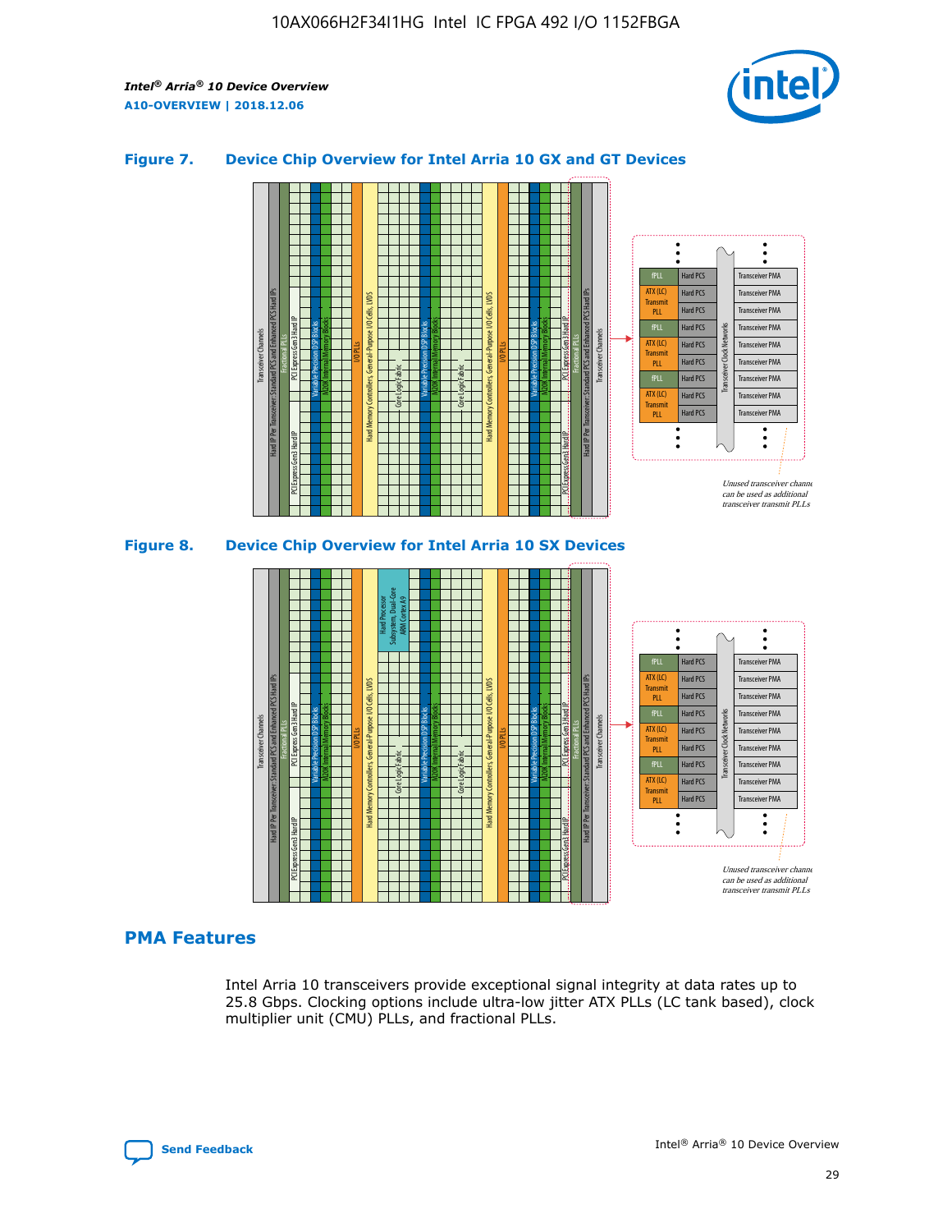### Figure 7. Device Chip Overview for Intel Arria 10 GX and GT Devices

### Figure 8. Device Chip Overview for Intel Arria 10 SX Devices

## PMA Features

Intel Arria 10 transceivers provide exceptional signal integrity at data rates up to 25.8 Gbps. Clocking options include ultra-low jitter ATX PLLs (LC tank based), clock multiplier unit (CMU) PLLs, and fractional PLLs.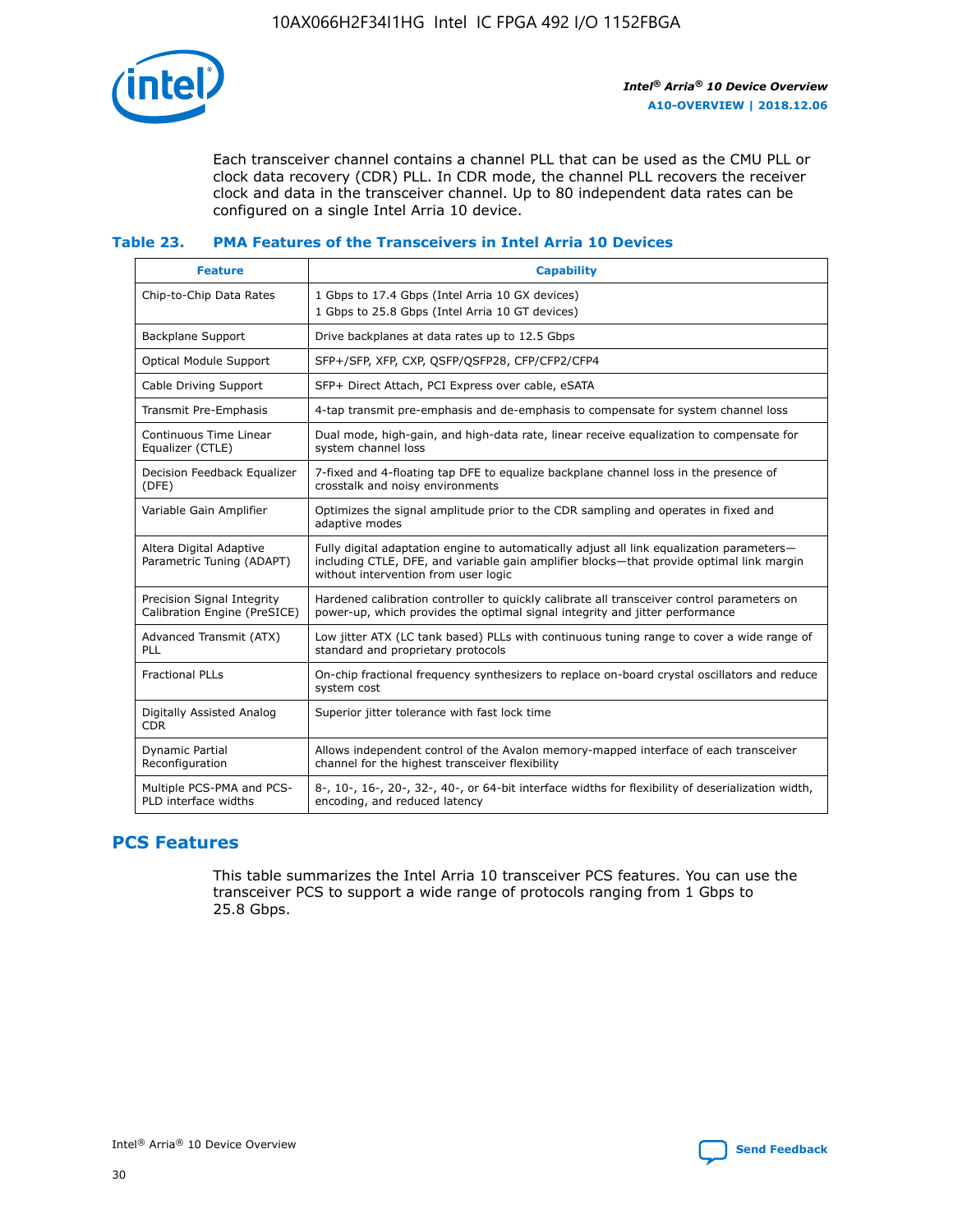Each transceiver channel contains a channel PLL that can be used as the CMU PLL or clock data recovery (CDR) PLL. In CDR mode, the channel PLL recovers the receiver clock and data in the transceiver channel. Up to 80 independent data rates can be configured on a single Intel Arria 10 device.

### Table 23. PMA Features of the Transceivers in Intel Arria 10 Devices

| Feature | Capability |
| --- | --- |
| Chip-to-Chip Data Rates | 1 Gbps to 17.4 Gbps (Intel Arria 10 GX devices)<br>1 Gbps to 25.8 Gbps (Intel Arria 10 GT devices) |
| Backplane Support | Drive backplanes at data rates up to 12.5 Gbps |
| Optical Module Support | SFP+/SFP, XFP, CXP, QSFP/QSFP28, CFP/CFP2/CFP4 |
| Cable Driving Support | SFP+ Direct Attach, PCI Express over cable, eSATA |
| Transmit Pre-Emphasis | 4-tap transmit pre-emphasis and de-emphasis to compensate for system channel loss |
| Continuous Time Linear Equalizer (CTLE) | Dual mode, high-gain, and high-data rate, linear receive equalization to compensate for system channel loss |
| Decision Feedback Equalizer (DFE) | 7-fixed and 4-floating tap DFE to equalize backplane channel loss in the presence of crosstalk and noisy environments |
| Variable Gain Amplifier | Optimizes the signal amplitude prior to the CDR sampling and operates in fixed and adaptive modes |
| Altera Digital Adaptive Parametric Tuning (ADAPT) | Fully digital adaptation engine to automatically adjust all link equalization parameters—including CTLE, DFE, and variable gain amplifier blocks—that provide optimal link margin without intervention from user logic |
| Precision Signal Integrity Calibration Engine (PreSICE) | Hardened calibration controller to quickly calibrate all transceiver control parameters on power-up, which provides the optimal signal integrity and jitter performance |
| Advanced Transmit (ATX) PLL | Low jitter ATX (LC tank based) PLLs with continuous tuning range to cover a wide range of standard and proprietary protocols |
| Fractional PLLs | On-chip fractional frequency synthesizers to replace on-board crystal oscillators and reduce system cost |
| Digitally Assisted Analog CDR | Superior jitter tolerance with fast lock time |
| Dynamic Partial Reconfiguration | Allows independent control of the Avalon memory-mapped interface of each transceiver channel for the highest transceiver flexibility |
| Multiple PCS-PMA and PCS-PLD interface widths | 8-, 10-, 16-, 20-, 32-, 40-, or 64-bit interface widths for flexibility of deserialization width, encoding, and reduced latency |

## PCS Features

This table summarizes the Intel Arria 10 transceiver PCS features. You can use the transceiver PCS to support a wide range of protocols ranging from 1 Gbps to 25.8 Gbps.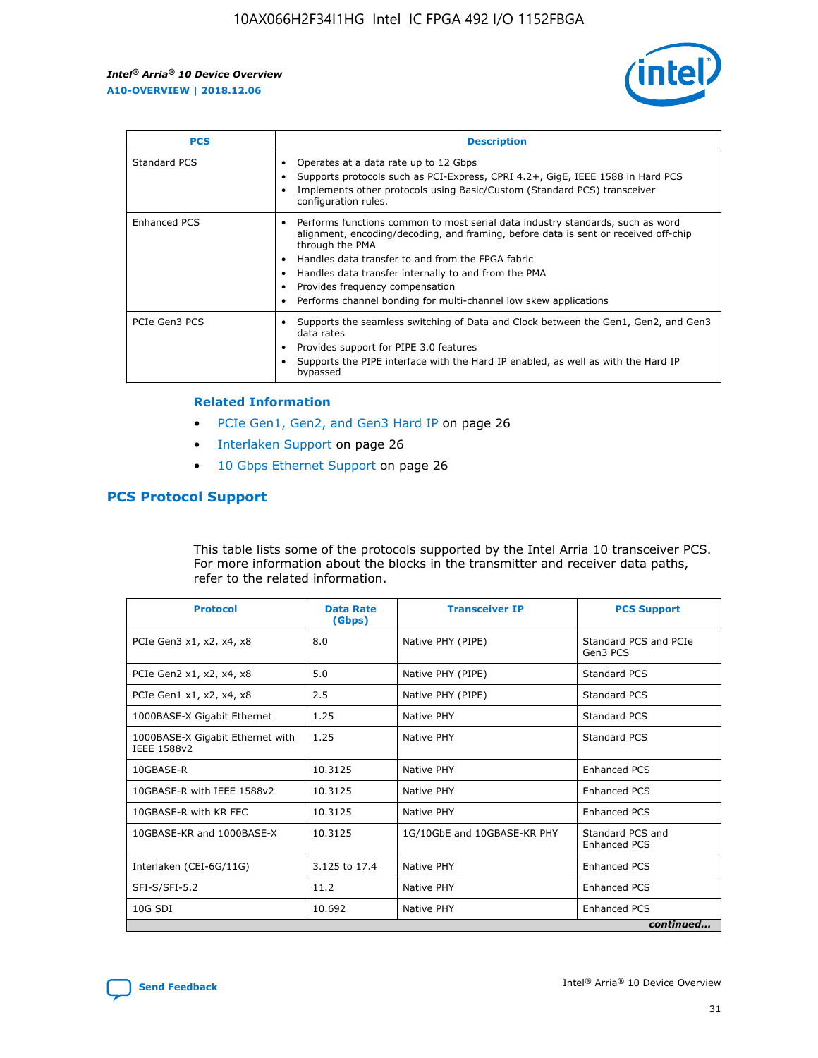| PCS | Description |
| --- | --- |
| Standard PCS | • Operates at a data rate up to 12 Gbps<br>• Supports protocols such as PCI-Express, CPRI 4.2+, GigE, IEEE 1588 in Hard PCS<br>• Implements other protocols using Basic/Custom (Standard PCS) transceiver configuration rules. |
| Enhanced PCS | • Performs functions common to most serial data industry standards, such as word alignment, encoding/decoding, and framing, before data is sent or received off-chip through the PMA<br>• Handles data transfer to and from the FPGA fabric<br>• Handles data transfer internally to and from the PMA<br>• Provides frequency compensation<br>• Performs channel bonding for multi-channel low skew applications |
| PCIe Gen3 PCS | • Supports the seamless switching of Data and Clock between the Gen1, Gen2, and Gen3 data rates<br>• Provides support for PIPE 3.0 features<br>• Supports the PIPE interface with the Hard IP enabled, as well as with the Hard IP bypassed |

**Related Information**

- PCIe Gen1, Gen2, and Gen3 Hard IP on page 26
- Interlaken Support on page 26
- 10 Gbps Ethernet Support on page 26

## PCS Protocol Support

This table lists some of the protocols supported by the Intel Arria 10 transceiver PCS. For more information about the blocks in the transmitter and receiver data paths, refer to the related information.

| Protocol | Data Rate (Gbps) | Transceiver IP | PCS Support |
| --- | --- | --- | --- |
| PCIe Gen3 x1, x2, x4, x8 | 8.0 | Native PHY (PIPE) | Standard PCS and PCIe Gen3 PCS |
| PCIe Gen2 x1, x2, x4, x8 | 5.0 | Native PHY (PIPE) | Standard PCS |
| PCIe Gen1 x1, x2, x4, x8 | 2.5 | Native PHY (PIPE) | Standard PCS |
| 1000BASE-X Gigabit Ethernet | 1.25 | Native PHY | Standard PCS |
| 1000BASE-X Gigabit Ethernet with IEEE 1588v2 | 1.25 | Native PHY | Standard PCS |
| 10GBASE-R | 10.3125 | Native PHY | Enhanced PCS |
| 10GBASE-R with IEEE 1588v2 | 10.3125 | Native PHY | Enhanced PCS |
| 10GBASE-R with KR FEC | 10.3125 | Native PHY | Enhanced PCS |
| 10GBASE-KR and 1000BASE-X | 10.3125 | 1G/10GbE and 10GBASE-KR PHY | Standard PCS and Enhanced PCS |
| Interlaken (CEI-6G/11G) | 3.125 to 17.4 | Native PHY | Enhanced PCS |
| SFI-S/SFI-5.2 | 11.2 | Native PHY | Enhanced PCS |
| 10G SDI | 10.692 | Native PHY | Enhanced PCS |

*continued...*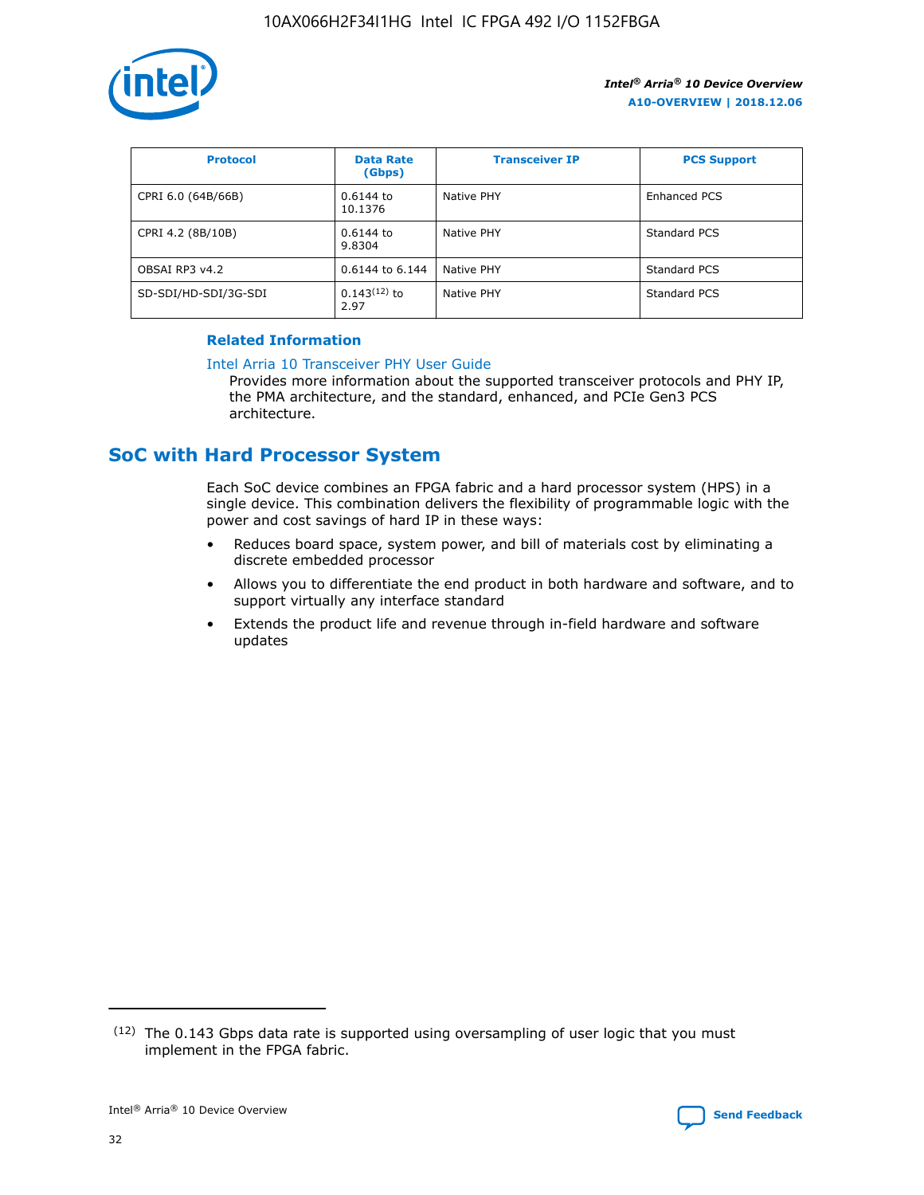| Protocol | Data Rate (Gbps) | Transceiver IP | PCS Support |
|---|---|---|---|
| CPRI 6.0 (64B/66B) | 0.6144 to 10.1376 | Native PHY | Enhanced PCS |
| CPRI 4.2 (8B/10B) | 0.6144 to 9.8304 | Native PHY | Standard PCS |
| OBSAI RP3 v4.2 | 0.6144 to 6.144 | Native PHY | Standard PCS |
| SD-SDI/HD-SDI/3G-SDI | 0.143(12) to 2.97 | Native PHY | Standard PCS |

**Related Information**

Intel Arria 10 Transceiver PHY User Guide

Provides more information about the supported transceiver protocols and PHY IP, the PMA architecture, and the standard, enhanced, and PCIe Gen3 PCS architecture.

## SoC with Hard Processor System

Each SoC device combines an FPGA fabric and a hard processor system (HPS) in a single device. This combination delivers the flexibility of programmable logic with the power and cost savings of hard IP in these ways:

- Reduces board space, system power, and bill of materials cost by eliminating a discrete embedded processor
- Allows you to differentiate the end product in both hardware and software, and to support virtually any interface standard
- Extends the product life and revenue through in-field hardware and software updates

(12) The 0.143 Gbps data rate is supported using oversampling of user logic that you must implement in the FPGA fabric.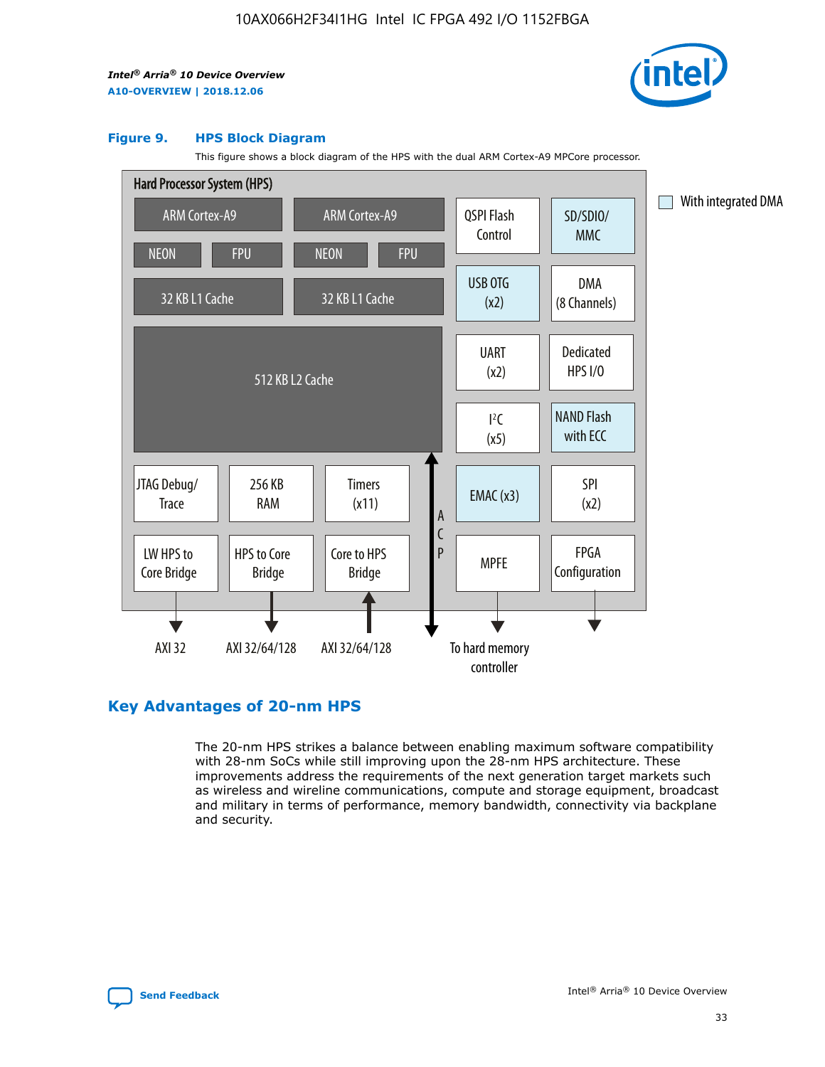**Figure 9. HPS Block Diagram**

This figure shows a block diagram of the HPS with the dual ARM Cortex-A9 MPCore processor.

Hard Processor System (HPS)

- ARM Cortex-A9 (NEON, FPU, 32 KB L1 Cache)
- ARM Cortex-A9 (NEON, FPU, 32 KB L1 Cache)
- 512 KB L2 Cache
- QSPI Flash Control
- SD/SDIO/MMC
- USB OTG (x2)
- DMA (8 Channels)
- UART (x2)
- Dedicated HPS I/O
- I²C (x5)
- NAND Flash with ECC
- JTAG Debug/Trace
- 256 KB RAM
- Timers (x11)
- EMAC (x3)
- SPI (x2)
- LW HPS to Core Bridge — AXI 32
- HPS to Core Bridge — AXI 32/64/128
- Core to HPS Bridge — AXI 32/64/128
- ACP
- MPFE — To hard memory controller
- FPGA Configuration

With integrated DMA

## Key Advantages of 20-nm HPS

The 20-nm HPS strikes a balance between enabling maximum software compatibility with 28-nm SoCs while still improving upon the 28-nm HPS architecture. These improvements address the requirements of the next generation target markets such as wireless and wireline communications, compute and storage equipment, broadcast and military in terms of performance, memory bandwidth, connectivity via backplane and security.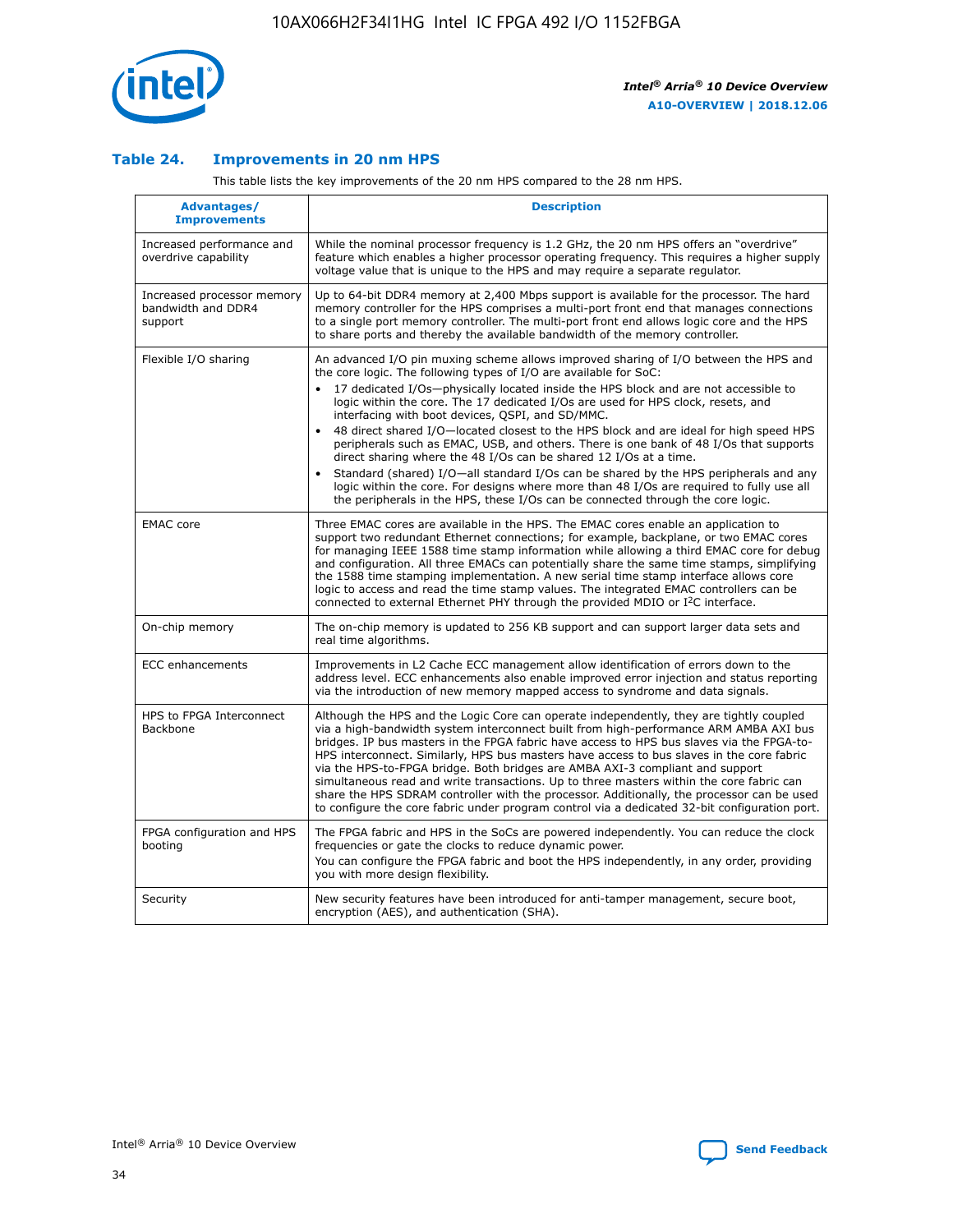## Table 24. Improvements in 20 nm HPS

This table lists the key improvements of the 20 nm HPS compared to the 28 nm HPS.

| Advantages/ Improvements | Description |
|---|---|
| Increased performance and overdrive capability | While the nominal processor frequency is 1.2 GHz, the 20 nm HPS offers an "overdrive" feature which enables a higher processor operating frequency. This requires a higher supply voltage value that is unique to the HPS and may require a separate regulator. |
| Increased processor memory bandwidth and DDR4 support | Up to 64-bit DDR4 memory at 2,400 Mbps support is available for the processor. The hard memory controller for the HPS comprises a multi-port front end that manages connections to a single port memory controller. The multi-port front end allows logic core and the HPS to share ports and thereby the available bandwidth of the memory controller. |
| Flexible I/O sharing | An advanced I/O pin muxing scheme allows improved sharing of I/O between the HPS and the core logic. The following types of I/O are available for SoC:<br>• 17 dedicated I/Os—physically located inside the HPS block and are not accessible to logic within the core. The 17 dedicated I/Os are used for HPS clock, resets, and interfacing with boot devices, QSPI, and SD/MMC.<br>• 48 direct shared I/O—located closest to the HPS block and are ideal for high speed HPS peripherals such as EMAC, USB, and others. There is one bank of 48 I/Os that supports direct sharing where the 48 I/Os can be shared 12 I/Os at a time.<br>• Standard (shared) I/O—all standard I/Os can be shared by the HPS peripherals and any logic within the core. For designs where more than 48 I/Os are required to fully use all the peripherals in the HPS, these I/Os can be connected through the core logic. |
| EMAC core | Three EMAC cores are available in the HPS. The EMAC cores enable an application to support two redundant Ethernet connections; for example, backplane, or two EMAC cores for managing IEEE 1588 time stamp information while allowing a third EMAC core for debug and configuration. All three EMACs can potentially share the same time stamps, simplifying the 1588 time stamping implementation. A new serial time stamp interface allows core logic to access and read the time stamp values. The integrated EMAC controllers can be connected to external Ethernet PHY through the provided MDIO or I²C interface. |
| On-chip memory | The on-chip memory is updated to 256 KB support and can support larger data sets and real time algorithms. |
| ECC enhancements | Improvements in L2 Cache ECC management allow identification of errors down to the address level. ECC enhancements also enable improved error injection and status reporting via the introduction of new memory mapped access to syndrome and data signals. |
| HPS to FPGA Interconnect Backbone | Although the HPS and the Logic Core can operate independently, they are tightly coupled via a high-bandwidth system interconnect built from high-performance ARM AMBA AXI bus bridges. IP bus masters in the FPGA fabric have access to HPS bus slaves via the FPGA-to-HPS interconnect. Similarly, HPS bus masters have access to bus slaves in the core fabric via the HPS-to-FPGA bridge. Both bridges are AMBA AXI-3 compliant and support simultaneous read and write transactions. Up to three masters within the core fabric can share the HPS SDRAM controller with the processor. Additionally, the processor can be used to configure the core fabric under program control via a dedicated 32-bit configuration port. |
| FPGA configuration and HPS booting | The FPGA fabric and HPS in the SoCs are powered independently. You can reduce the clock frequencies or gate the clocks to reduce dynamic power.<br>You can configure the FPGA fabric and boot the HPS independently, in any order, providing you with more design flexibility. |
| Security | New security features have been introduced for anti-tamper management, secure boot, encryption (AES), and authentication (SHA). |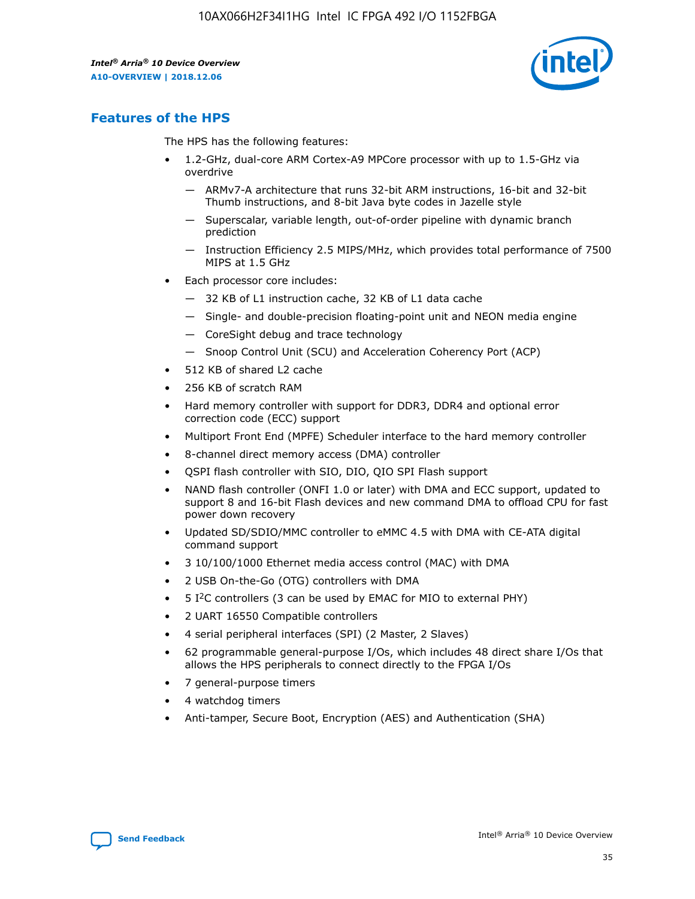## Features of the HPS

The HPS has the following features:

- 1.2-GHz, dual-core ARM Cortex-A9 MPCore processor with up to 1.5-GHz via overdrive
  - — ARMv7-A architecture that runs 32-bit ARM instructions, 16-bit and 32-bit Thumb instructions, and 8-bit Java byte codes in Jazelle style
  - — Superscalar, variable length, out-of-order pipeline with dynamic branch prediction
  - — Instruction Efficiency 2.5 MIPS/MHz, which provides total performance of 7500 MIPS at 1.5 GHz
- Each processor core includes:
  - — 32 KB of L1 instruction cache, 32 KB of L1 data cache
  - — Single- and double-precision floating-point unit and NEON media engine
  - — CoreSight debug and trace technology
  - — Snoop Control Unit (SCU) and Acceleration Coherency Port (ACP)
- 512 KB of shared L2 cache
- 256 KB of scratch RAM
- Hard memory controller with support for DDR3, DDR4 and optional error correction code (ECC) support
- Multiport Front End (MPFE) Scheduler interface to the hard memory controller
- 8-channel direct memory access (DMA) controller
- QSPI flash controller with SIO, DIO, QIO SPI Flash support
- NAND flash controller (ONFI 1.0 or later) with DMA and ECC support, updated to support 8 and 16-bit Flash devices and new command DMA to offload CPU for fast power down recovery
- Updated SD/SDIO/MMC controller to eMMC 4.5 with DMA with CE-ATA digital command support
- 3 10/100/1000 Ethernet media access control (MAC) with DMA
- 2 USB On-the-Go (OTG) controllers with DMA
- 5 I²C controllers (3 can be used by EMAC for MIO to external PHY)
- 2 UART 16550 Compatible controllers
- 4 serial peripheral interfaces (SPI) (2 Master, 2 Slaves)
- 62 programmable general-purpose I/Os, which includes 48 direct share I/Os that allows the HPS peripherals to connect directly to the FPGA I/Os
- 7 general-purpose timers
- 4 watchdog timers
- Anti-tamper, Secure Boot, Encryption (AES) and Authentication (SHA)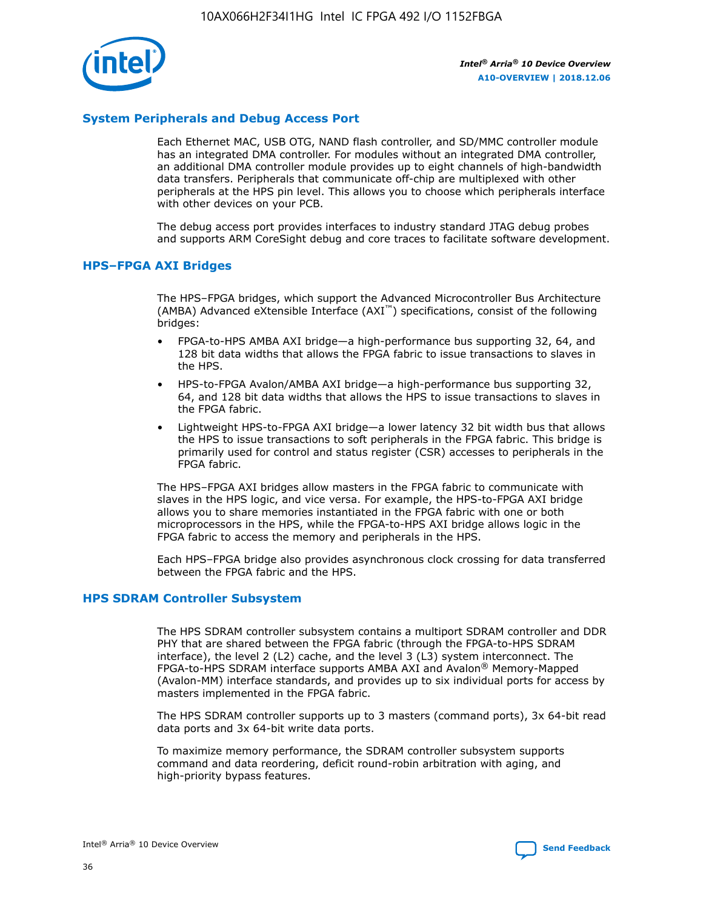## System Peripherals and Debug Access Port

Each Ethernet MAC, USB OTG, NAND flash controller, and SD/MMC controller module has an integrated DMA controller. For modules without an integrated DMA controller, an additional DMA controller module provides up to eight channels of high-bandwidth data transfers. Peripherals that communicate off-chip are multiplexed with other peripherals at the HPS pin level. This allows you to choose which peripherals interface with other devices on your PCB.

The debug access port provides interfaces to industry standard JTAG debug probes and supports ARM CoreSight debug and core traces to facilitate software development.

## HPS–FPGA AXI Bridges

The HPS–FPGA bridges, which support the Advanced Microcontroller Bus Architecture (AMBA) Advanced eXtensible Interface (AXI™) specifications, consist of the following bridges:

- FPGA-to-HPS AMBA AXI bridge—a high-performance bus supporting 32, 64, and 128 bit data widths that allows the FPGA fabric to issue transactions to slaves in the HPS.
- HPS-to-FPGA Avalon/AMBA AXI bridge—a high-performance bus supporting 32, 64, and 128 bit data widths that allows the HPS to issue transactions to slaves in the FPGA fabric.
- Lightweight HPS-to-FPGA AXI bridge—a lower latency 32 bit width bus that allows the HPS to issue transactions to soft peripherals in the FPGA fabric. This bridge is primarily used for control and status register (CSR) accesses to peripherals in the FPGA fabric.

The HPS–FPGA AXI bridges allow masters in the FPGA fabric to communicate with slaves in the HPS logic, and vice versa. For example, the HPS-to-FPGA AXI bridge allows you to share memories instantiated in the FPGA fabric with one or both microprocessors in the HPS, while the FPGA-to-HPS AXI bridge allows logic in the FPGA fabric to access the memory and peripherals in the HPS.

Each HPS–FPGA bridge also provides asynchronous clock crossing for data transferred between the FPGA fabric and the HPS.

## HPS SDRAM Controller Subsystem

The HPS SDRAM controller subsystem contains a multiport SDRAM controller and DDR PHY that are shared between the FPGA fabric (through the FPGA-to-HPS SDRAM interface), the level 2 (L2) cache, and the level 3 (L3) system interconnect. The FPGA-to-HPS SDRAM interface supports AMBA AXI and Avalon® Memory-Mapped (Avalon-MM) interface standards, and provides up to six individual ports for access by masters implemented in the FPGA fabric.

The HPS SDRAM controller supports up to 3 masters (command ports), 3x 64-bit read data ports and 3x 64-bit write data ports.

To maximize memory performance, the SDRAM controller subsystem supports command and data reordering, deficit round-robin arbitration with aging, and high-priority bypass features.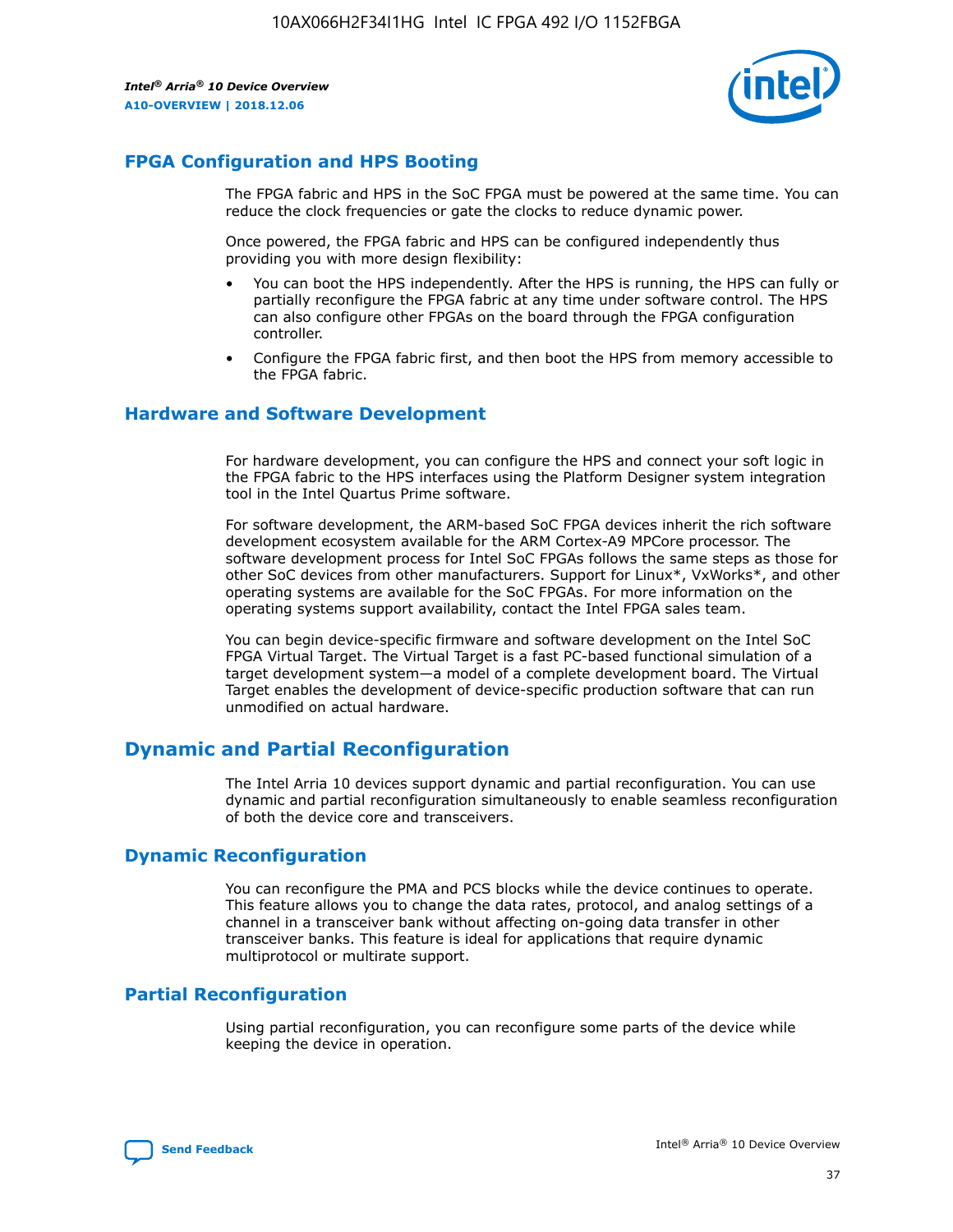## FPGA Configuration and HPS Booting

The FPGA fabric and HPS in the SoC FPGA must be powered at the same time. You can reduce the clock frequencies or gate the clocks to reduce dynamic power.

Once powered, the FPGA fabric and HPS can be configured independently thus providing you with more design flexibility:

- You can boot the HPS independently. After the HPS is running, the HPS can fully or partially reconfigure the FPGA fabric at any time under software control. The HPS can also configure other FPGAs on the board through the FPGA configuration controller.
- Configure the FPGA fabric first, and then boot the HPS from memory accessible to the FPGA fabric.

## Hardware and Software Development

For hardware development, you can configure the HPS and connect your soft logic in the FPGA fabric to the HPS interfaces using the Platform Designer system integration tool in the Intel Quartus Prime software.

For software development, the ARM-based SoC FPGA devices inherit the rich software development ecosystem available for the ARM Cortex-A9 MPCore processor. The software development process for Intel SoC FPGAs follows the same steps as those for other SoC devices from other manufacturers. Support for Linux*, VxWorks*, and other operating systems are available for the SoC FPGAs. For more information on the operating systems support availability, contact the Intel FPGA sales team.

You can begin device-specific firmware and software development on the Intel SoC FPGA Virtual Target. The Virtual Target is a fast PC-based functional simulation of a target development system—a model of a complete development board. The Virtual Target enables the development of device-specific production software that can run unmodified on actual hardware.

# Dynamic and Partial Reconfiguration

The Intel Arria 10 devices support dynamic and partial reconfiguration. You can use dynamic and partial reconfiguration simultaneously to enable seamless reconfiguration of both the device core and transceivers.

## Dynamic Reconfiguration

You can reconfigure the PMA and PCS blocks while the device continues to operate. This feature allows you to change the data rates, protocol, and analog settings of a channel in a transceiver bank without affecting on-going data transfer in other transceiver banks. This feature is ideal for applications that require dynamic multiprotocol or multirate support.

## Partial Reconfiguration

Using partial reconfiguration, you can reconfigure some parts of the device while keeping the device in operation.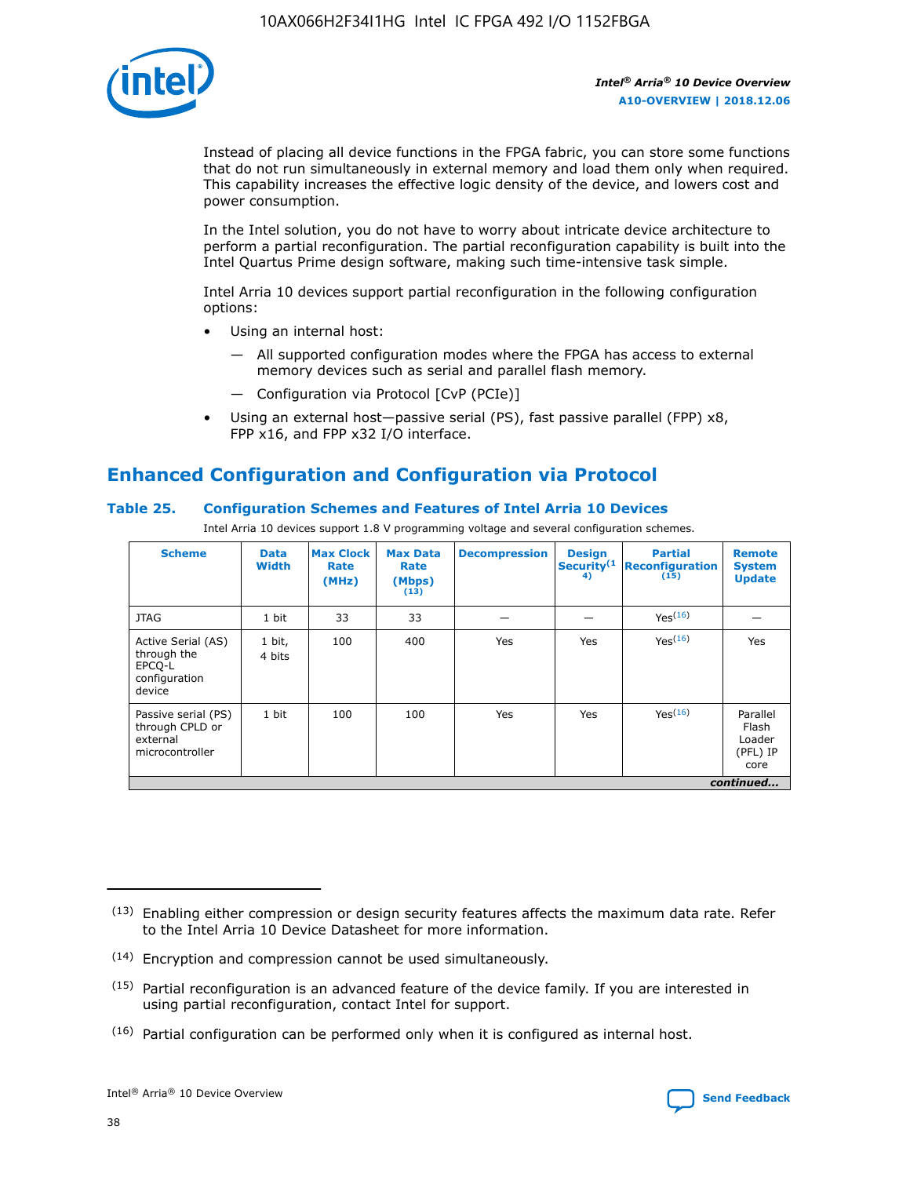Instead of placing all device functions in the FPGA fabric, you can store some functions that do not run simultaneously in external memory and load them only when required. This capability increases the effective logic density of the device, and lowers cost and power consumption.

In the Intel solution, you do not have to worry about intricate device architecture to perform a partial reconfiguration. The partial reconfiguration capability is built into the Intel Quartus Prime design software, making such time-intensive task simple.

Intel Arria 10 devices support partial reconfiguration in the following configuration options:

- Using an internal host:
  - All supported configuration modes where the FPGA has access to external memory devices such as serial and parallel flash memory.
  - Configuration via Protocol [CvP (PCIe)]
- Using an external host—passive serial (PS), fast passive parallel (FPP) x8, FPP x16, and FPP x32 I/O interface.

## Enhanced Configuration and Configuration via Protocol

### Table 25. Configuration Schemes and Features of Intel Arria 10 Devices

Intel Arria 10 devices support 1.8 V programming voltage and several configuration schemes.

| Scheme | Data Width | Max Clock Rate (MHz) | Max Data Rate (Mbps) (13) | Decompression | Design Security (14) | Partial Reconfiguration (15) | Remote System Update |
|---|---|---|---|---|---|---|---|
| JTAG | 1 bit | 33 | 33 | — | — | Yes(16) | — |
| Active Serial (AS) through the EPCQ-L configuration device | 1 bit, 4 bits | 100 | 400 | Yes | Yes | Yes(16) | Yes |
| Passive serial (PS) through CPLD or external microcontroller | 1 bit | 100 | 100 | Yes | Yes | Yes(16) | Parallel Flash Loader (PFL) IP core |

*continued...*

(13) Enabling either compression or design security features affects the maximum data rate. Refer to the Intel Arria 10 Device Datasheet for more information.

(14) Encryption and compression cannot be used simultaneously.

(15) Partial reconfiguration is an advanced feature of the device family. If you are interested in using partial reconfiguration, contact Intel for support.

(16) Partial configuration can be performed only when it is configured as internal host.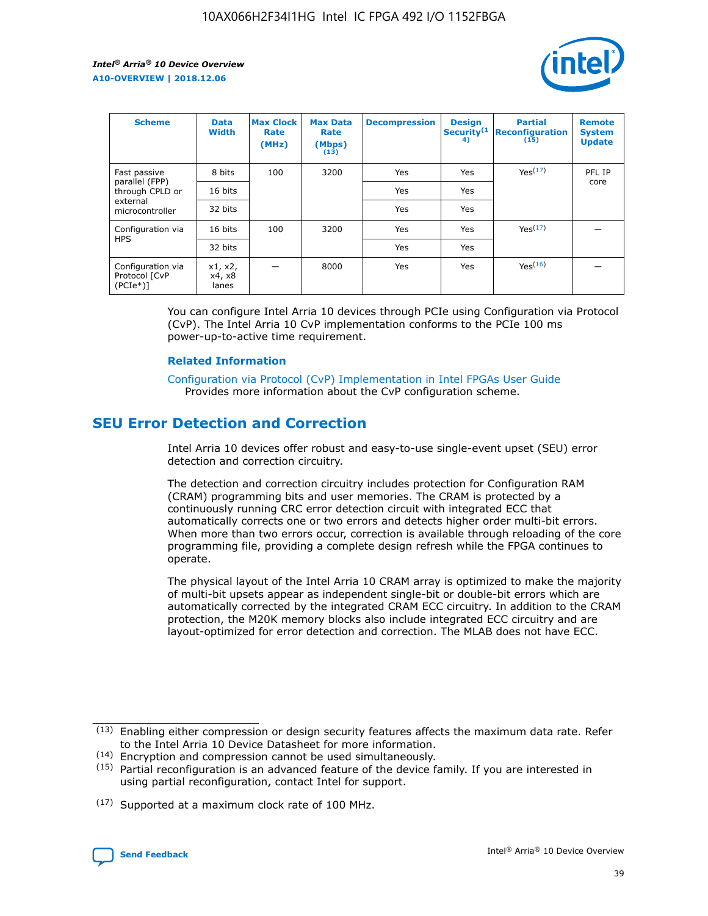| Scheme | Data Width | Max Clock Rate (MHz) | Max Data Rate (Mbps) (13) | Decompression | Design Security(14) | Partial Reconfiguration (15) | Remote System Update |
|---|---|---|---|---|---|---|---|
| Fast passive parallel (FPP) through CPLD or external microcontroller | 8 bits | 100 | 3200 | Yes | Yes | Yes(17) | PFL IP core |
| | 16 bits | | | Yes | Yes | | |
| | 32 bits | | | Yes | Yes | | |
| Configuration via HPS | 16 bits | 100 | 3200 | Yes | Yes | Yes(17) | — |
| | 32 bits | | | Yes | Yes | | |
| Configuration via Protocol [CvP (PCIe*)] | x1, x2, x4, x8 lanes | — | 8000 | Yes | Yes | Yes(16) | — |

You can configure Intel Arria 10 devices through PCIe using Configuration via Protocol (CvP). The Intel Arria 10 CvP implementation conforms to the PCIe 100 ms power-up-to-active time requirement.

### Related Information

Configuration via Protocol (CvP) Implementation in Intel FPGAs User Guide
Provides more information about the CvP configuration scheme.

## SEU Error Detection and Correction

Intel Arria 10 devices offer robust and easy-to-use single-event upset (SEU) error detection and correction circuitry.

The detection and correction circuitry includes protection for Configuration RAM (CRAM) programming bits and user memories. The CRAM is protected by a continuously running CRC error detection circuit with integrated ECC that automatically corrects one or two errors and detects higher order multi-bit errors. When more than two errors occur, correction is available through reloading of the core programming file, providing a complete design refresh while the FPGA continues to operate.

The physical layout of the Intel Arria 10 CRAM array is optimized to make the majority of multi-bit upsets appear as independent single-bit or double-bit errors which are automatically corrected by the integrated CRAM ECC circuitry. In addition to the CRAM protection, the M20K memory blocks also include integrated ECC circuitry and are layout-optimized for error detection and correction. The MLAB does not have ECC.

(13) Enabling either compression or design security features affects the maximum data rate. Refer to the Intel Arria 10 Device Datasheet for more information.

(14) Encryption and compression cannot be used simultaneously.

(15) Partial reconfiguration is an advanced feature of the device family. If you are interested in using partial reconfiguration, contact Intel for support.

(17) Supported at a maximum clock rate of 100 MHz.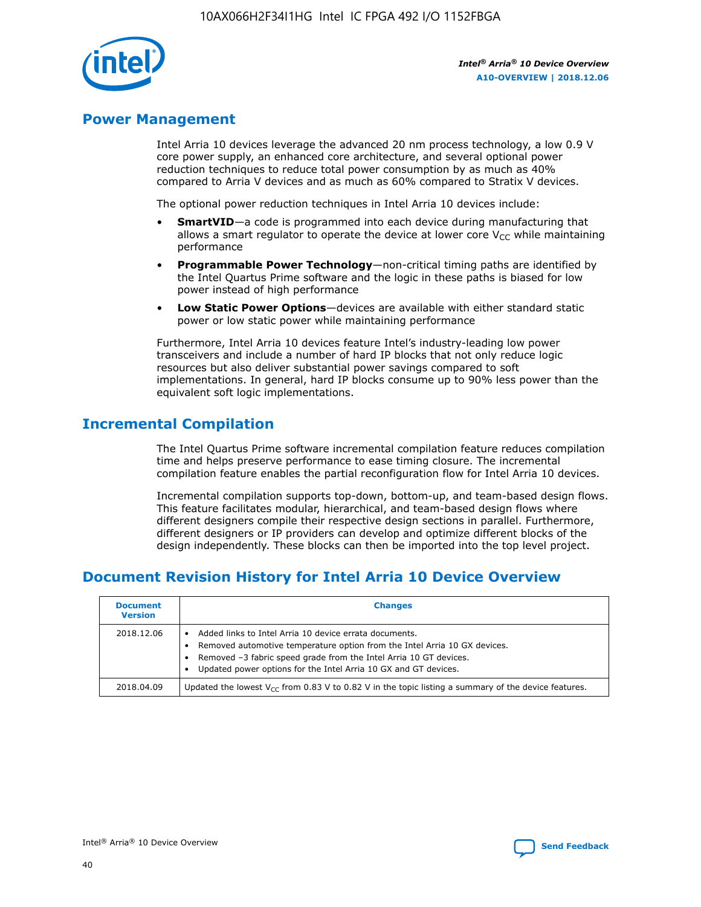## Power Management

Intel Arria 10 devices leverage the advanced 20 nm process technology, a low 0.9 V core power supply, an enhanced core architecture, and several optional power reduction techniques to reduce total power consumption by as much as 40% compared to Arria V devices and as much as 60% compared to Stratix V devices.

The optional power reduction techniques in Intel Arria 10 devices include:

- **SmartVID**—a code is programmed into each device during manufacturing that allows a smart regulator to operate the device at lower core $V_{CC}$ while maintaining performance
- **Programmable Power Technology**—non-critical timing paths are identified by the Intel Quartus Prime software and the logic in these paths is biased for low power instead of high performance
- **Low Static Power Options**—devices are available with either standard static power or low static power while maintaining performance

Furthermore, Intel Arria 10 devices feature Intel's industry-leading low power transceivers and include a number of hard IP blocks that not only reduce logic resources but also deliver substantial power savings compared to soft implementations. In general, hard IP blocks consume up to 90% less power than the equivalent soft logic implementations.

## Incremental Compilation

The Intel Quartus Prime software incremental compilation feature reduces compilation time and helps preserve performance to ease timing closure. The incremental compilation feature enables the partial reconfiguration flow for Intel Arria 10 devices.

Incremental compilation supports top-down, bottom-up, and team-based design flows. This feature facilitates modular, hierarchical, and team-based design flows where different designers compile their respective design sections in parallel. Furthermore, different designers or IP providers can develop and optimize different blocks of the design independently. These blocks can then be imported into the top level project.

## Document Revision History for Intel Arria 10 Device Overview

| Document Version | Changes |
| --- | --- |
| 2018.12.06 | • Added links to Intel Arria 10 device errata documents.<br>• Removed automotive temperature option from the Intel Arria 10 GX devices.<br>• Removed –3 fabric speed grade from the Intel Arria 10 GT devices.<br>• Updated power options for the Intel Arria 10 GX and GT devices. |
| 2018.04.09 | Updated the lowest $V_{CC}$ from 0.83 V to 0.82 V in the topic listing a summary of the device features. |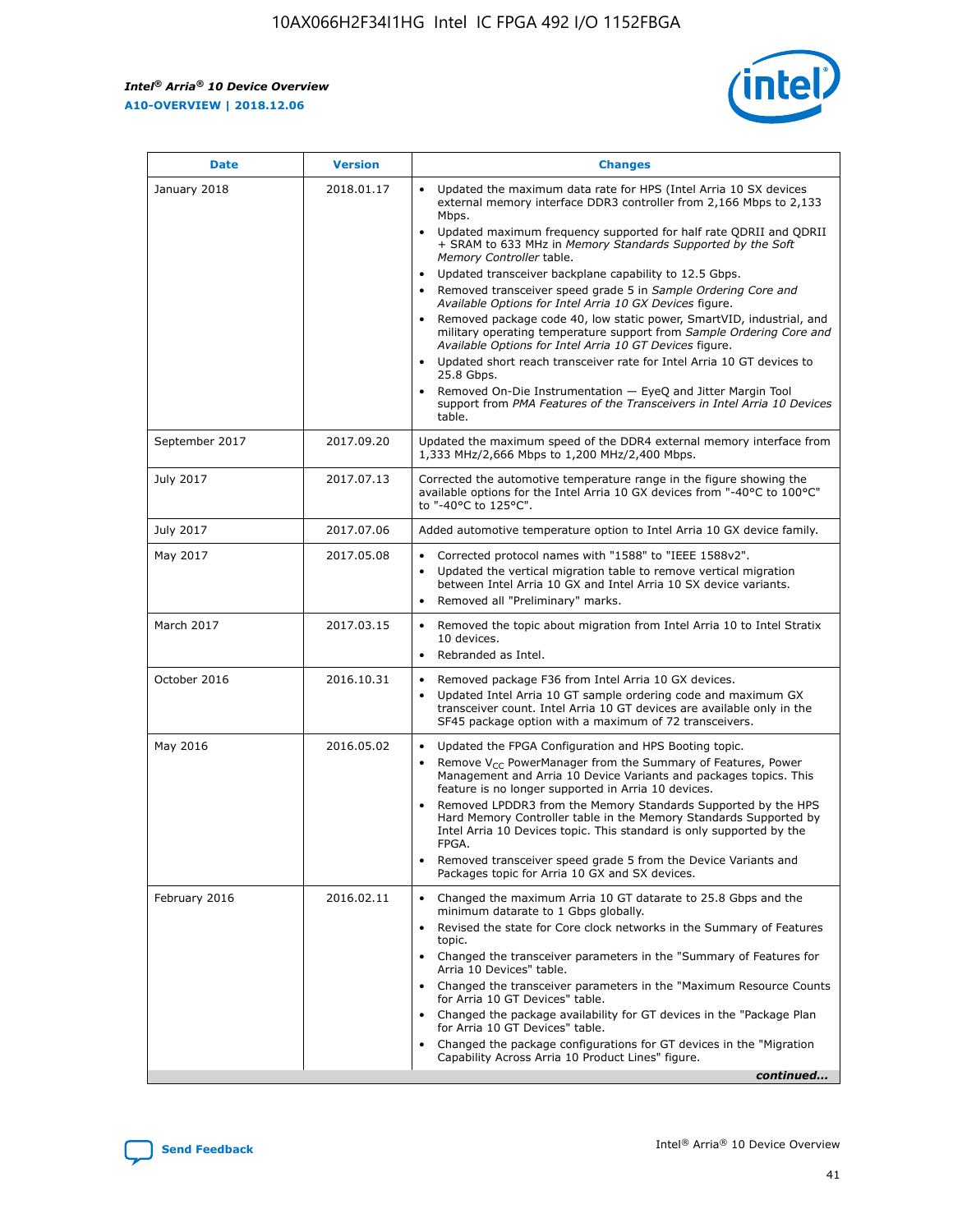| Date | Version | Changes |
| --- | --- | --- |
| January 2018 | 2018.01.17 | • Updated the maximum data rate for HPS (Intel Arria 10 SX devices external memory interface DDR3 controller from 2,166 Mbps to 2,133 Mbps.<br>• Updated maximum frequency supported for half rate QDRII and QDRII + SRAM to 633 MHz in *Memory Standards Supported by the Soft Memory Controller* table.<br>• Updated transceiver backplane capability to 12.5 Gbps.<br>• Removed transceiver speed grade 5 in *Sample Ordering Core and Available Options for Intel Arria 10 GX Devices* figure.<br>• Removed package code 40, low static power, SmartVID, industrial, and military operating temperature support from *Sample Ordering Core and Available Options for Intel Arria 10 GT Devices* figure.<br>• Updated short reach transceiver rate for Intel Arria 10 GT devices to 25.8 Gbps.<br>• Removed On-Die Instrumentation — EyeQ and Jitter Margin Tool support from *PMA Features of the Transceivers in Intel Arria 10 Devices* table. |
| September 2017 | 2017.09.20 | Updated the maximum speed of the DDR4 external memory interface from 1,333 MHz/2,666 Mbps to 1,200 MHz/2,400 Mbps. |
| July 2017 | 2017.07.13 | Corrected the automotive temperature range in the figure showing the available options for the Intel Arria 10 GX devices from "-40°C to 100°C" to "-40°C to 125°C". |
| July 2017 | 2017.07.06 | Added automotive temperature option to Intel Arria 10 GX device family. |
| May 2017 | 2017.05.08 | • Corrected protocol names with "1588" to "IEEE 1588v2".<br>• Updated the vertical migration table to remove vertical migration between Intel Arria 10 GX and Intel Arria 10 SX device variants.<br>• Removed all "Preliminary" marks. |
| March 2017 | 2017.03.15 | • Removed the topic about migration from Intel Arria 10 to Intel Stratix 10 devices.<br>• Rebranded as Intel. |
| October 2016 | 2016.10.31 | • Removed package F36 from Intel Arria 10 GX devices.<br>• Updated Intel Arria 10 GT sample ordering code and maximum GX transceiver count. Intel Arria 10 GT devices are available only in the SF45 package option with a maximum of 72 transceivers. |
| May 2016 | 2016.05.02 | • Updated the FPGA Configuration and HPS Booting topic.<br>• Remove $V_{CC}$ PowerManager from the Summary of Features, Power Management and Arria 10 Device Variants and packages topics. This feature is no longer supported in Arria 10 devices.<br>• Removed LPDDR3 from the Memory Standards Supported by the HPS Hard Memory Controller table in the Memory Standards Supported by Intel Arria 10 Devices topic. This standard is only supported by the FPGA.<br>• Removed transceiver speed grade 5 from the Device Variants and Packages topic for Arria 10 GX and SX devices. |
| February 2016 | 2016.02.11 | • Changed the maximum Arria 10 GT datarate to 25.8 Gbps and the minimum datarate to 1 Gbps globally.<br>• Revised the state for Core clock networks in the Summary of Features topic.<br>• Changed the transceiver parameters in the "Summary of Features for Arria 10 Devices" table.<br>• Changed the transceiver parameters in the "Maximum Resource Counts for Arria 10 GT Devices" table.<br>• Changed the package availability for GT devices in the "Package Plan for Arria 10 GT Devices" table.<br>• Changed the package configurations for GT devices in the "Migration Capability Across Arria 10 Product Lines" figure. |

*continued...*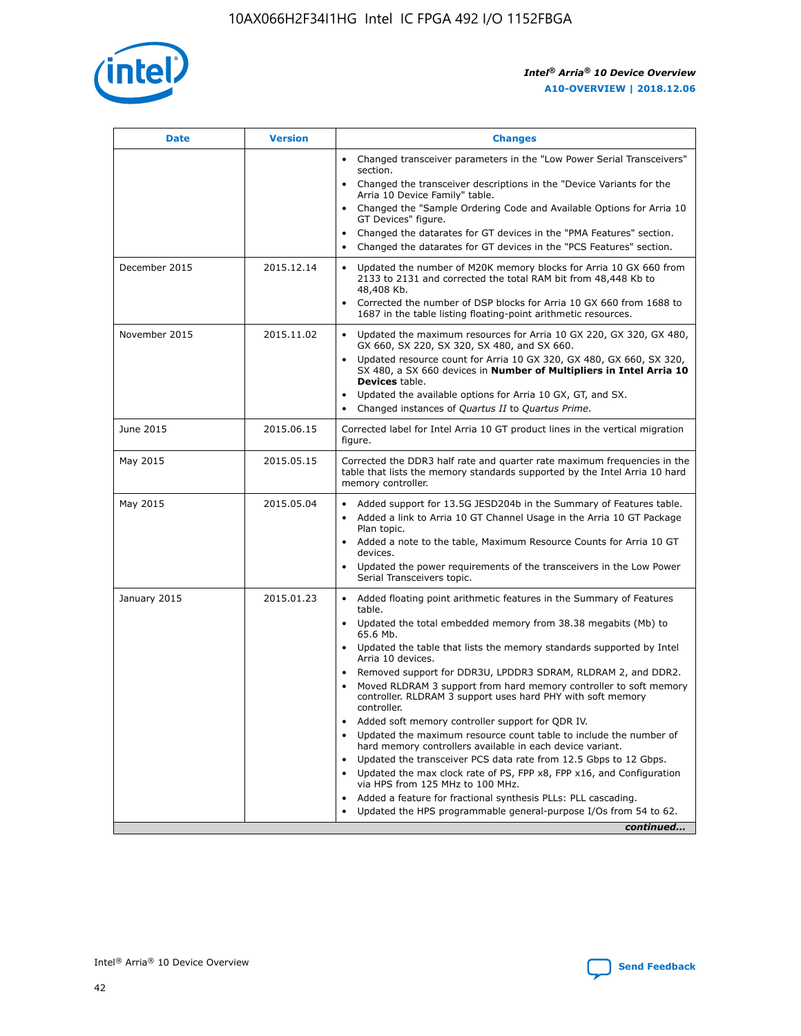| Date | Version | Changes |
| --- | --- | --- |
| | | • Changed transceiver parameters in the "Low Power Serial Transceivers" section.<br>• Changed the transceiver descriptions in the "Device Variants for the Arria 10 Device Family" table.<br>• Changed the "Sample Ordering Code and Available Options for Arria 10 GT Devices" figure.<br>• Changed the datarates for GT devices in the "PMA Features" section.<br>• Changed the datarates for GT devices in the "PCS Features" section. |
| December 2015 | 2015.12.14 | • Updated the number of M20K memory blocks for Arria 10 GX 660 from 2133 to 2131 and corrected the total RAM bit from 48,448 Kb to 48,408 Kb.<br>• Corrected the number of DSP blocks for Arria 10 GX 660 from 1688 to 1687 in the table listing floating-point arithmetic resources. |
| November 2015 | 2015.11.02 | • Updated the maximum resources for Arria 10 GX 220, GX 320, GX 480, GX 660, SX 220, SX 320, SX 480, and SX 660.<br>• Updated resource count for Arria 10 GX 320, GX 480, GX 660, SX 320, SX 480, a SX 660 devices in **Number of Multipliers in Intel Arria 10 Devices** table.<br>• Updated the available options for Arria 10 GX, GT, and SX.<br>• Changed instances of *Quartus II* to *Quartus Prime*. |
| June 2015 | 2015.06.15 | Corrected label for Intel Arria 10 GT product lines in the vertical migration figure. |
| May 2015 | 2015.05.15 | Corrected the DDR3 half rate and quarter rate maximum frequencies in the table that lists the memory standards supported by the Intel Arria 10 hard memory controller. |
| May 2015 | 2015.05.04 | • Added support for 13.5G JESD204b in the Summary of Features table.<br>• Added a link to Arria 10 GT Channel Usage in the Arria 10 GT Package Plan topic.<br>• Added a note to the table, Maximum Resource Counts for Arria 10 GT devices.<br>• Updated the power requirements of the transceivers in the Low Power Serial Transceivers topic. |
| January 2015 | 2015.01.23 | • Added floating point arithmetic features in the Summary of Features table.<br>• Updated the total embedded memory from 38.38 megabits (Mb) to 65.6 Mb.<br>• Updated the table that lists the memory standards supported by Intel Arria 10 devices.<br>• Removed support for DDR3U, LPDDR3 SDRAM, RLDRAM 2, and DDR2.<br>• Moved RLDRAM 3 support from hard memory controller to soft memory controller. RLDRAM 3 support uses hard PHY with soft memory controller.<br>• Added soft memory controller support for QDR IV.<br>• Updated the maximum resource count table to include the number of hard memory controllers available in each device variant.<br>• Updated the transceiver PCS data rate from 12.5 Gbps to 12 Gbps.<br>• Updated the max clock rate of PS, FPP x8, FPP x16, and Configuration via HPS from 125 MHz to 100 MHz.<br>• Added a feature for fractional synthesis PLLs: PLL cascading.<br>• Updated the HPS programmable general-purpose I/Os from 54 to 62. |

*continued...*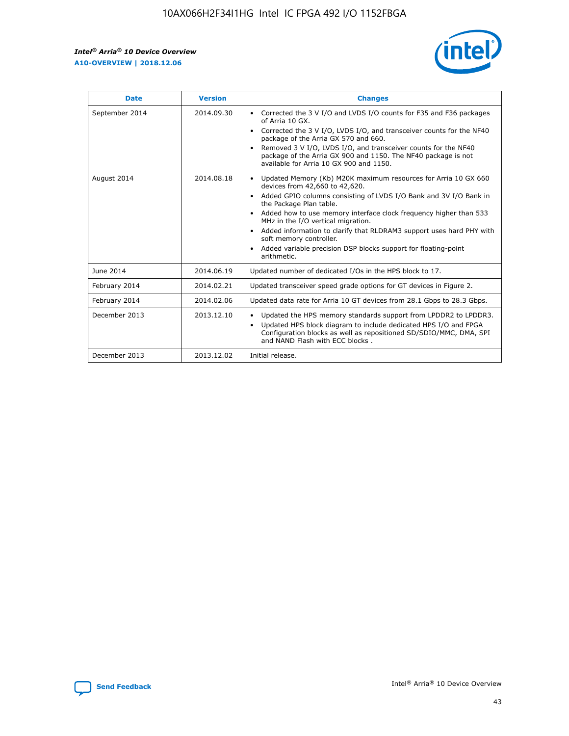| Date | Version | Changes |
| --- | --- | --- |
| September 2014 | 2014.09.30 | • Corrected the 3 V I/O and LVDS I/O counts for F35 and F36 packages of Arria 10 GX.<br>• Corrected the 3 V I/O, LVDS I/O, and transceiver counts for the NF40 package of the Arria GX 570 and 660.<br>• Removed 3 V I/O, LVDS I/O, and transceiver counts for the NF40 package of the Arria GX 900 and 1150. The NF40 package is not available for Arria 10 GX 900 and 1150. |
| August 2014 | 2014.08.18 | • Updated Memory (Kb) M20K maximum resources for Arria 10 GX 660 devices from 42,660 to 42,620.<br>• Added GPIO columns consisting of LVDS I/O Bank and 3V I/O Bank in the Package Plan table.<br>• Added how to use memory interface clock frequency higher than 533 MHz in the I/O vertical migration.<br>• Added information to clarify that RLDRAM3 support uses hard PHY with soft memory controller.<br>• Added variable precision DSP blocks support for floating-point arithmetic. |
| June 2014 | 2014.06.19 | Updated number of dedicated I/Os in the HPS block to 17. |
| February 2014 | 2014.02.21 | Updated transceiver speed grade options for GT devices in Figure 2. |
| February 2014 | 2014.02.06 | Updated data rate for Arria 10 GT devices from 28.1 Gbps to 28.3 Gbps. |
| December 2013 | 2013.12.10 | • Updated the HPS memory standards support from LPDDR2 to LPDDR3.<br>• Updated HPS block diagram to include dedicated HPS I/O and FPGA Configuration blocks as well as repositioned SD/SDIO/MMC, DMA, SPI and NAND Flash with ECC blocks . |
| December 2013 | 2013.12.02 | Initial release. |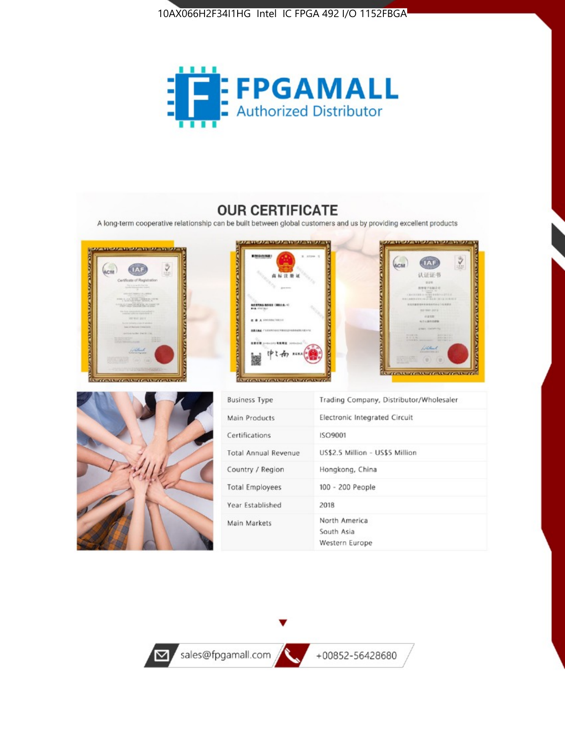# FPGAMALL

Authorized Distributor

## OUR CERTIFICATE

A long-term cooperative relationship can be built between global customers and us by providing excellent products

| | |
|---|---|
| Business Type | Trading Company, Distributor/Wholesaler |
| Main Products | Electronic Integrated Circuit |
| Certifications | ISO9001 |
| Total Annual Revenue | US$2.5 Million - US$5 Million |
| Country / Region | Hongkong, China |
| Total Employees | 100 - 200 People |
| Year Established | 2018 |
| Main Markets | North America<br>South Asia<br>Western Europe |

sales@fpgamall.com

+00852-56428680